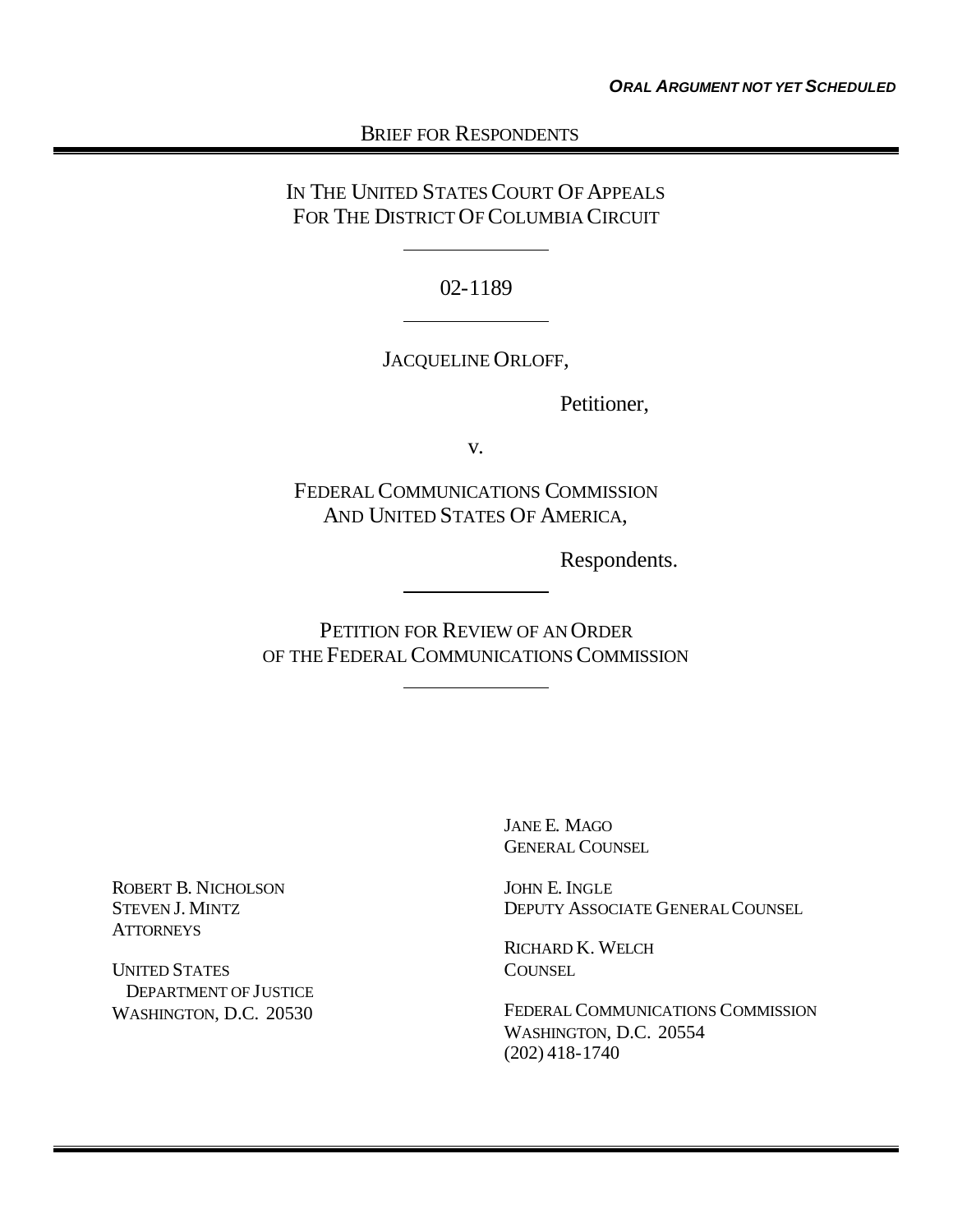***ORAL ARGUMENT NOT YET SCHEDULED***

BRIEF FOR RESPONDENTS

---

IN THE UNITED STATES COURT OF APPEALS
FOR THE DISTRICT OF COLUMBIA CIRCUIT

02-1189

JACQUELINE ORLOFF,

Petitioner,

v.

FEDERAL COMMUNICATIONS COMMISSION
AND UNITED STATES OF AMERICA,

Respondents.

PETITION FOR REVIEW OF AN ORDER
OF THE FEDERAL COMMUNICATIONS COMMISSION

ROBERT B. NICHOLSON
STEVEN J. MINTZ
ATTORNEYS

UNITED STATES
DEPARTMENT OF JUSTICE
WASHINGTON, D.C. 20530

JANE E. MAGO
GENERAL COUNSEL

JOHN E. INGLE
DEPUTY ASSOCIATE GENERAL COUNSEL

RICHARD K. WELCH
COUNSEL

FEDERAL COMMUNICATIONS COMMISSION
WASHINGTON, D.C. 20554
(202) 418-1740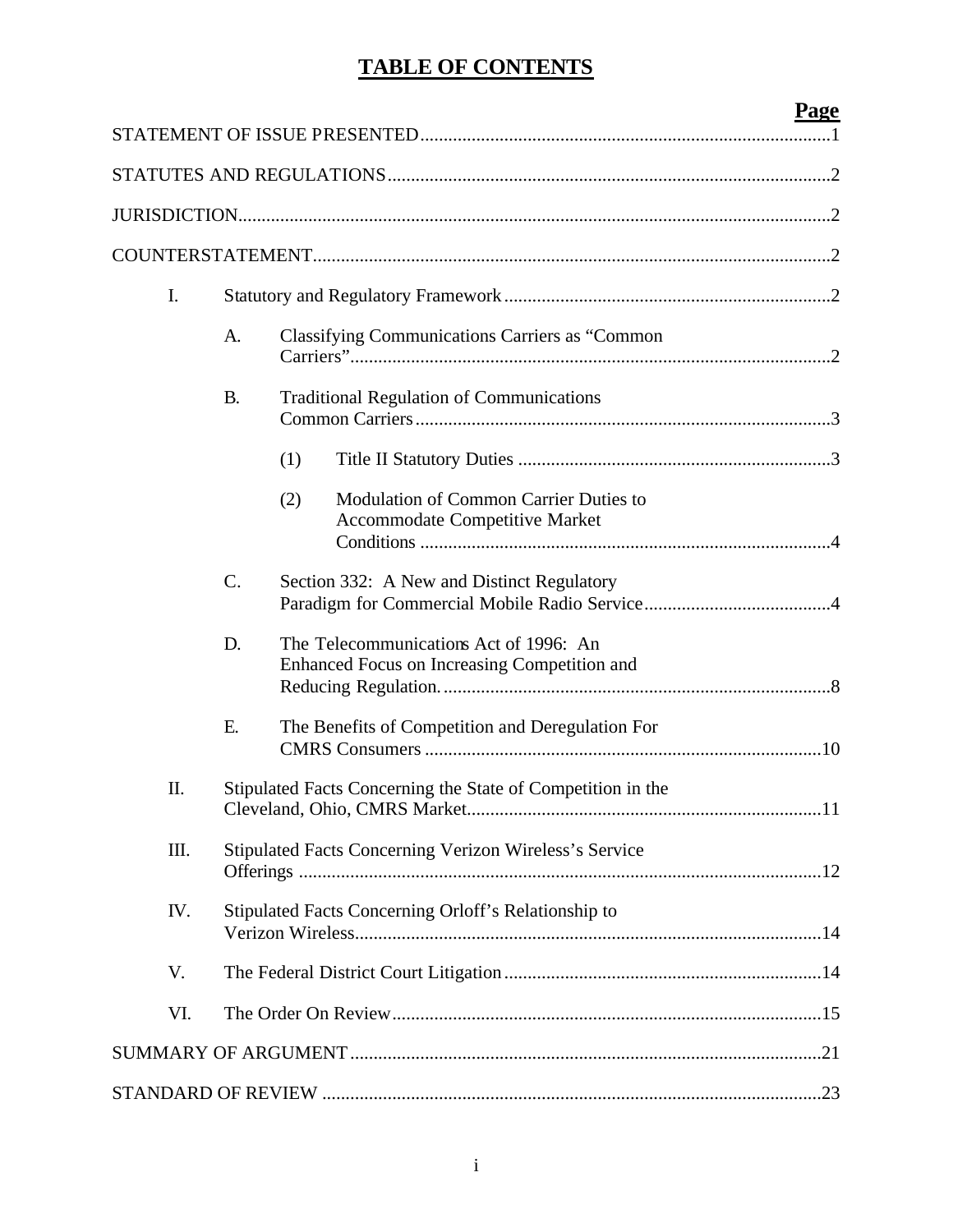# TABLE OF CONTENTS

| | Page |
|---|---|
| STATEMENT OF ISSUE PRESENTED | 1 |
| STATUTES AND REGULATIONS | 2 |
| JURISDICTION | 2 |
| COUNTERSTATEMENT | 2 |
| I. Statutory and Regulatory Framework | 2 |
| A. Classifying Communications Carriers as "Common Carriers" | 2 |
| B. Traditional Regulation of Communications Common Carriers | 3 |
| (1) Title II Statutory Duties | 3 |
| (2) Modulation of Common Carrier Duties to Accommodate Competitive Market Conditions | 4 |
| C. Section 332: A New and Distinct Regulatory Paradigm for Commercial Mobile Radio Service | 4 |
| D. The Telecommunications Act of 1996: An Enhanced Focus on Increasing Competition and Reducing Regulation. | 8 |
| E. The Benefits of Competition and Deregulation For CMRS Consumers | 10 |
| II. Stipulated Facts Concerning the State of Competition in the Cleveland, Ohio, CMRS Market | 11 |
| III. Stipulated Facts Concerning Verizon Wireless's Service Offerings | 12 |
| IV. Stipulated Facts Concerning Orloff's Relationship to Verizon Wireless | 14 |
| V. The Federal District Court Litigation | 14 |
| VI. The Order On Review | 15 |
| SUMMARY OF ARGUMENT | 21 |
| STANDARD OF REVIEW | 23 |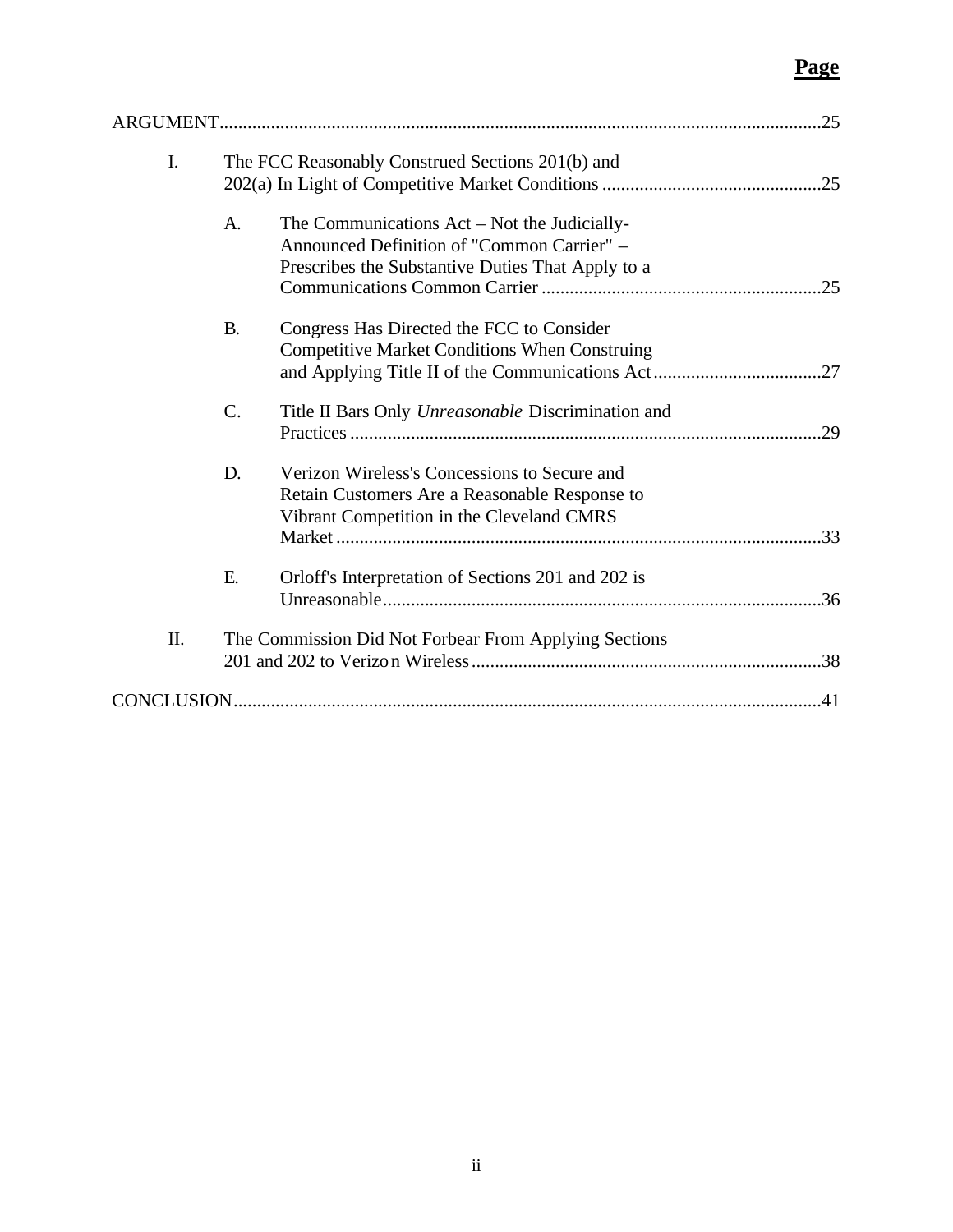**Page**

ARGUMENT................................................................................................................................25

I. The FCC Reasonably Construed Sections 201(b) and 202(a) In Light of Competitive Market Conditions ..............................................25

A. The Communications Act – Not the Judicially-Announced Definition of "Common Carrier" – Prescribes the Substantive Duties That Apply to a Communications Common Carrier ...........................................................25

B. Congress Has Directed the FCC to Consider Competitive Market Conditions When Construing and Applying Title II of the Communications Act....................................27

C. Title II Bars Only *Unreasonable* Discrimination and Practices .....................................................................................................29

D. Verizon Wireless's Concessions to Secure and Retain Customers Are a Reasonable Response to Vibrant Competition in the Cleveland CMRS Market .......................................................................................................33

E. Orloff's Interpretation of Sections 201 and 202 is Unreasonable.............................................................................................36

II. The Commission Did Not Forbear From Applying Sections 201 and 202 to Verizon Wireless..........................................................................38

CONCLUSION.............................................................................................................................41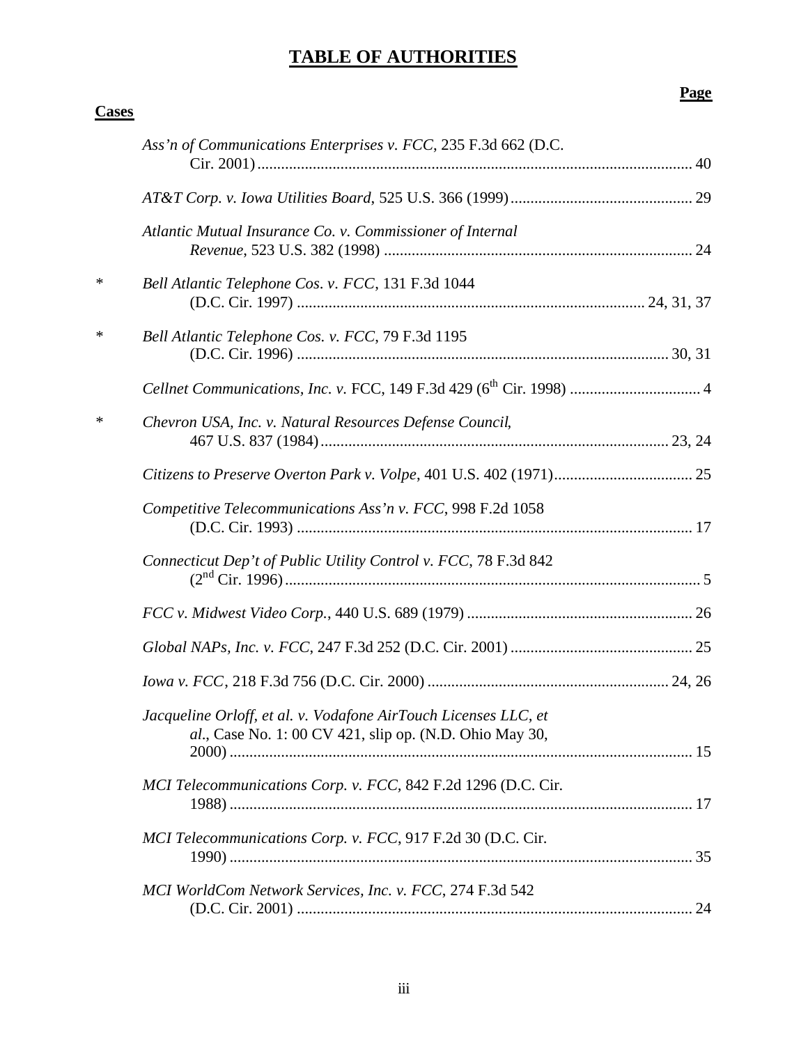# TABLE OF AUTHORITIES

**Cases** **Page**

*Ass'n of Communications Enterprises v. FCC*, 235 F.3d 662 (D.C. Cir. 2001) ............ 40

*AT&T Corp. v. Iowa Utilities Board*, 525 U.S. 366 (1999) ............ 29

*Atlantic Mutual Insurance Co. v. Commissioner of Internal Revenue*, 523 U.S. 382 (1998) ............ 24

\* *Bell Atlantic Telephone Cos. v. FCC*, 131 F.3d 1044 (D.C. Cir. 1997) ............ 24, 31, 37

\* *Bell Atlantic Telephone Cos. v. FCC*, 79 F.3d 1195 (D.C. Cir. 1996) ............ 30, 31

*Cellnet Communications, Inc. v.* FCC, 149 F.3d 429 (6th Cir. 1998) ............ 4

\* *Chevron USA, Inc. v. Natural Resources Defense Council*, 467 U.S. 837 (1984) ............ 23, 24

*Citizens to Preserve Overton Park v. Volpe*, 401 U.S. 402 (1971) ............ 25

*Competitive Telecommunications Ass'n v. FCC*, 998 F.2d 1058 (D.C. Cir. 1993) ............ 17

*Connecticut Dep't of Public Utility Control v. FCC*, 78 F.3d 842 (2nd Cir. 1996) ............ 5

*FCC v. Midwest Video Corp.*, 440 U.S. 689 (1979) ............ 26

*Global NAPs, Inc. v. FCC*, 247 F.3d 252 (D.C. Cir. 2001) ............ 25

*Iowa v. FCC*, 218 F.3d 756 (D.C. Cir. 2000) ............ 24, 26

*Jacqueline Orloff, et al. v. Vodafone AirTouch Licenses LLC, et al.*, Case No. 1: 00 CV 421, slip op. (N.D. Ohio May 30, 2000) ............ 15

*MCI Telecommunications Corp. v. FCC*, 842 F.2d 1296 (D.C. Cir. 1988) ............ 17

*MCI Telecommunications Corp. v. FCC*, 917 F.2d 30 (D.C. Cir. 1990) ............ 35

*MCI WorldCom Network Services, Inc. v. FCC*, 274 F.3d 542 (D.C. Cir. 2001) ............ 24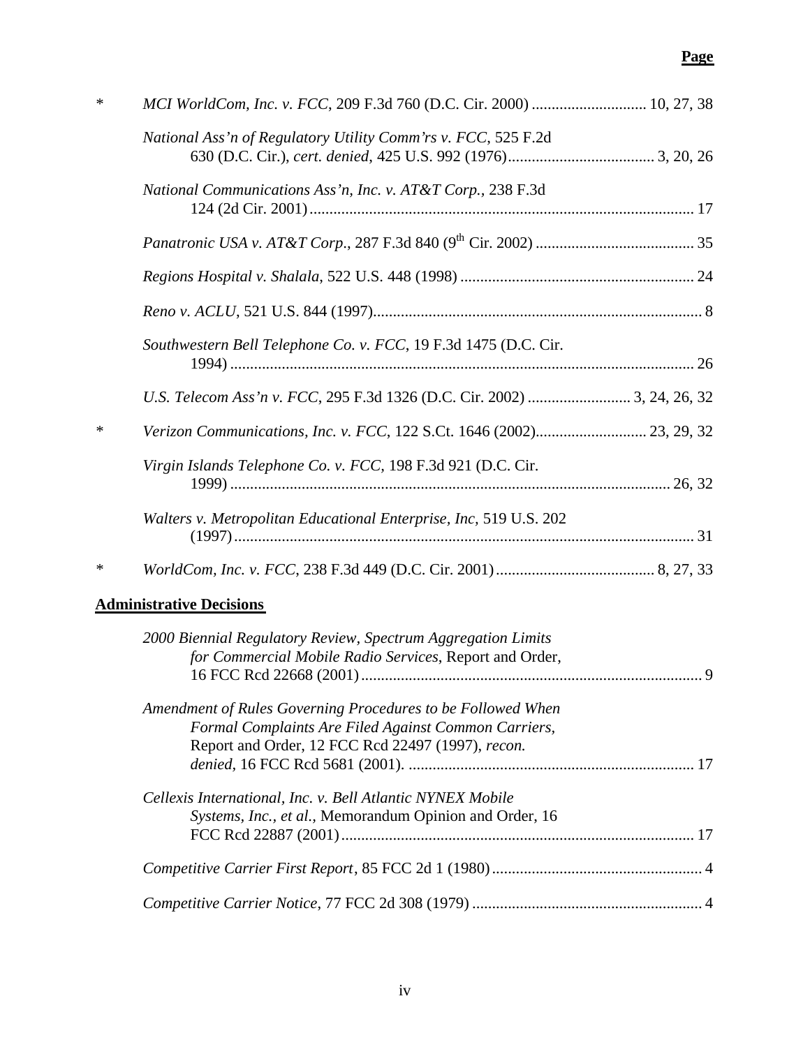**Page**

\* *MCI WorldCom, Inc. v. FCC*, 209 F.3d 760 (D.C. Cir. 2000) ............................ 10, 27, 38

*National Ass'n of Regulatory Utility Comm'rs v. FCC*, 525 F.2d 630 (D.C. Cir.), *cert. denied*, 425 U.S. 992 (1976).................................... 3, 20, 26

*National Communications Ass'n, Inc. v. AT&T Corp.*, 238 F.3d 124 (2d Cir. 2001)................................................................................................ 17

*Panatronic USA v. AT&T Corp.*, 287 F.3d 840 (9th Cir. 2002) ........................................ 35

*Regions Hospital v. Shalala*, 522 U.S. 448 (1998) .......................................................... 24

*Reno v. ACLU*, 521 U.S. 844 (1997).................................................................................. 8

*Southwestern Bell Telephone Co. v. FCC*, 19 F.3d 1475 (D.C. Cir. 1994) .................................................................................................................. 26

*U.S. Telecom Ass'n v. FCC*, 295 F.3d 1326 (D.C. Cir. 2002) .......................... 3, 24, 26, 32

\* *Verizon Communications, Inc. v. FCC*, 122 S.Ct. 1646 (2002)........................... 23, 29, 32

*Virgin Islands Telephone Co. v. FCC*, 198 F.3d 921 (D.C. Cir. 1999) ............................................................................................................. 26, 32

*Walters v. Metropolitan Educational Enterprise, Inc*, 519 U.S. 202 (1997)................................................................................................................. 31

\* *WorldCom, Inc. v. FCC*, 238 F.3d 449 (D.C. Cir. 2001)........................................ 8, 27, 33

**Administrative Decisions**

*2000 Biennial Regulatory Review, Spectrum Aggregation Limits for Commercial Mobile Radio Services*, Report and Order, 16 FCC Rcd 22668 (2001)..................................................................................... 9

*Amendment of Rules Governing Procedures to be Followed When Formal Complaints Are Filed Against Common Carriers*, Report and Order, 12 FCC Rcd 22497 (1997), *recon. denied*, 16 FCC Rcd 5681 (2001). ........................................................................ 17

*Cellexis International, Inc. v. Bell Atlantic NYNEX Mobile Systems, Inc., et al.*, Memorandum Opinion and Order, 16 FCC Rcd 22887 (2001)........................................................................................ 17

*Competitive Carrier First Report*, 85 FCC 2d 1 (1980)..................................................... 4

*Competitive Carrier Notice*, 77 FCC 2d 308 (1979) .......................................................... 4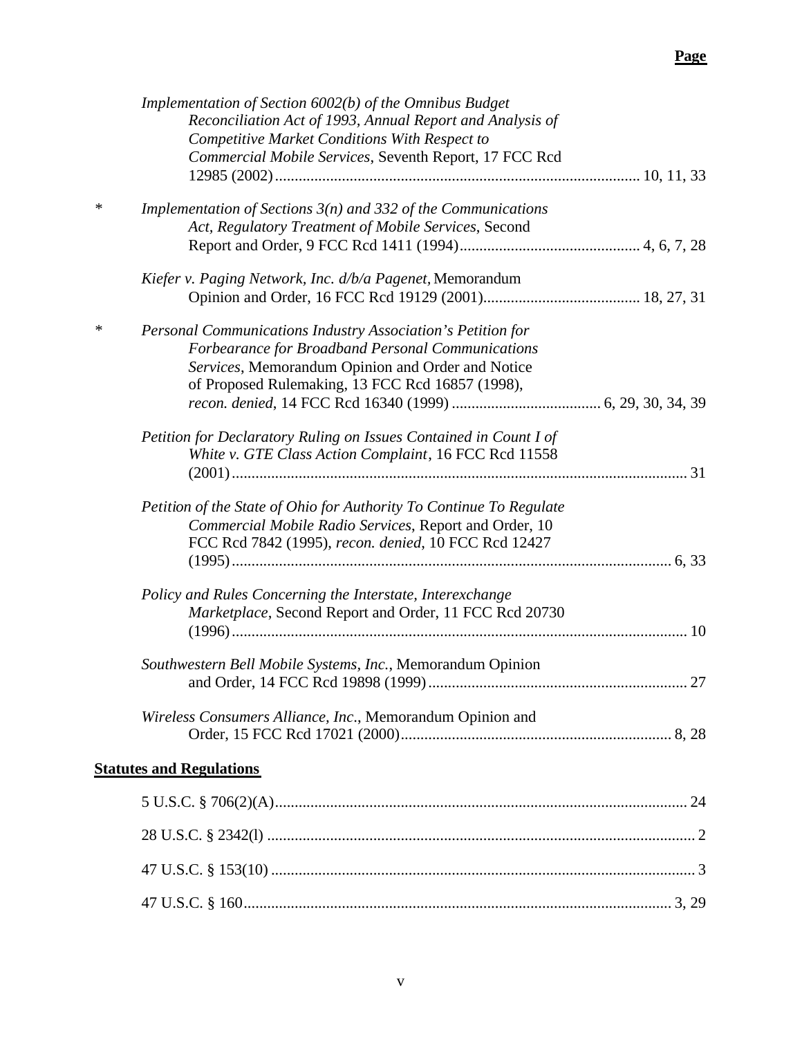**Page**

*Implementation of Section 6002(b) of the Omnibus Budget Reconciliation Act of 1993, Annual Report and Analysis of Competitive Market Conditions With Respect to Commercial Mobile Services*, Seventh Report, 17 FCC Rcd 12985 (2002) ........ 10, 11, 33

\* *Implementation of Sections 3(n) and 332 of the Communications Act, Regulatory Treatment of Mobile Services*, Second Report and Order, 9 FCC Rcd 1411 (1994) ........ 4, 6, 7, 28

*Kiefer v. Paging Network, Inc. d/b/a Pagenet*, Memorandum Opinion and Order, 16 FCC Rcd 19129 (2001) ........ 18, 27, 31

\* *Personal Communications Industry Association's Petition for Forbearance for Broadband Personal Communications Services*, Memorandum Opinion and Order and Notice of Proposed Rulemaking, 13 FCC Rcd 16857 (1998), *recon. denied*, 14 FCC Rcd 16340 (1999) ........ 6, 29, 30, 34, 39

*Petition for Declaratory Ruling on Issues Contained in Count I of White v. GTE Class Action Complaint*, 16 FCC Rcd 11558 (2001) ........ 31

*Petition of the State of Ohio for Authority To Continue To Regulate Commercial Mobile Radio Services*, Report and Order, 10 FCC Rcd 7842 (1995), *recon. denied*, 10 FCC Rcd 12427 (1995) ........ 6, 33

*Policy and Rules Concerning the Interstate, Interexchange Marketplace*, Second Report and Order, 11 FCC Rcd 20730 (1996) ........ 10

*Southwestern Bell Mobile Systems, Inc.*, Memorandum Opinion and Order, 14 FCC Rcd 19898 (1999) ........ 27

*Wireless Consumers Alliance, Inc*., Memorandum Opinion and Order, 15 FCC Rcd 17021 (2000) ........ 8, 28

**Statutes and Regulations**

5 U.S.C. § 706(2)(A) ........ 24

28 U.S.C. § 2342(l) ........ 2

47 U.S.C. § 153(10) ........ 3

47 U.S.C. § 160 ........ 3, 29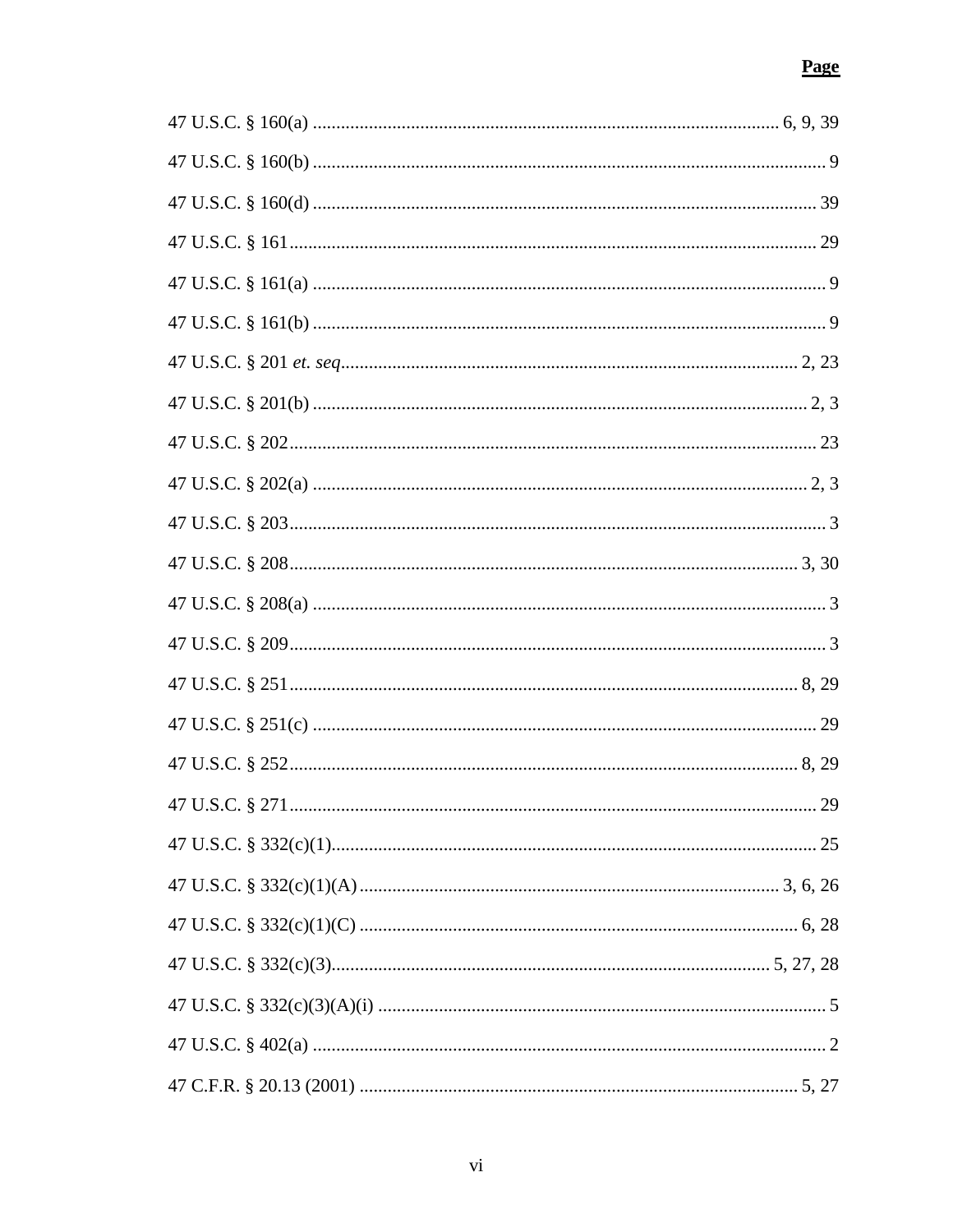**Page**

47 U.S.C. § 160(a) .................................................................................................. 6, 9, 39

47 U.S.C. § 160(b) ............................................................................................................ 9

47 U.S.C. § 160(d) .......................................................................................................... 39

47 U.S.C. § 161............................................................................................................... 29

47 U.S.C. § 161(a) ............................................................................................................ 9

47 U.S.C. § 161(b) ............................................................................................................ 9

47 U.S.C. § 201 *et. seq*................................................................................................. 2, 23

47 U.S.C. § 201(b) ........................................................................................................ 2, 3

47 U.S.C. § 202............................................................................................................... 23

47 U.S.C. § 202(a) ......................................................................................................... 2, 3

47 U.S.C. § 203................................................................................................................. 3

47 U.S.C. § 208............................................................................................................ 3, 30

47 U.S.C. § 208(a) ............................................................................................................ 3

47 U.S.C. § 209................................................................................................................. 3

47 U.S.C. § 251............................................................................................................ 8, 29

47 U.S.C. § 251(c) .......................................................................................................... 29

47 U.S.C. § 252............................................................................................................ 8, 29

47 U.S.C. § 271............................................................................................................... 29

47 U.S.C. § 332(c)(1)...................................................................................................... 25

47 U.S.C. § 332(c)(1)(A) ........................................................................................ 3, 6, 26

47 U.S.C. § 332(c)(1)(C) ............................................................................................ 6, 28

47 U.S.C. § 332(c)(3)........................................................................................... 5, 27, 28

47 U.S.C. § 332(c)(3)(A)(i) ............................................................................................... 5

47 U.S.C. § 402(a) ............................................................................................................ 2

47 C.F.R. § 20.13 (2001) ............................................................................................. 5, 27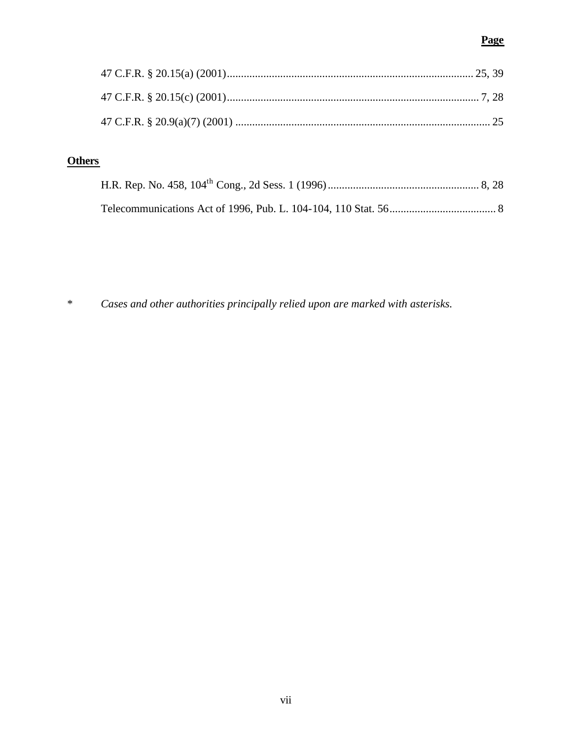**Page**

47 C.F.R. § 20.15(a) (2001)........................................................................................25, 39

47 C.F.R. § 20.15(c) (2001)..........................................................................................7, 28

47 C.F.R. § 20.9(a)(7) (2001) ..........................................................................................25

**Others**

H.R. Rep. No. 458, 104th Cong., 2d Sess. 1 (1996).....................................................8, 28

Telecommunications Act of 1996, Pub. L. 104-104, 110 Stat. 56......................................8

\* *Cases and other authorities principally relied upon are marked with asterisks.*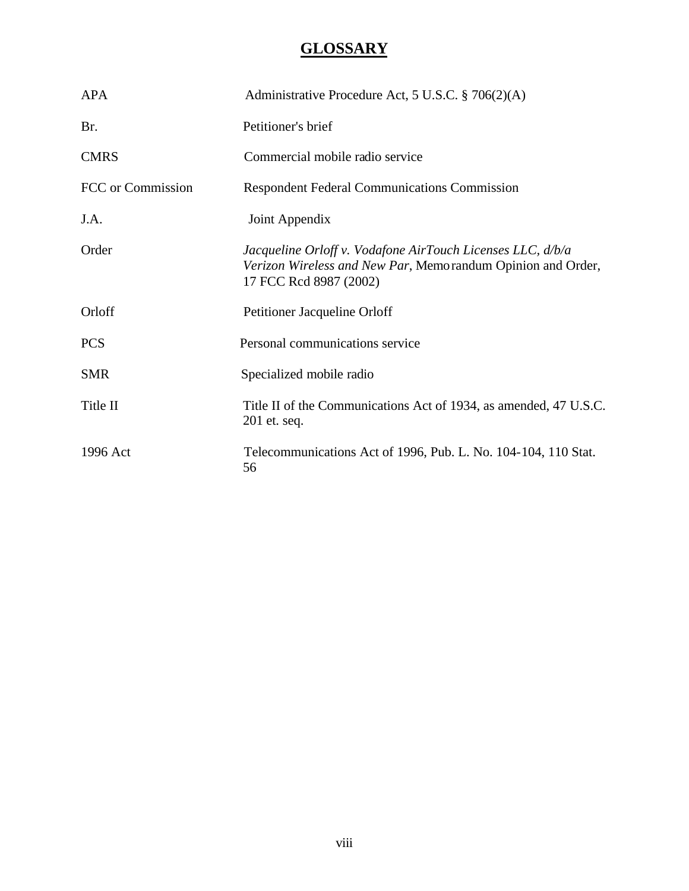# GLOSSARY

| | |
|---|---|
| APA | Administrative Procedure Act, 5 U.S.C. § 706(2)(A) |
| Br. | Petitioner's brief |
| CMRS | Commercial mobile radio service |
| FCC or Commission | Respondent Federal Communications Commission |
| J.A. | Joint Appendix |
| Order | *Jacqueline Orloff v. Vodafone AirTouch Licenses LLC, d/b/a Verizon Wireless and New Par*, Memorandum Opinion and Order, 17 FCC Rcd 8987 (2002) |
| Orloff | Petitioner Jacqueline Orloff |
| PCS | Personal communications service |
| SMR | Specialized mobile radio |
| Title II | Title II of the Communications Act of 1934, as amended, 47 U.S.C. 201 et. seq. |
| 1996 Act | Telecommunications Act of 1996, Pub. L. No. 104-104, 110 Stat. 56 |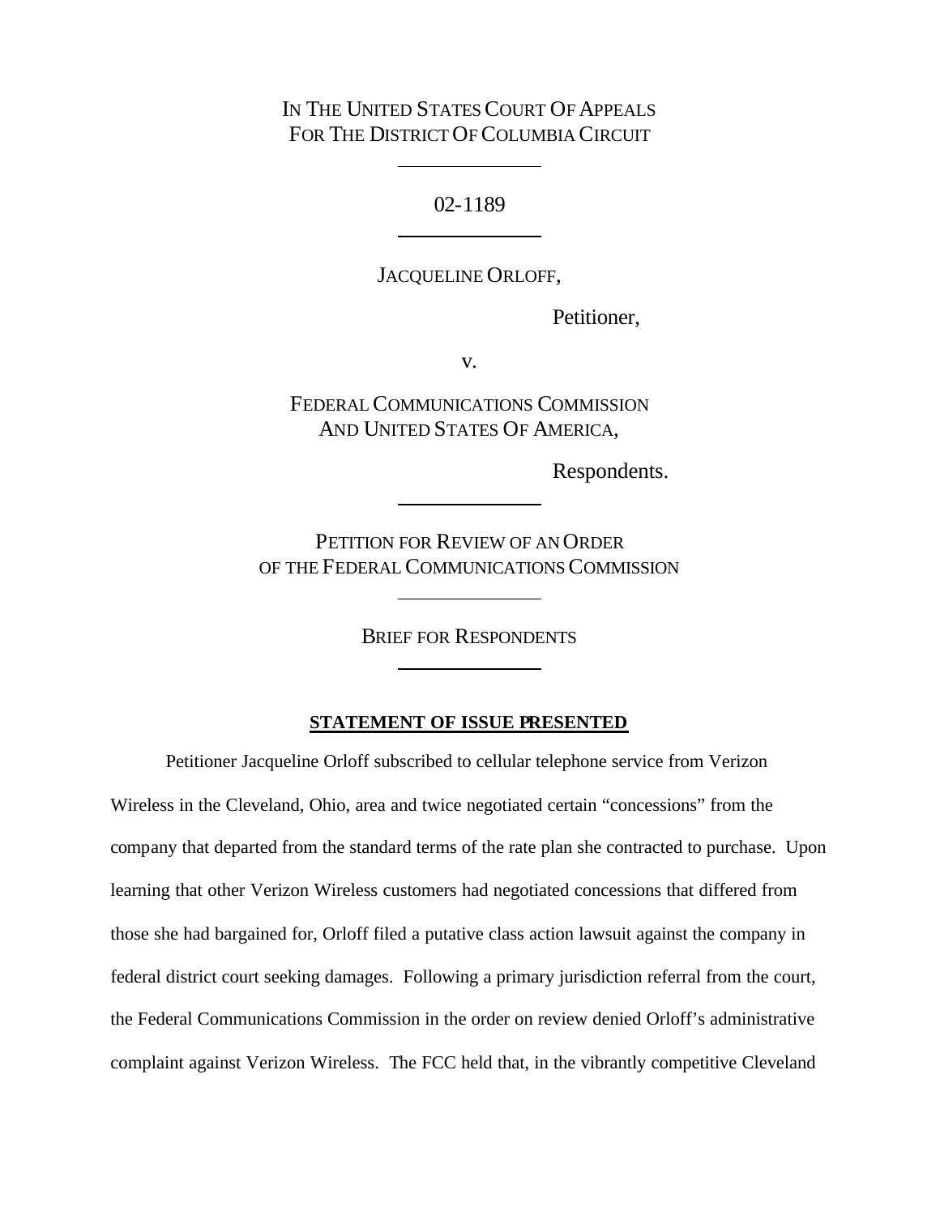IN THE UNITED STATES COURT OF APPEALS
FOR THE DISTRICT OF COLUMBIA CIRCUIT

02-1189

JACQUELINE ORLOFF,

Petitioner,

v.

FEDERAL COMMUNICATIONS COMMISSION
AND UNITED STATES OF AMERICA,

Respondents.

PETITION FOR REVIEW OF AN ORDER
OF THE FEDERAL COMMUNICATIONS COMMISSION

BRIEF FOR RESPONDENTS

## STATEMENT OF ISSUE PRESENTED

Petitioner Jacqueline Orloff subscribed to cellular telephone service from Verizon Wireless in the Cleveland, Ohio, area and twice negotiated certain "concessions" from the company that departed from the standard terms of the rate plan she contracted to purchase. Upon learning that other Verizon Wireless customers had negotiated concessions that differed from those she had bargained for, Orloff filed a putative class action lawsuit against the company in federal district court seeking damages. Following a primary jurisdiction referral from the court, the Federal Communications Commission in the order on review denied Orloff's administrative complaint against Verizon Wireless. The FCC held that, in the vibrantly competitive Cleveland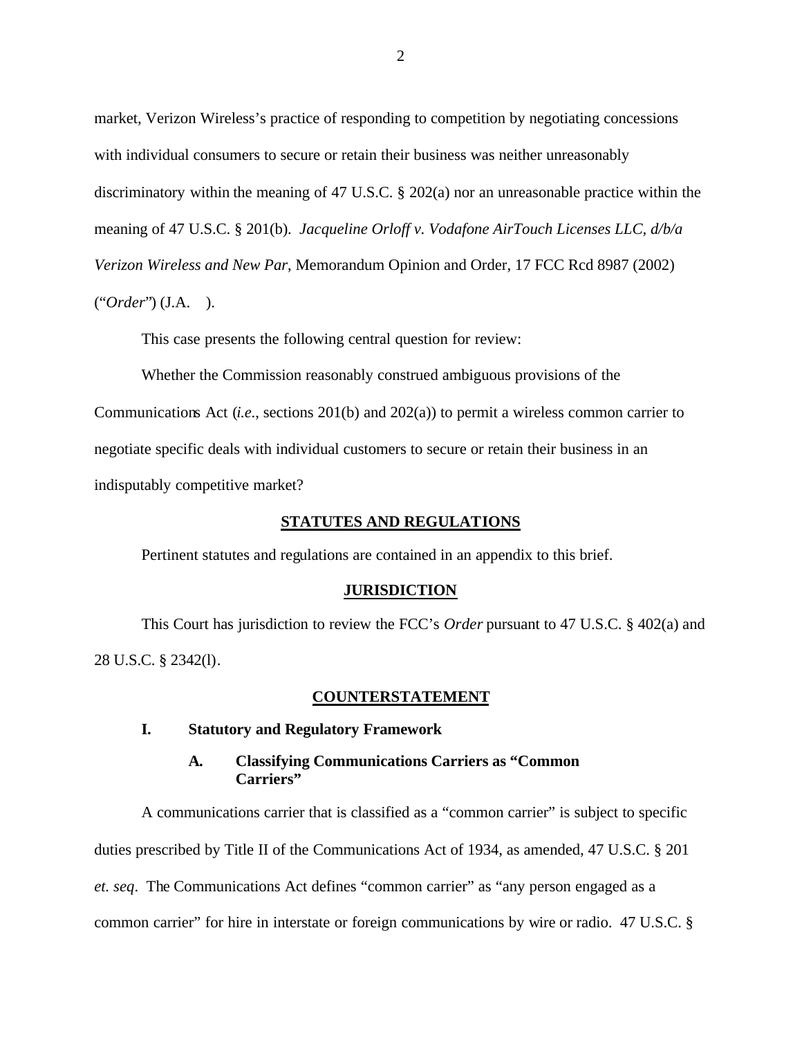market, Verizon Wireless's practice of responding to competition by negotiating concessions with individual consumers to secure or retain their business was neither unreasonably discriminatory within the meaning of 47 U.S.C. § 202(a) nor an unreasonable practice within the meaning of 47 U.S.C. § 201(b). *Jacqueline Orloff v. Vodafone AirTouch Licenses LLC, d/b/a Verizon Wireless and New Par*, Memorandum Opinion and Order, 17 FCC Rcd 8987 (2002) ("*Order*") (J.A. ).

This case presents the following central question for review:

Whether the Commission reasonably construed ambiguous provisions of the Communications Act (*i.e.*, sections 201(b) and 202(a)) to permit a wireless common carrier to negotiate specific deals with individual customers to secure or retain their business in an indisputably competitive market?

## STATUTES AND REGULATIONS

Pertinent statutes and regulations are contained in an appendix to this brief.

## JURISDICTION

This Court has jurisdiction to review the FCC's *Order* pursuant to 47 U.S.C. § 402(a) and 28 U.S.C. § 2342(l).

## COUNTERSTATEMENT

### I. Statutory and Regulatory Framework

#### A. Classifying Communications Carriers as "Common Carriers"

A communications carrier that is classified as a "common carrier" is subject to specific duties prescribed by Title II of the Communications Act of 1934, as amended, 47 U.S.C. § 201 *et. seq*. The Communications Act defines "common carrier" as "any person engaged as a common carrier" for hire in interstate or foreign communications by wire or radio. 47 U.S.C. §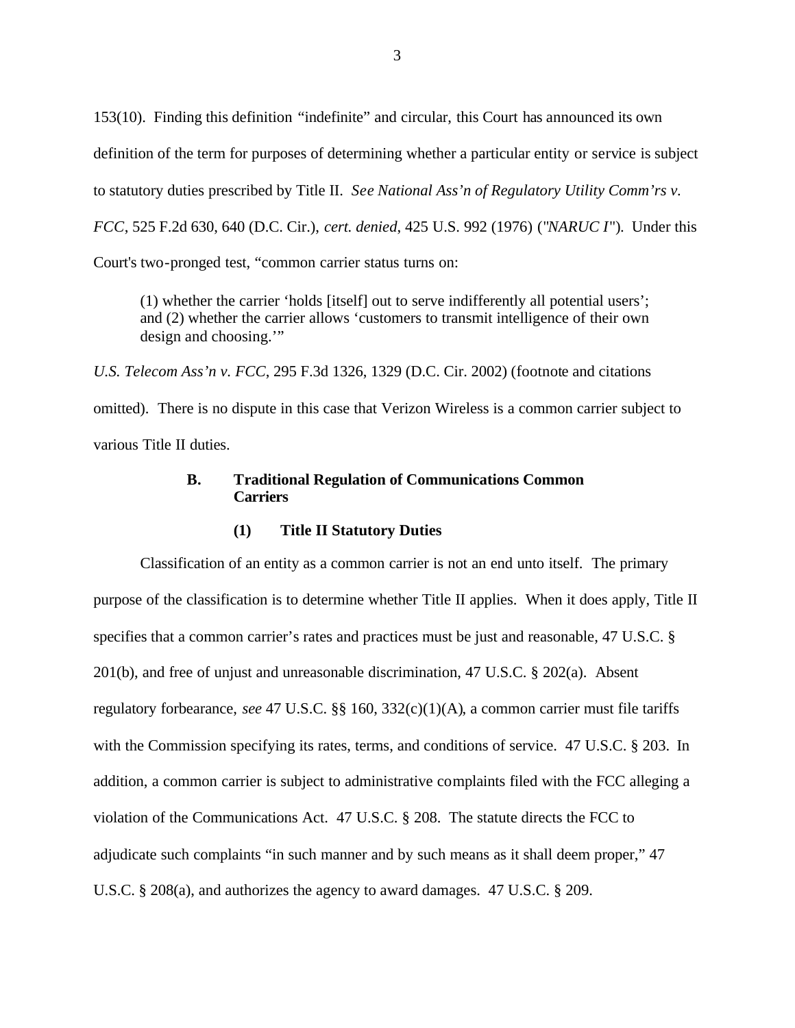153(10). Finding this definition "indefinite" and circular, this Court has announced its own definition of the term for purposes of determining whether a particular entity or service is subject to statutory duties prescribed by Title II. *See National Ass'n of Regulatory Utility Comm'rs v. FCC*, 525 F.2d 630, 640 (D.C. Cir.), *cert. denied*, 425 U.S. 992 (1976) ("*NARUC I*"). Under this Court's two-pronged test, "common carrier status turns on:

> (1) whether the carrier 'holds [itself] out to serve indifferently all potential users'; and (2) whether the carrier allows 'customers to transmit intelligence of their own design and choosing.'"

*U.S. Telecom Ass'n v. FCC*, 295 F.3d 1326, 1329 (D.C. Cir. 2002) (footnote and citations omitted). There is no dispute in this case that Verizon Wireless is a common carrier subject to various Title II duties.

### B. Traditional Regulation of Communications Common Carriers

#### (1) Title II Statutory Duties

Classification of an entity as a common carrier is not an end unto itself. The primary purpose of the classification is to determine whether Title II applies. When it does apply, Title II specifies that a common carrier's rates and practices must be just and reasonable, 47 U.S.C. § 201(b), and free of unjust and unreasonable discrimination, 47 U.S.C. § 202(a). Absent regulatory forbearance, *see* 47 U.S.C. §§ 160, 332(c)(1)(A), a common carrier must file tariffs with the Commission specifying its rates, terms, and conditions of service. 47 U.S.C. § 203. In addition, a common carrier is subject to administrative complaints filed with the FCC alleging a violation of the Communications Act. 47 U.S.C. § 208. The statute directs the FCC to adjudicate such complaints "in such manner and by such means as it shall deem proper," 47 U.S.C. § 208(a), and authorizes the agency to award damages. 47 U.S.C. § 209.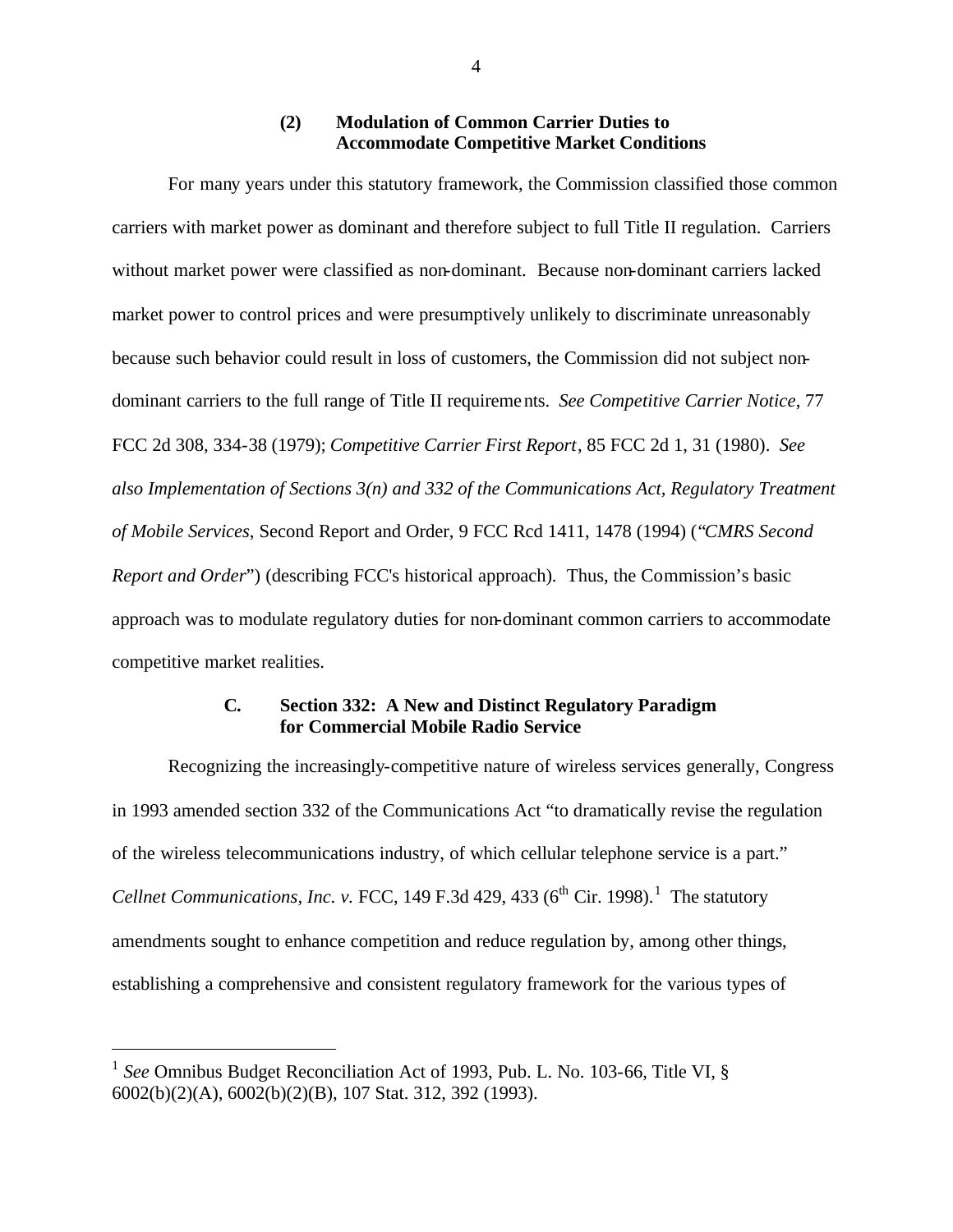#### (2) Modulation of Common Carrier Duties to Accommodate Competitive Market Conditions

For many years under this statutory framework, the Commission classified those common carriers with market power as dominant and therefore subject to full Title II regulation. Carriers without market power were classified as non-dominant. Because non-dominant carriers lacked market power to control prices and were presumptively unlikely to discriminate unreasonably because such behavior could result in loss of customers, the Commission did not subject non-dominant carriers to the full range of Title II requirements. *See Competitive Carrier Notice*, 77 FCC 2d 308, 334-38 (1979); *Competitive Carrier First Report*, 85 FCC 2d 1, 31 (1980). *See also Implementation of Sections 3(n) and 332 of the Communications Act, Regulatory Treatment of Mobile Services*, Second Report and Order, 9 FCC Rcd 1411, 1478 (1994) ("*CMRS Second Report and Order*") (describing FCC's historical approach). Thus, the Commission's basic approach was to modulate regulatory duties for non-dominant common carriers to accommodate competitive market realities.

### C. Section 332: A New and Distinct Regulatory Paradigm for Commercial Mobile Radio Service

Recognizing the increasingly-competitive nature of wireless services generally, Congress in 1993 amended section 332 of the Communications Act "to dramatically revise the regulation of the wireless telecommunications industry, of which cellular telephone service is a part." *Cellnet Communications, Inc. v.* FCC, 149 F.3d 429, 433 (6th Cir. 1998).[1] The statutory amendments sought to enhance competition and reduce regulation by, among other things, establishing a comprehensive and consistent regulatory framework for the various types of

---

[1] *See* Omnibus Budget Reconciliation Act of 1993, Pub. L. No. 103-66, Title VI, § 6002(b)(2)(A), 6002(b)(2)(B), 107 Stat. 312, 392 (1993).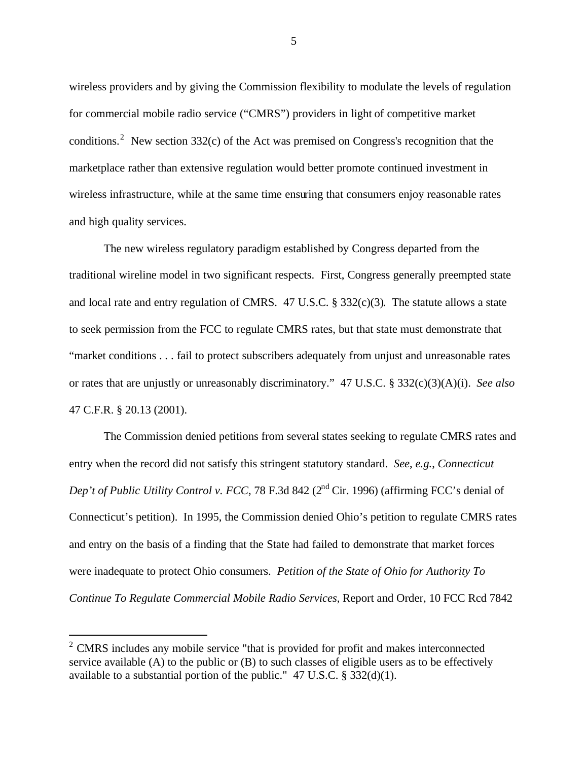wireless providers and by giving the Commission flexibility to modulate the levels of regulation for commercial mobile radio service ("CMRS") providers in light of competitive market conditions.[2] New section 332(c) of the Act was premised on Congress's recognition that the marketplace rather than extensive regulation would better promote continued investment in wireless infrastructure, while at the same time ensuring that consumers enjoy reasonable rates and high quality services.

The new wireless regulatory paradigm established by Congress departed from the traditional wireline model in two significant respects. First, Congress generally preempted state and local rate and entry regulation of CMRS. 47 U.S.C. § 332(c)(3). The statute allows a state to seek permission from the FCC to regulate CMRS rates, but that state must demonstrate that "market conditions . . . fail to protect subscribers adequately from unjust and unreasonable rates or rates that are unjustly or unreasonably discriminatory." 47 U.S.C. § 332(c)(3)(A)(i). *See also* 47 C.F.R. § 20.13 (2001).

The Commission denied petitions from several states seeking to regulate CMRS rates and entry when the record did not satisfy this stringent statutory standard. *See, e.g., Connecticut Dep't of Public Utility Control v. FCC*, 78 F.3d 842 (2nd Cir. 1996) (affirming FCC's denial of Connecticut's petition). In 1995, the Commission denied Ohio's petition to regulate CMRS rates and entry on the basis of a finding that the State had failed to demonstrate that market forces were inadequate to protect Ohio consumers. *Petition of the State of Ohio for Authority To Continue To Regulate Commercial Mobile Radio Services*, Report and Order, 10 FCC Rcd 7842

---

[2] CMRS includes any mobile service "that is provided for profit and makes interconnected service available (A) to the public or (B) to such classes of eligible users as to be effectively available to a substantial portion of the public." 47 U.S.C. § 332(d)(1).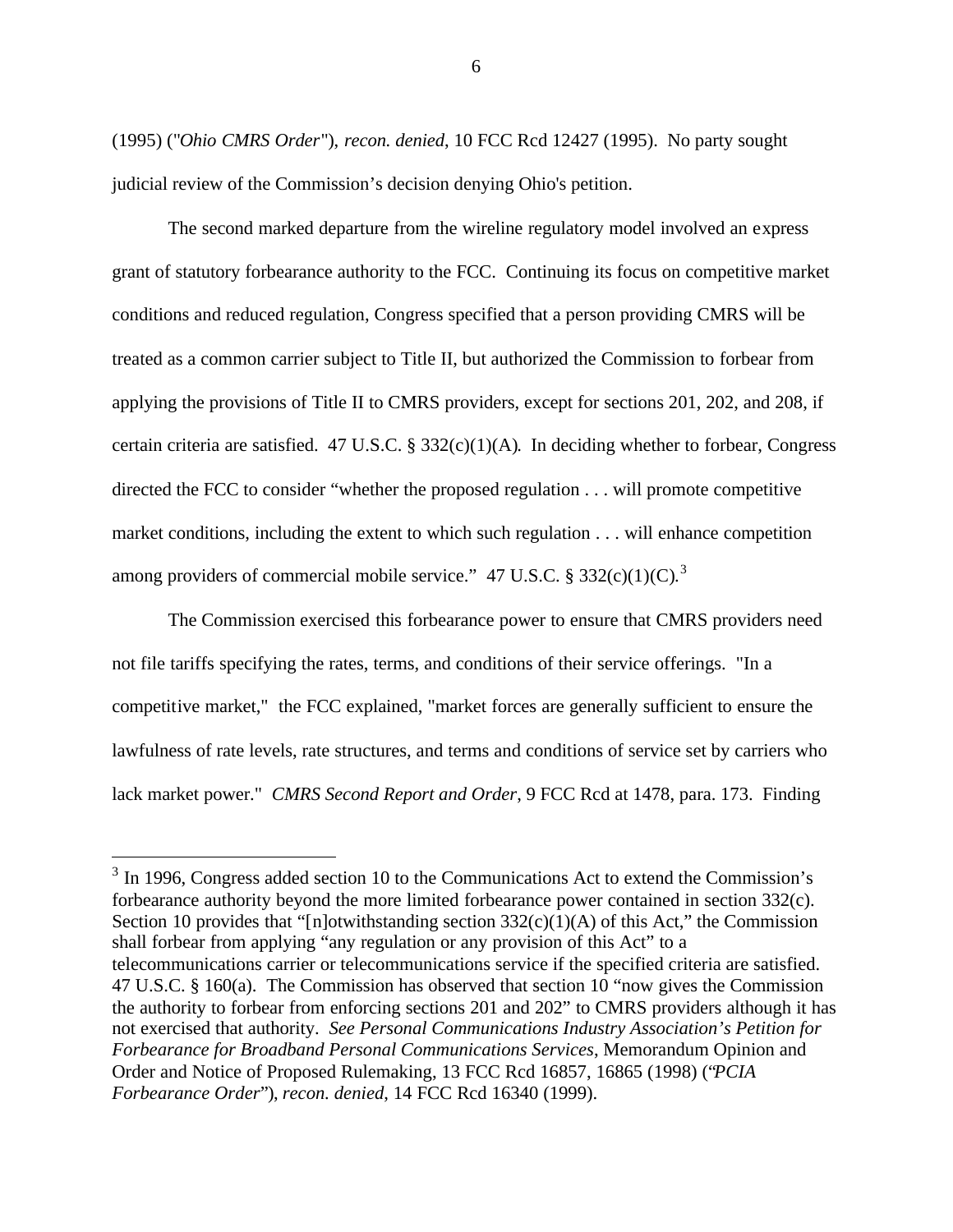(1995) ("*Ohio CMRS Order*"), *recon. denied*, 10 FCC Rcd 12427 (1995). No party sought judicial review of the Commission's decision denying Ohio's petition.

The second marked departure from the wireline regulatory model involved an express grant of statutory forbearance authority to the FCC. Continuing its focus on competitive market conditions and reduced regulation, Congress specified that a person providing CMRS will be treated as a common carrier subject to Title II, but authorized the Commission to forbear from applying the provisions of Title II to CMRS providers, except for sections 201, 202, and 208, if certain criteria are satisfied. 47 U.S.C. § 332(c)(1)(A). In deciding whether to forbear, Congress directed the FCC to consider "whether the proposed regulation . . . will promote competitive market conditions, including the extent to which such regulation . . . will enhance competition among providers of commercial mobile service." 47 U.S.C. § 332(c)(1)(C).[3]

The Commission exercised this forbearance power to ensure that CMRS providers need not file tariffs specifying the rates, terms, and conditions of their service offerings. "In a competitive market," the FCC explained, "market forces are generally sufficient to ensure the lawfulness of rate levels, rate structures, and terms and conditions of service set by carriers who lack market power." *CMRS Second Report and Order*, 9 FCC Rcd at 1478, para. 173. Finding

[3] In 1996, Congress added section 10 to the Communications Act to extend the Commission's forbearance authority beyond the more limited forbearance power contained in section 332(c). Section 10 provides that "[n]otwithstanding section 332(c)(1)(A) of this Act," the Commission shall forbear from applying "any regulation or any provision of this Act" to a telecommunications carrier or telecommunications service if the specified criteria are satisfied. 47 U.S.C. § 160(a). The Commission has observed that section 10 "now gives the Commission the authority to forbear from enforcing sections 201 and 202" to CMRS providers although it has not exercised that authority. *See Personal Communications Industry Association's Petition for Forbearance for Broadband Personal Communications Services*, Memorandum Opinion and Order and Notice of Proposed Rulemaking, 13 FCC Rcd 16857, 16865 (1998) ("*PCIA Forbearance Order*"), *recon. denied*, 14 FCC Rcd 16340 (1999).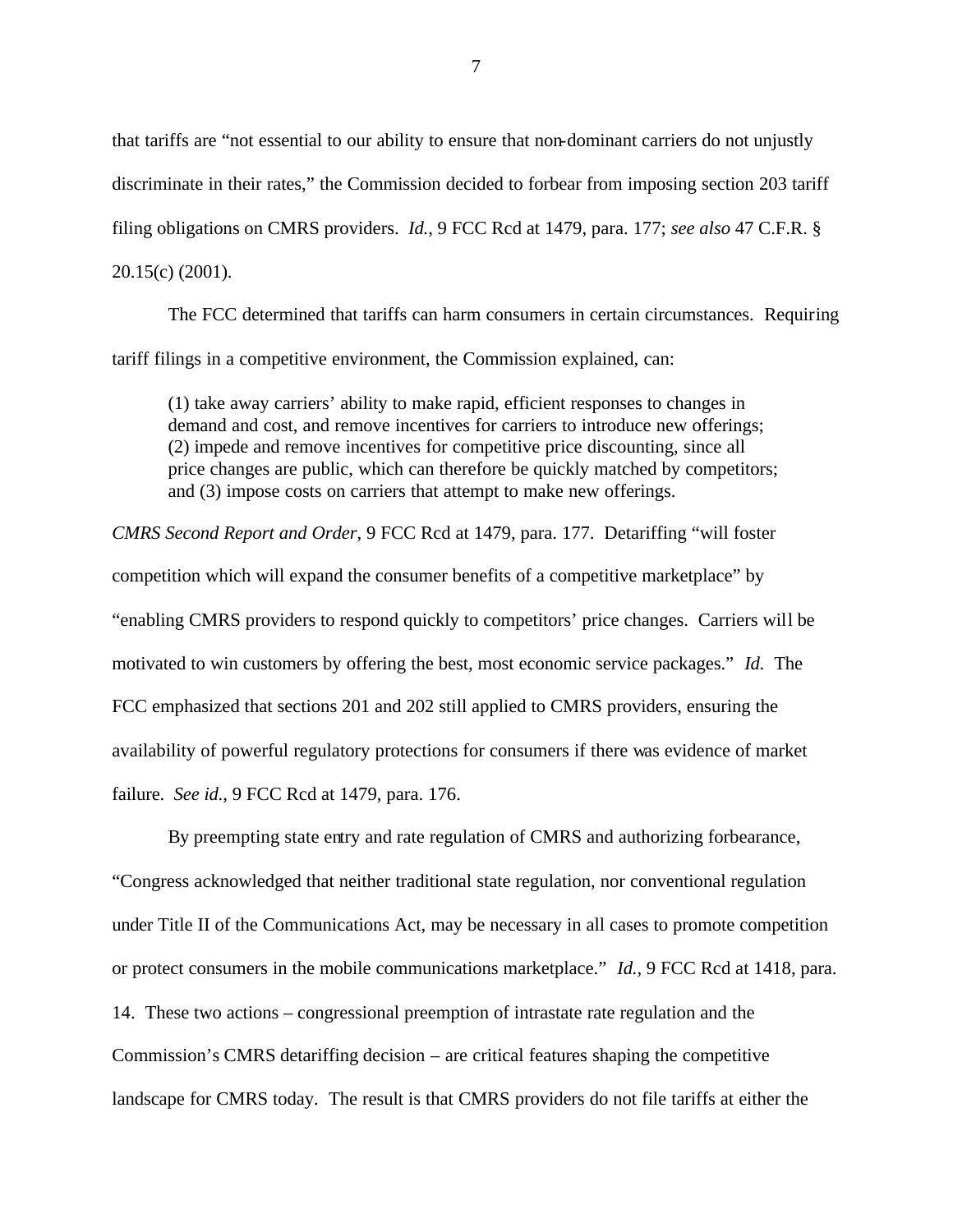that tariffs are "not essential to our ability to ensure that non-dominant carriers do not unjustly discriminate in their rates," the Commission decided to forbear from imposing section 203 tariff filing obligations on CMRS providers. *Id.*, 9 FCC Rcd at 1479, para. 177; *see also* 47 C.F.R. § 20.15(c) (2001).

The FCC determined that tariffs can harm consumers in certain circumstances. Requiring tariff filings in a competitive environment, the Commission explained, can:

> (1) take away carriers' ability to make rapid, efficient responses to changes in demand and cost, and remove incentives for carriers to introduce new offerings; (2) impede and remove incentives for competitive price discounting, since all price changes are public, which can therefore be quickly matched by competitors; and (3) impose costs on carriers that attempt to make new offerings.

*CMRS Second Report and Order*, 9 FCC Rcd at 1479, para. 177. Detariffing "will foster competition which will expand the consumer benefits of a competitive marketplace" by "enabling CMRS providers to respond quickly to competitors' price changes. Carriers will be motivated to win customers by offering the best, most economic service packages." *Id.* The FCC emphasized that sections 201 and 202 still applied to CMRS providers, ensuring the availability of powerful regulatory protections for consumers if there was evidence of market failure. *See id.*, 9 FCC Rcd at 1479, para. 176.

By preempting state entry and rate regulation of CMRS and authorizing forbearance, "Congress acknowledged that neither traditional state regulation, nor conventional regulation under Title II of the Communications Act, may be necessary in all cases to promote competition or protect consumers in the mobile communications marketplace." *Id.*, 9 FCC Rcd at 1418, para. 14. These two actions – congressional preemption of intrastate rate regulation and the Commission's CMRS detariffing decision – are critical features shaping the competitive landscape for CMRS today. The result is that CMRS providers do not file tariffs at either the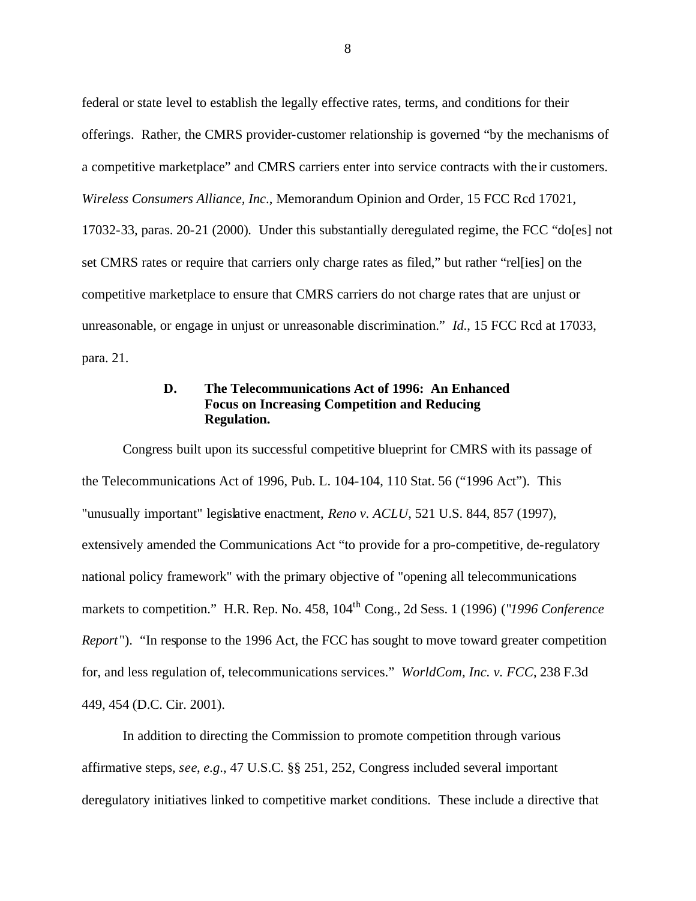federal or state level to establish the legally effective rates, terms, and conditions for their offerings. Rather, the CMRS provider-customer relationship is governed "by the mechanisms of a competitive marketplace" and CMRS carriers enter into service contracts with their customers. *Wireless Consumers Alliance, Inc*., Memorandum Opinion and Order, 15 FCC Rcd 17021, 17032-33, paras. 20-21 (2000). Under this substantially deregulated regime, the FCC "do[es] not set CMRS rates or require that carriers only charge rates as filed," but rather "rel[ies] on the competitive marketplace to ensure that CMRS carriers do not charge rates that are unjust or unreasonable, or engage in unjust or unreasonable discrimination." *Id.*, 15 FCC Rcd at 17033, para. 21.

### D. The Telecommunications Act of 1996: An Enhanced Focus on Increasing Competition and Reducing Regulation.

Congress built upon its successful competitive blueprint for CMRS with its passage of the Telecommunications Act of 1996, Pub. L. 104-104, 110 Stat. 56 ("1996 Act"). This "unusually important" legislative enactment, *Reno v. ACLU*, 521 U.S. 844, 857 (1997), extensively amended the Communications Act "to provide for a pro-competitive, de-regulatory national policy framework" with the primary objective of "opening all telecommunications markets to competition." H.R. Rep. No. 458, 104th Cong., 2d Sess. 1 (1996) ("*1996 Conference Report*"). "In response to the 1996 Act, the FCC has sought to move toward greater competition for, and less regulation of, telecommunications services." *WorldCom, Inc. v. FCC*, 238 F.3d 449, 454 (D.C. Cir. 2001).

In addition to directing the Commission to promote competition through various affirmative steps, *see, e.g.*, 47 U.S.C. §§ 251, 252, Congress included several important deregulatory initiatives linked to competitive market conditions. These include a directive that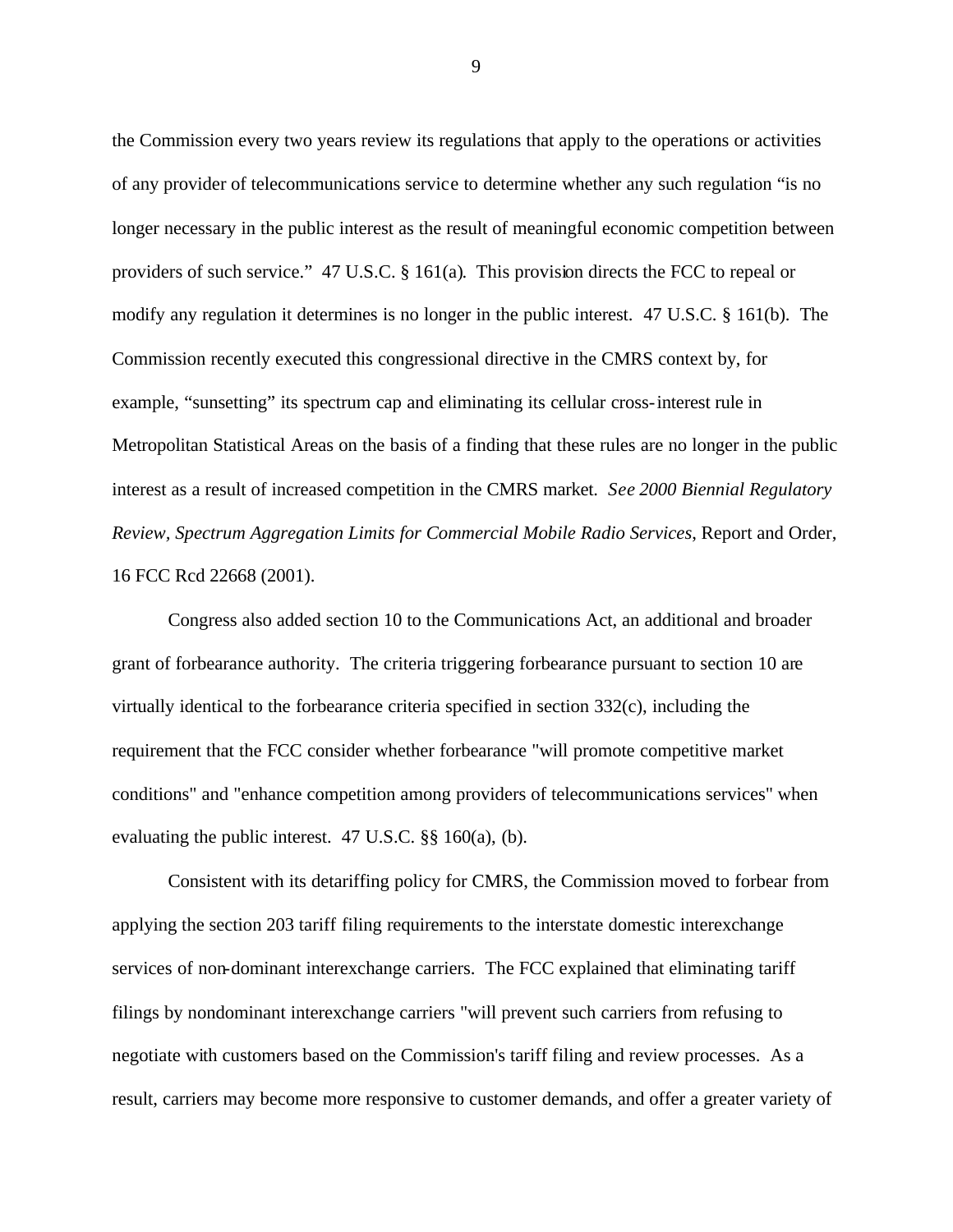the Commission every two years review its regulations that apply to the operations or activities of any provider of telecommunications service to determine whether any such regulation "is no longer necessary in the public interest as the result of meaningful economic competition between providers of such service." 47 U.S.C. § 161(a). This provision directs the FCC to repeal or modify any regulation it determines is no longer in the public interest. 47 U.S.C. § 161(b). The Commission recently executed this congressional directive in the CMRS context by, for example, "sunsetting" its spectrum cap and eliminating its cellular cross-interest rule in Metropolitan Statistical Areas on the basis of a finding that these rules are no longer in the public interest as a result of increased competition in the CMRS market. *See 2000 Biennial Regulatory Review, Spectrum Aggregation Limits for Commercial Mobile Radio Services*, Report and Order, 16 FCC Rcd 22668 (2001).

Congress also added section 10 to the Communications Act, an additional and broader grant of forbearance authority. The criteria triggering forbearance pursuant to section 10 are virtually identical to the forbearance criteria specified in section 332(c), including the requirement that the FCC consider whether forbearance "will promote competitive market conditions" and "enhance competition among providers of telecommunications services" when evaluating the public interest. 47 U.S.C. §§ 160(a), (b).

Consistent with its detariffing policy for CMRS, the Commission moved to forbear from applying the section 203 tariff filing requirements to the interstate domestic interexchange services of non-dominant interexchange carriers. The FCC explained that eliminating tariff filings by nondominant interexchange carriers "will prevent such carriers from refusing to negotiate with customers based on the Commission's tariff filing and review processes. As a result, carriers may become more responsive to customer demands, and offer a greater variety of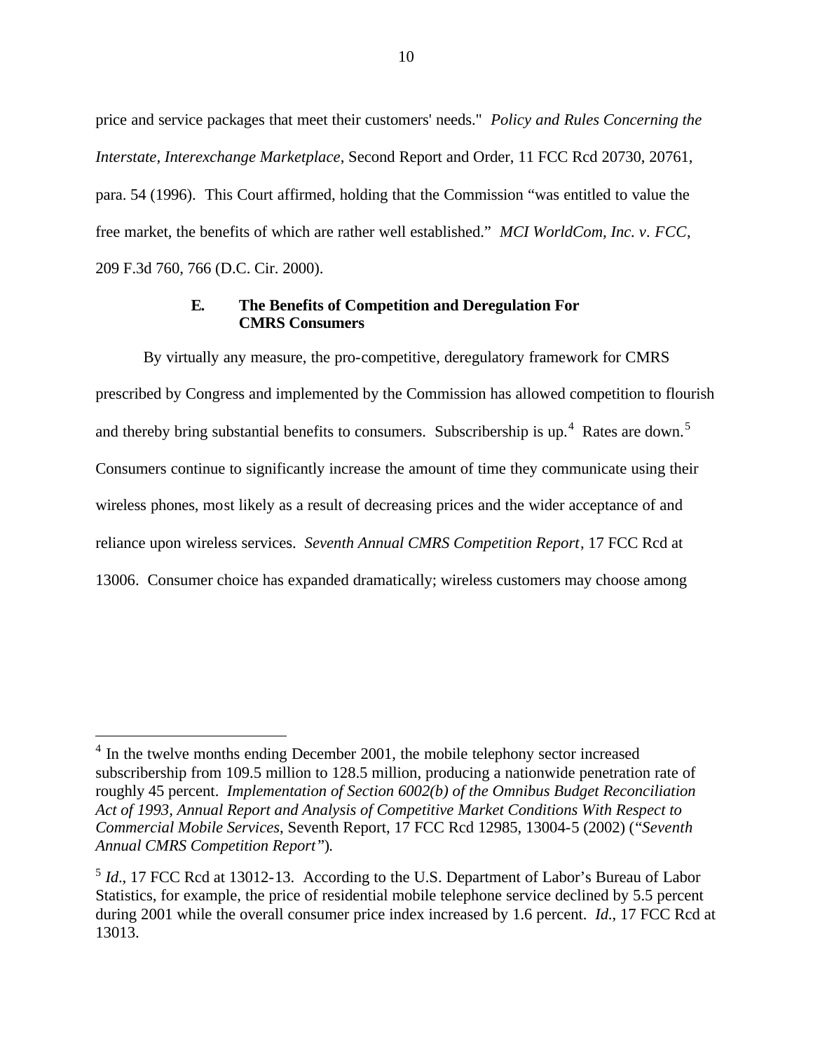price and service packages that meet their customers' needs." *Policy and Rules Concerning the Interstate, Interexchange Marketplace*, Second Report and Order, 11 FCC Rcd 20730, 20761, para. 54 (1996). This Court affirmed, holding that the Commission "was entitled to value the free market, the benefits of which are rather well established." *MCI WorldCom, Inc. v. FCC*, 209 F.3d 760, 766 (D.C. Cir. 2000).

### E. The Benefits of Competition and Deregulation For CMRS Consumers

By virtually any measure, the pro-competitive, deregulatory framework for CMRS prescribed by Congress and implemented by the Commission has allowed competition to flourish and thereby bring substantial benefits to consumers. Subscribership is up.[4] Rates are down.[5] Consumers continue to significantly increase the amount of time they communicate using their wireless phones, most likely as a result of decreasing prices and the wider acceptance of and reliance upon wireless services. *Seventh Annual CMRS Competition Report*, 17 FCC Rcd at 13006. Consumer choice has expanded dramatically; wireless customers may choose among

---

[4] In the twelve months ending December 2001, the mobile telephony sector increased subscribership from 109.5 million to 128.5 million, producing a nationwide penetration rate of roughly 45 percent. *Implementation of Section 6002(b) of the Omnibus Budget Reconciliation Act of 1993, Annual Report and Analysis of Competitive Market Conditions With Respect to Commercial Mobile Services*, Seventh Report, 17 FCC Rcd 12985, 13004-5 (2002) ("*Seventh Annual CMRS Competition Report*").

[5] *Id.*, 17 FCC Rcd at 13012-13. According to the U.S. Department of Labor's Bureau of Labor Statistics, for example, the price of residential mobile telephone service declined by 5.5 percent during 2001 while the overall consumer price index increased by 1.6 percent. *Id.*, 17 FCC Rcd at 13013.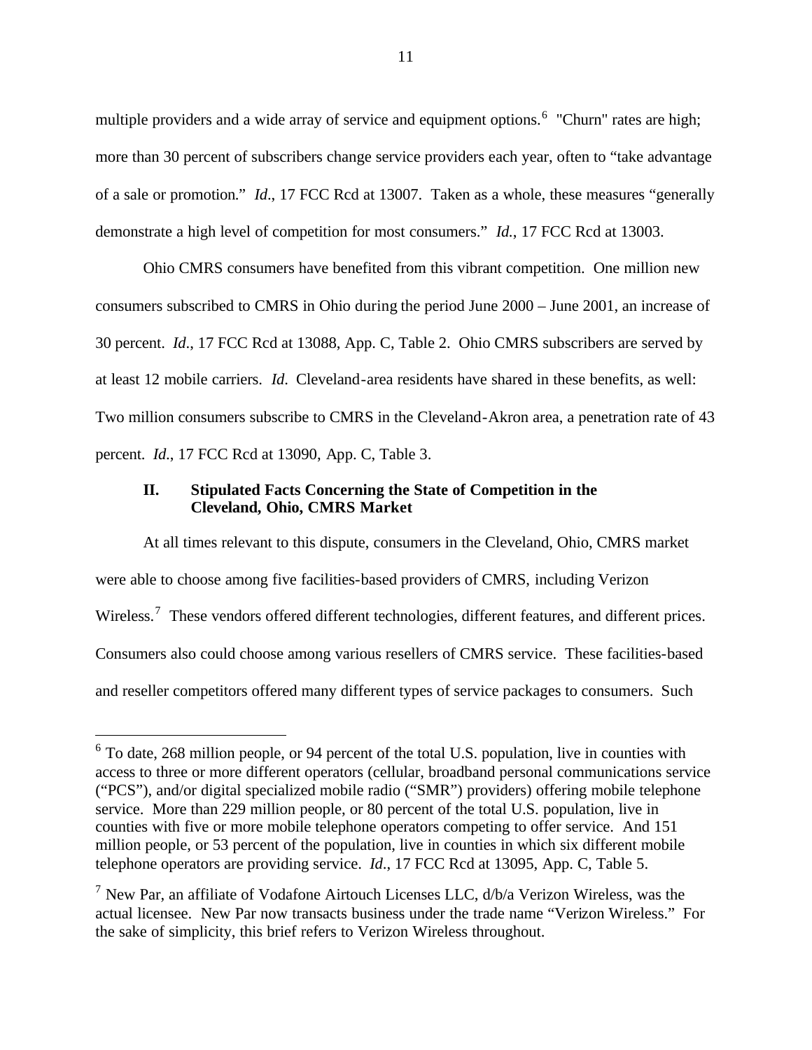multiple providers and a wide array of service and equipment options.[6] "Churn" rates are high; more than 30 percent of subscribers change service providers each year, often to "take advantage of a sale or promotion." *Id*., 17 FCC Rcd at 13007. Taken as a whole, these measures "generally demonstrate a high level of competition for most consumers." *Id.*, 17 FCC Rcd at 13003.

Ohio CMRS consumers have benefited from this vibrant competition. One million new consumers subscribed to CMRS in Ohio during the period June 2000 – June 2001, an increase of 30 percent. *Id*., 17 FCC Rcd at 13088, App. C, Table 2. Ohio CMRS subscribers are served by at least 12 mobile carriers. *Id*. Cleveland-area residents have shared in these benefits, as well: Two million consumers subscribe to CMRS in the Cleveland-Akron area, a penetration rate of 43 percent. *Id*., 17 FCC Rcd at 13090, App. C, Table 3.

### II. Stipulated Facts Concerning the State of Competition in the Cleveland, Ohio, CMRS Market

At all times relevant to this dispute, consumers in the Cleveland, Ohio, CMRS market were able to choose among five facilities-based providers of CMRS, including Verizon Wireless.[7] These vendors offered different technologies, different features, and different prices. Consumers also could choose among various resellers of CMRS service. These facilities-based and reseller competitors offered many different types of service packages to consumers. Such

---

[6] To date, 268 million people, or 94 percent of the total U.S. population, live in counties with access to three or more different operators (cellular, broadband personal communications service ("PCS"), and/or digital specialized mobile radio ("SMR") providers) offering mobile telephone service. More than 229 million people, or 80 percent of the total U.S. population, live in counties with five or more mobile telephone operators competing to offer service. And 151 million people, or 53 percent of the population, live in counties in which six different mobile telephone operators are providing service. *Id*., 17 FCC Rcd at 13095, App. C, Table 5.

[7] New Par, an affiliate of Vodafone Airtouch Licenses LLC, d/b/a Verizon Wireless, was the actual licensee. New Par now transacts business under the trade name "Verizon Wireless." For the sake of simplicity, this brief refers to Verizon Wireless throughout.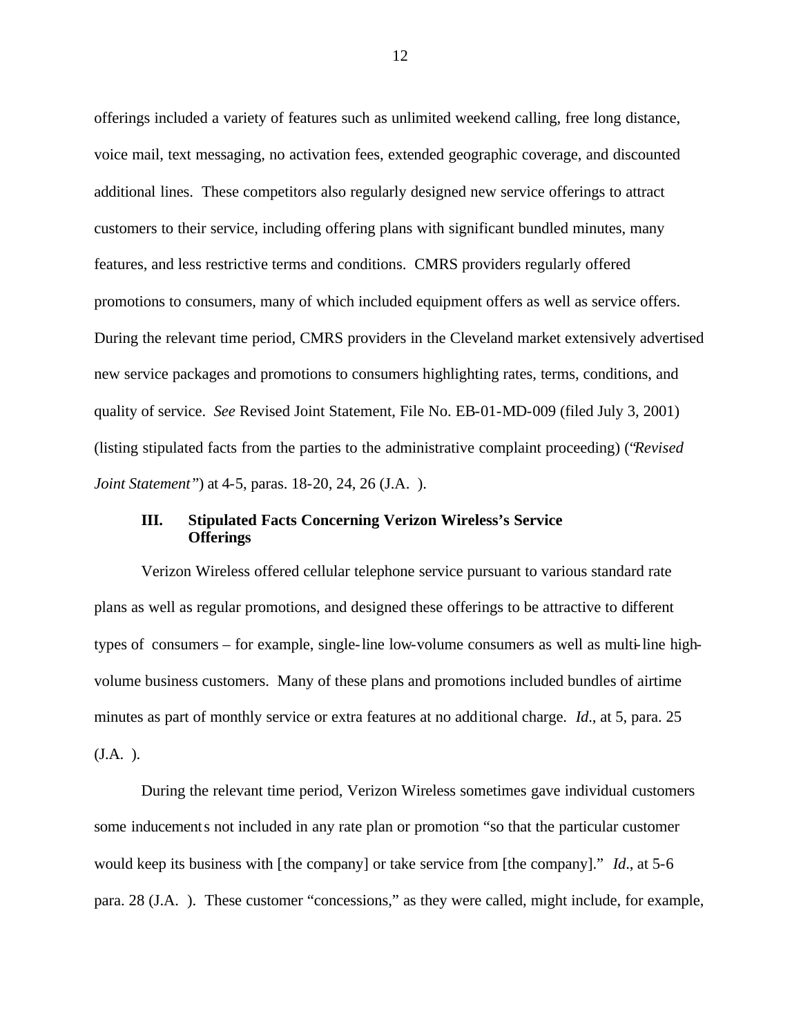offerings included a variety of features such as unlimited weekend calling, free long distance, voice mail, text messaging, no activation fees, extended geographic coverage, and discounted additional lines. These competitors also regularly designed new service offerings to attract customers to their service, including offering plans with significant bundled minutes, many features, and less restrictive terms and conditions. CMRS providers regularly offered promotions to consumers, many of which included equipment offers as well as service offers. During the relevant time period, CMRS providers in the Cleveland market extensively advertised new service packages and promotions to consumers highlighting rates, terms, conditions, and quality of service. *See* Revised Joint Statement, File No. EB-01-MD-009 (filed July 3, 2001) (listing stipulated facts from the parties to the administrative complaint proceeding) ("*Revised Joint Statement*") at 4-5, paras. 18-20, 24, 26 (J.A. ).

### III. Stipulated Facts Concerning Verizon Wireless's Service Offerings

Verizon Wireless offered cellular telephone service pursuant to various standard rate plans as well as regular promotions, and designed these offerings to be attractive to different types of consumers – for example, single-line low-volume consumers as well as multi-line high-volume business customers. Many of these plans and promotions included bundles of airtime minutes as part of monthly service or extra features at no additional charge. *Id*., at 5, para. 25 (J.A. ).

During the relevant time period, Verizon Wireless sometimes gave individual customers some inducements not included in any rate plan or promotion "so that the particular customer would keep its business with [the company] or take service from [the company]." *Id*., at 5-6 para. 28 (J.A. ). These customer "concessions," as they were called, might include, for example,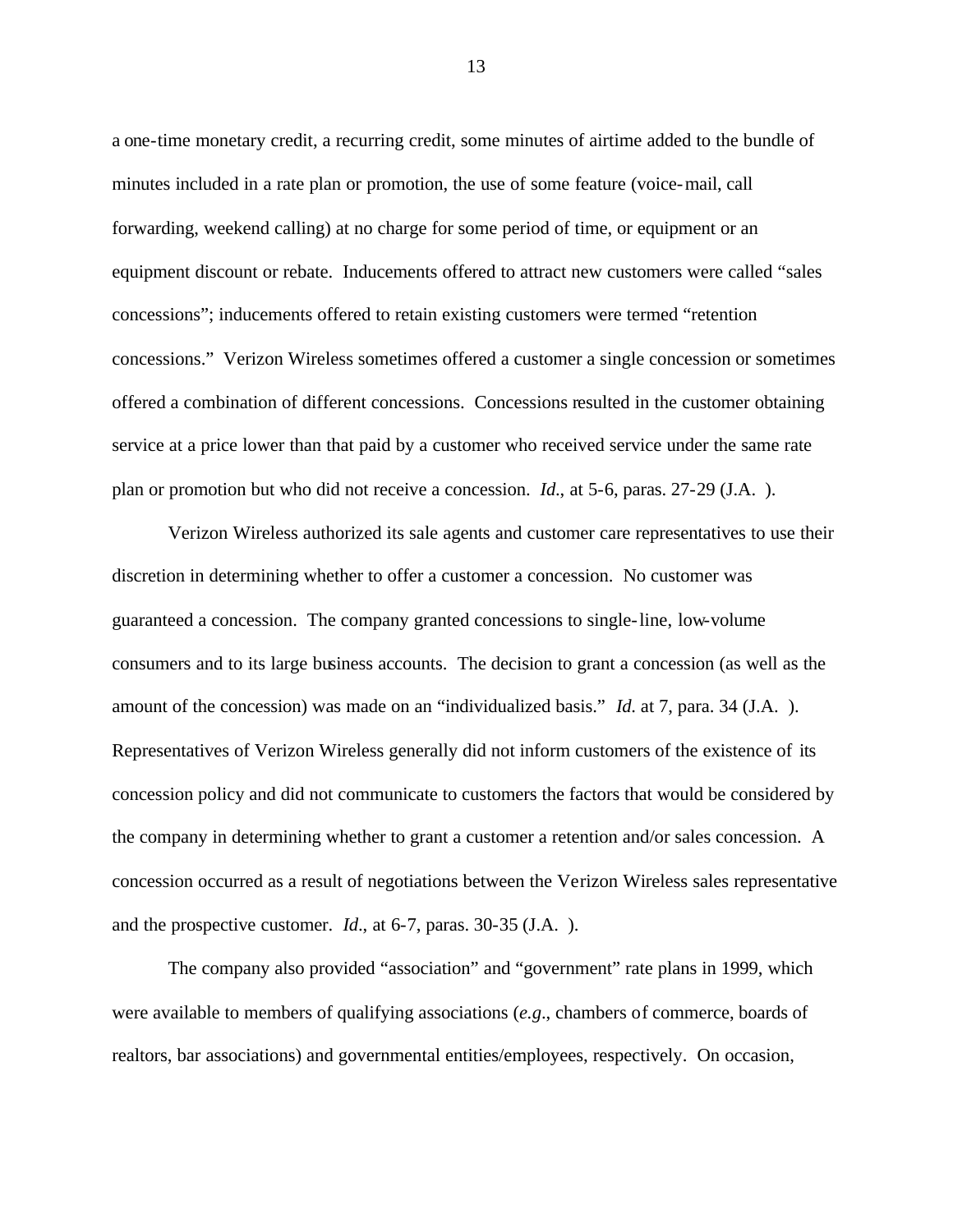a one-time monetary credit, a recurring credit, some minutes of airtime added to the bundle of minutes included in a rate plan or promotion, the use of some feature (voice-mail, call forwarding, weekend calling) at no charge for some period of time, or equipment or an equipment discount or rebate. Inducements offered to attract new customers were called "sales concessions"; inducements offered to retain existing customers were termed "retention concessions." Verizon Wireless sometimes offered a customer a single concession or sometimes offered a combination of different concessions. Concessions resulted in the customer obtaining service at a price lower than that paid by a customer who received service under the same rate plan or promotion but who did not receive a concession. *Id*., at 5-6, paras. 27-29 (J.A. ).

Verizon Wireless authorized its sale agents and customer care representatives to use their discretion in determining whether to offer a customer a concession. No customer was guaranteed a concession. The company granted concessions to single-line, low-volume consumers and to its large business accounts. The decision to grant a concession (as well as the amount of the concession) was made on an "individualized basis." *Id.* at 7, para. 34 (J.A. ). Representatives of Verizon Wireless generally did not inform customers of the existence of its concession policy and did not communicate to customers the factors that would be considered by the company in determining whether to grant a customer a retention and/or sales concession. A concession occurred as a result of negotiations between the Verizon Wireless sales representative and the prospective customer. *Id*., at 6-7, paras. 30-35 (J.A. ).

The company also provided "association" and "government" rate plans in 1999, which were available to members of qualifying associations (*e.g*., chambers of commerce, boards of realtors, bar associations) and governmental entities/employees, respectively. On occasion,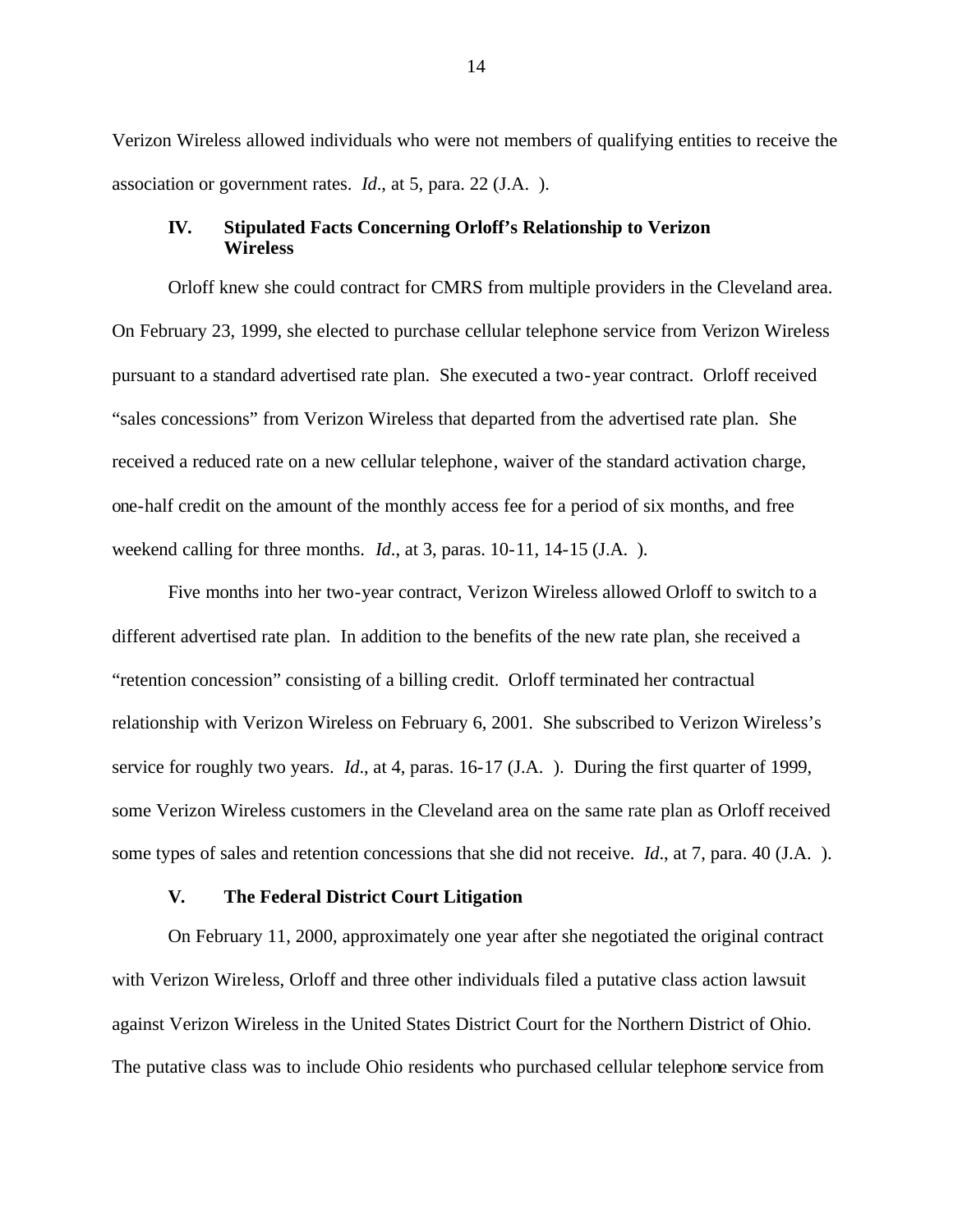Verizon Wireless allowed individuals who were not members of qualifying entities to receive the association or government rates. *Id*., at 5, para. 22 (J.A. ).

### IV. Stipulated Facts Concerning Orloff's Relationship to Verizon Wireless

Orloff knew she could contract for CMRS from multiple providers in the Cleveland area. On February 23, 1999, she elected to purchase cellular telephone service from Verizon Wireless pursuant to a standard advertised rate plan. She executed a two-year contract. Orloff received "sales concessions" from Verizon Wireless that departed from the advertised rate plan. She received a reduced rate on a new cellular telephone, waiver of the standard activation charge, one-half credit on the amount of the monthly access fee for a period of six months, and free weekend calling for three months. *Id*., at 3, paras. 10-11, 14-15 (J.A. ).

Five months into her two-year contract, Verizon Wireless allowed Orloff to switch to a different advertised rate plan. In addition to the benefits of the new rate plan, she received a "retention concession" consisting of a billing credit. Orloff terminated her contractual relationship with Verizon Wireless on February 6, 2001. She subscribed to Verizon Wireless's service for roughly two years. *Id*., at 4, paras. 16-17 (J.A. ). During the first quarter of 1999, some Verizon Wireless customers in the Cleveland area on the same rate plan as Orloff received some types of sales and retention concessions that she did not receive. *Id*., at 7, para. 40 (J.A. ).

### V. The Federal District Court Litigation

On February 11, 2000, approximately one year after she negotiated the original contract with Verizon Wireless, Orloff and three other individuals filed a putative class action lawsuit against Verizon Wireless in the United States District Court for the Northern District of Ohio. The putative class was to include Ohio residents who purchased cellular telephone service from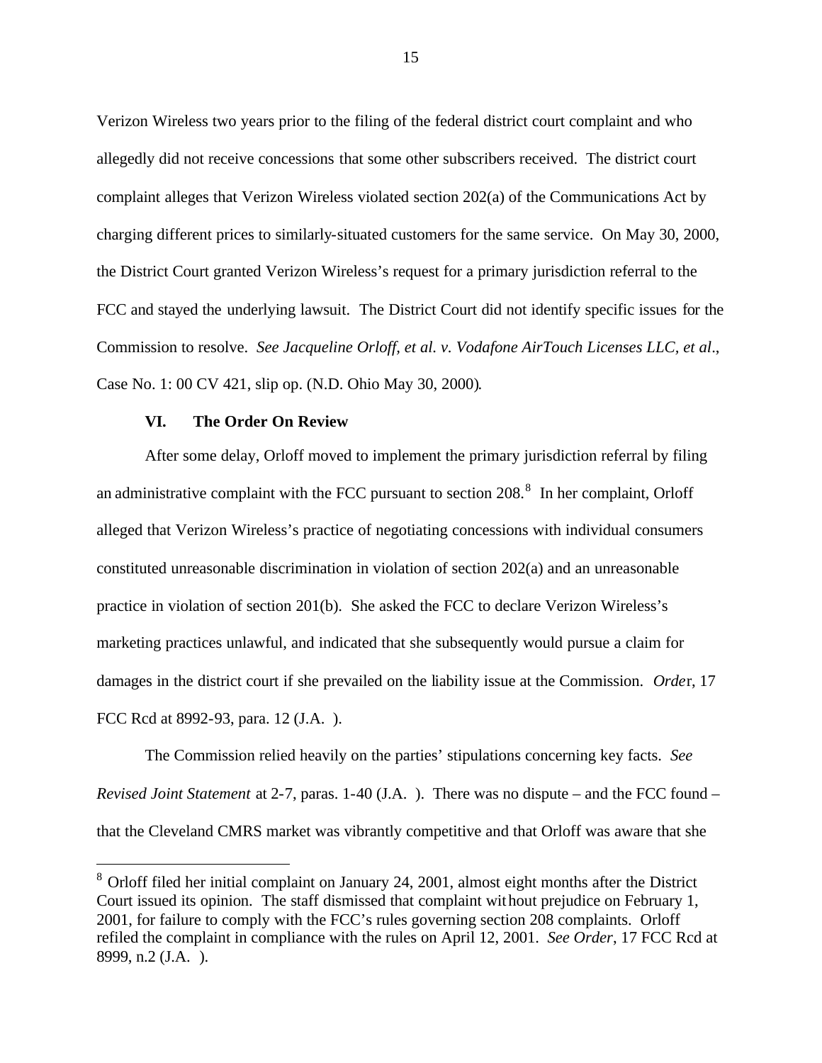Verizon Wireless two years prior to the filing of the federal district court complaint and who allegedly did not receive concessions that some other subscribers received. The district court complaint alleges that Verizon Wireless violated section 202(a) of the Communications Act by charging different prices to similarly-situated customers for the same service. On May 30, 2000, the District Court granted Verizon Wireless's request for a primary jurisdiction referral to the FCC and stayed the underlying lawsuit. The District Court did not identify specific issues for the Commission to resolve. *See Jacqueline Orloff, et al. v. Vodafone AirTouch Licenses LLC, et al*., Case No. 1: 00 CV 421, slip op. (N.D. Ohio May 30, 2000).

## VI. The Order On Review

After some delay, Orloff moved to implement the primary jurisdiction referral by filing an administrative complaint with the FCC pursuant to section 208.[8] In her complaint, Orloff alleged that Verizon Wireless's practice of negotiating concessions with individual consumers constituted unreasonable discrimination in violation of section 202(a) and an unreasonable practice in violation of section 201(b). She asked the FCC to declare Verizon Wireless's marketing practices unlawful, and indicated that she subsequently would pursue a claim for damages in the district court if she prevailed on the liability issue at the Commission. *Order*, 17 FCC Rcd at 8992-93, para. 12 (J.A. ).

The Commission relied heavily on the parties' stipulations concerning key facts. *See Revised Joint Statement* at 2-7, paras. 1-40 (J.A. ). There was no dispute – and the FCC found – that the Cleveland CMRS market was vibrantly competitive and that Orloff was aware that she

---

[8] Orloff filed her initial complaint on January 24, 2001, almost eight months after the District Court issued its opinion. The staff dismissed that complaint without prejudice on February 1, 2001, for failure to comply with the FCC's rules governing section 208 complaints. Orloff refiled the complaint in compliance with the rules on April 12, 2001. *See Order*, 17 FCC Rcd at 8999, n.2 (J.A. ).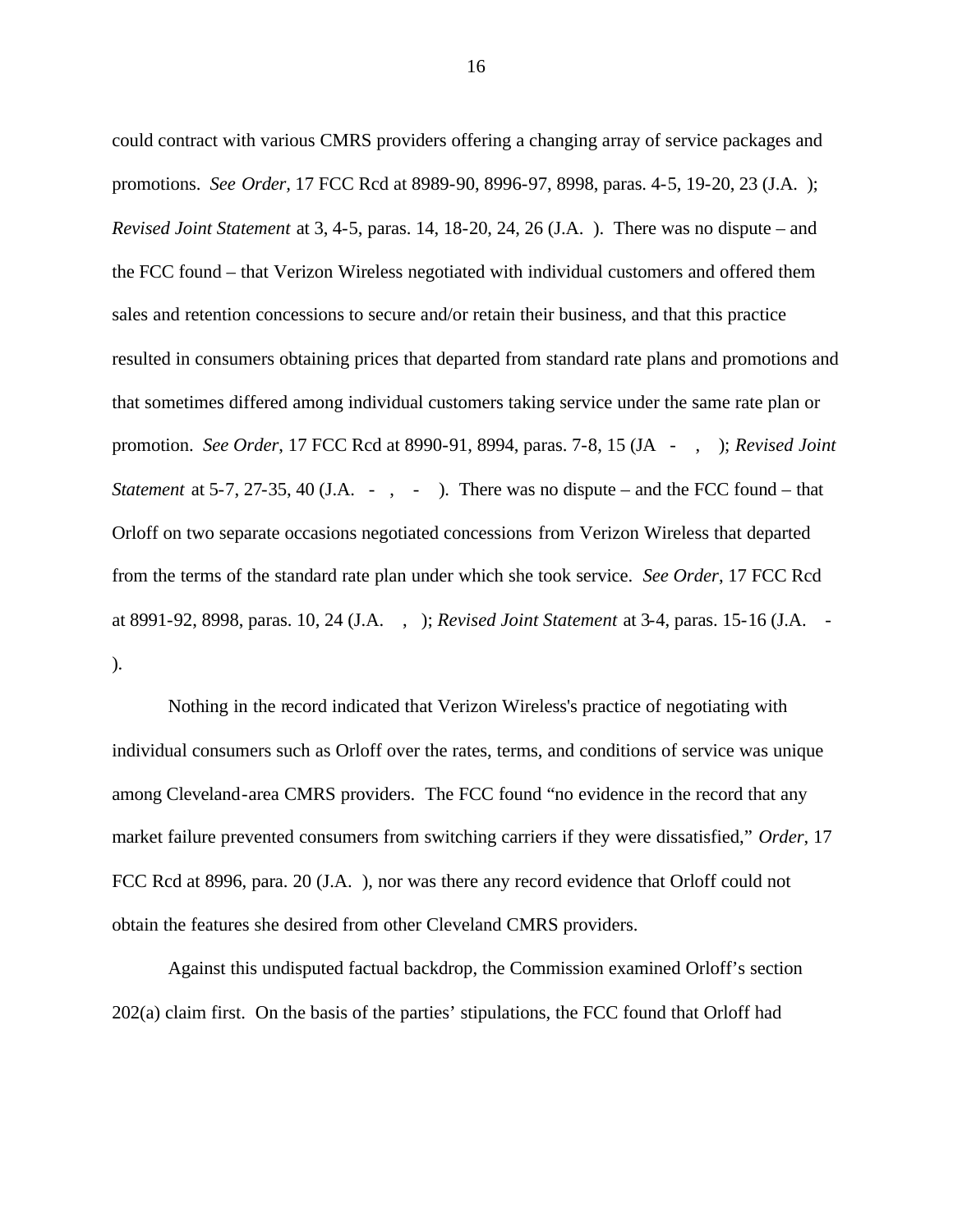could contract with various CMRS providers offering a changing array of service packages and promotions. *See Order*, 17 FCC Rcd at 8989-90, 8996-97, 8998, paras. 4-5, 19-20, 23 (J.A. ); *Revised Joint Statement* at 3, 4-5, paras. 14, 18-20, 24, 26 (J.A. ). There was no dispute – and the FCC found – that Verizon Wireless negotiated with individual customers and offered them sales and retention concessions to secure and/or retain their business, and that this practice resulted in consumers obtaining prices that departed from standard rate plans and promotions and that sometimes differed among individual customers taking service under the same rate plan or promotion. *See Order*, 17 FCC Rcd at 8990-91, 8994, paras. 7-8, 15 (JA - , ); *Revised Joint Statement* at 5-7, 27-35, 40 (J.A. - , - ). There was no dispute – and the FCC found – that Orloff on two separate occasions negotiated concessions from Verizon Wireless that departed from the terms of the standard rate plan under which she took service. *See Order*, 17 FCC Rcd at 8991-92, 8998, paras. 10, 24 (J.A. , ); *Revised Joint Statement* at 3-4, paras. 15-16 (J.A. - ).

Nothing in the record indicated that Verizon Wireless's practice of negotiating with individual consumers such as Orloff over the rates, terms, and conditions of service was unique among Cleveland-area CMRS providers. The FCC found "no evidence in the record that any market failure prevented consumers from switching carriers if they were dissatisfied," *Order*, 17 FCC Rcd at 8996, para. 20 (J.A. ), nor was there any record evidence that Orloff could not obtain the features she desired from other Cleveland CMRS providers.

Against this undisputed factual backdrop, the Commission examined Orloff's section 202(a) claim first. On the basis of the parties' stipulations, the FCC found that Orloff had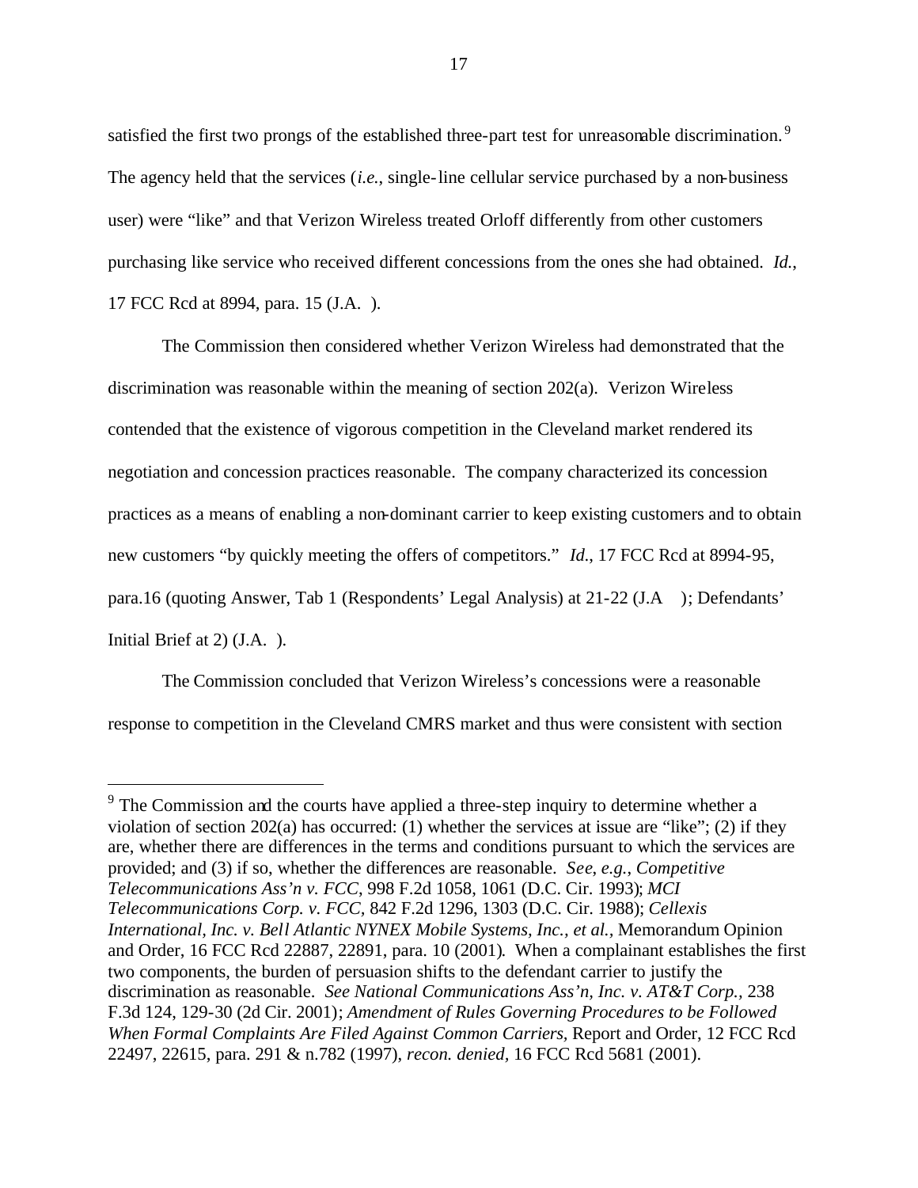satisfied the first two prongs of the established three-part test for unreasonable discrimination.[9] The agency held that the services (*i.e.*, single-line cellular service purchased by a non-business user) were "like" and that Verizon Wireless treated Orloff differently from other customers purchasing like service who received different concessions from the ones she had obtained. *Id.*, 17 FCC Rcd at 8994, para. 15 (J.A. ).

The Commission then considered whether Verizon Wireless had demonstrated that the discrimination was reasonable within the meaning of section 202(a). Verizon Wireless contended that the existence of vigorous competition in the Cleveland market rendered its negotiation and concession practices reasonable. The company characterized its concession practices as a means of enabling a non-dominant carrier to keep existing customers and to obtain new customers "by quickly meeting the offers of competitors." *Id.*, 17 FCC Rcd at 8994-95, para.16 (quoting Answer, Tab 1 (Respondents' Legal Analysis) at 21-22 (J.A ); Defendants' Initial Brief at 2) (J.A. ).

The Commission concluded that Verizon Wireless's concessions were a reasonable response to competition in the Cleveland CMRS market and thus were consistent with section

---

[9] The Commission and the courts have applied a three-step inquiry to determine whether a violation of section 202(a) has occurred: (1) whether the services at issue are "like"; (2) if they are, whether there are differences in the terms and conditions pursuant to which the services are provided; and (3) if so, whether the differences are reasonable. *See, e.g.*, *Competitive Telecommunications Ass'n v. FCC*, 998 F.2d 1058, 1061 (D.C. Cir. 1993); *MCI Telecommunications Corp. v. FCC*, 842 F.2d 1296, 1303 (D.C. Cir. 1988); *Cellexis International, Inc. v. Bell Atlantic NYNEX Mobile Systems, Inc., et al.*, Memorandum Opinion and Order, 16 FCC Rcd 22887, 22891, para. 10 (2001). When a complainant establishes the first two components, the burden of persuasion shifts to the defendant carrier to justify the discrimination as reasonable. *See National Communications Ass'n, Inc. v. AT&T Corp.*, 238 F.3d 124, 129-30 (2d Cir. 2001); *Amendment of Rules Governing Procedures to be Followed When Formal Complaints Are Filed Against Common Carriers*, Report and Order, 12 FCC Rcd 22497, 22615, para. 291 & n.782 (1997), *recon. denied*, 16 FCC Rcd 5681 (2001).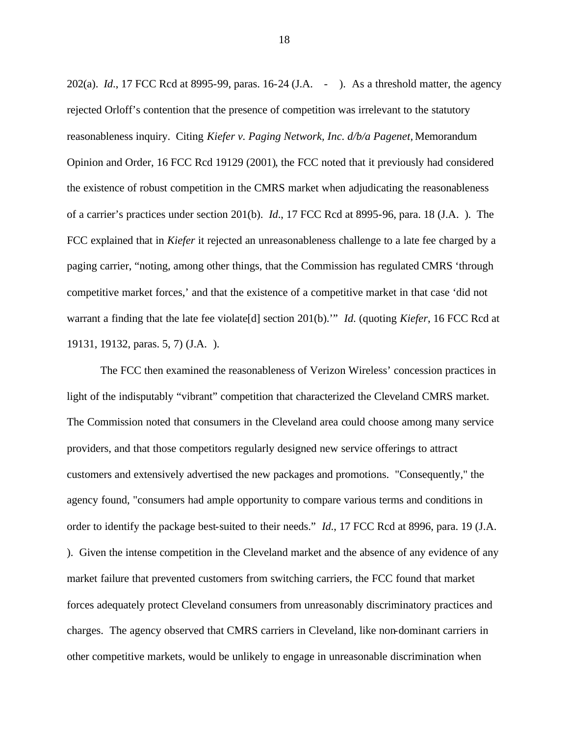202(a). *Id*., 17 FCC Rcd at 8995-99, paras. 16-24 (J.A. - ). As a threshold matter, the agency rejected Orloff's contention that the presence of competition was irrelevant to the statutory reasonableness inquiry. Citing *Kiefer v. Paging Network, Inc. d/b/a Pagenet*, Memorandum Opinion and Order, 16 FCC Rcd 19129 (2001), the FCC noted that it previously had considered the existence of robust competition in the CMRS market when adjudicating the reasonableness of a carrier's practices under section 201(b). *Id*., 17 FCC Rcd at 8995-96, para. 18 (J.A. ). The FCC explained that in *Kiefer* it rejected an unreasonableness challenge to a late fee charged by a paging carrier, "noting, among other things, that the Commission has regulated CMRS 'through competitive market forces,' and that the existence of a competitive market in that case 'did not warrant a finding that the late fee violate[d] section 201(b).'" *Id*. (quoting *Kiefer*, 16 FCC Rcd at 19131, 19132, paras. 5, 7) (J.A. ).

The FCC then examined the reasonableness of Verizon Wireless' concession practices in light of the indisputably "vibrant" competition that characterized the Cleveland CMRS market. The Commission noted that consumers in the Cleveland area could choose among many service providers, and that those competitors regularly designed new service offerings to attract customers and extensively advertised the new packages and promotions. "Consequently," the agency found, "consumers had ample opportunity to compare various terms and conditions in order to identify the package best-suited to their needs." *Id*., 17 FCC Rcd at 8996, para. 19 (J.A. ). Given the intense competition in the Cleveland market and the absence of any evidence of any market failure that prevented customers from switching carriers, the FCC found that market forces adequately protect Cleveland consumers from unreasonably discriminatory practices and charges. The agency observed that CMRS carriers in Cleveland, like non-dominant carriers in other competitive markets, would be unlikely to engage in unreasonable discrimination when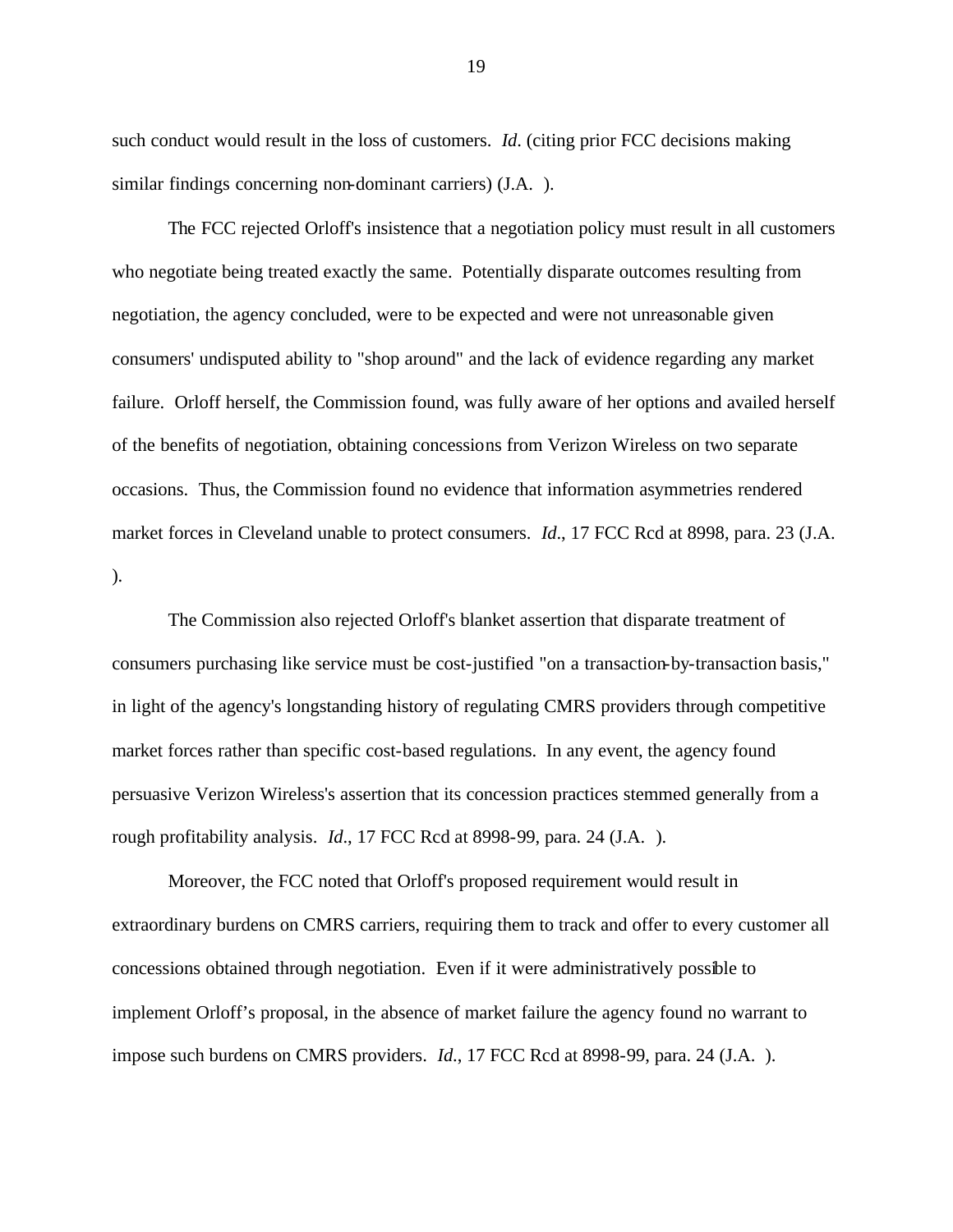such conduct would result in the loss of customers. *Id*. (citing prior FCC decisions making similar findings concerning non-dominant carriers) (J.A. ).

The FCC rejected Orloff's insistence that a negotiation policy must result in all customers who negotiate being treated exactly the same. Potentially disparate outcomes resulting from negotiation, the agency concluded, were to be expected and were not unreasonable given consumers' undisputed ability to "shop around" and the lack of evidence regarding any market failure. Orloff herself, the Commission found, was fully aware of her options and availed herself of the benefits of negotiation, obtaining concessions from Verizon Wireless on two separate occasions. Thus, the Commission found no evidence that information asymmetries rendered market forces in Cleveland unable to protect consumers. *Id*., 17 FCC Rcd at 8998, para. 23 (J.A. ).

The Commission also rejected Orloff's blanket assertion that disparate treatment of consumers purchasing like service must be cost-justified "on a transaction-by-transaction basis," in light of the agency's longstanding history of regulating CMRS providers through competitive market forces rather than specific cost-based regulations. In any event, the agency found persuasive Verizon Wireless's assertion that its concession practices stemmed generally from a rough profitability analysis. *Id*., 17 FCC Rcd at 8998-99, para. 24 (J.A. ).

Moreover, the FCC noted that Orloff's proposed requirement would result in extraordinary burdens on CMRS carriers, requiring them to track and offer to every customer all concessions obtained through negotiation. Even if it were administratively possible to implement Orloff's proposal, in the absence of market failure the agency found no warrant to impose such burdens on CMRS providers. *Id*., 17 FCC Rcd at 8998-99, para. 24 (J.A. ).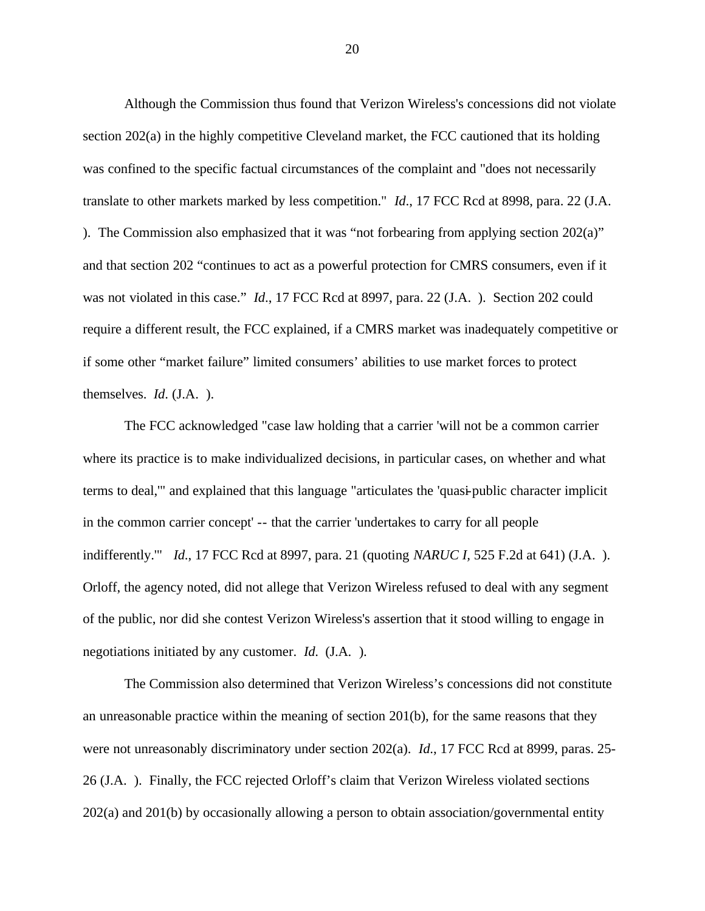Although the Commission thus found that Verizon Wireless's concessions did not violate section 202(a) in the highly competitive Cleveland market, the FCC cautioned that its holding was confined to the specific factual circumstances of the complaint and "does not necessarily translate to other markets marked by less competition." *Id*., 17 FCC Rcd at 8998, para. 22 (J.A. ). The Commission also emphasized that it was "not forbearing from applying section 202(a)" and that section 202 "continues to act as a powerful protection for CMRS consumers, even if it was not violated in this case." *Id*., 17 FCC Rcd at 8997, para. 22 (J.A. ). Section 202 could require a different result, the FCC explained, if a CMRS market was inadequately competitive or if some other "market failure" limited consumers' abilities to use market forces to protect themselves. *Id*. (J.A. ).

The FCC acknowledged "case law holding that a carrier 'will not be a common carrier where its practice is to make individualized decisions, in particular cases, on whether and what terms to deal,'" and explained that this language "articulates the 'quasi-public character implicit in the common carrier concept' -- that the carrier 'undertakes to carry for all people indifferently.'" *Id*., 17 FCC Rcd at 8997, para. 21 (quoting *NARUC I*, 525 F.2d at 641) (J.A. ). Orloff, the agency noted, did not allege that Verizon Wireless refused to deal with any segment of the public, nor did she contest Verizon Wireless's assertion that it stood willing to engage in negotiations initiated by any customer. *Id*. (J.A. ).

The Commission also determined that Verizon Wireless's concessions did not constitute an unreasonable practice within the meaning of section 201(b), for the same reasons that they were not unreasonably discriminatory under section 202(a). *Id*., 17 FCC Rcd at 8999, paras. 25-26 (J.A. ). Finally, the FCC rejected Orloff's claim that Verizon Wireless violated sections 202(a) and 201(b) by occasionally allowing a person to obtain association/governmental entity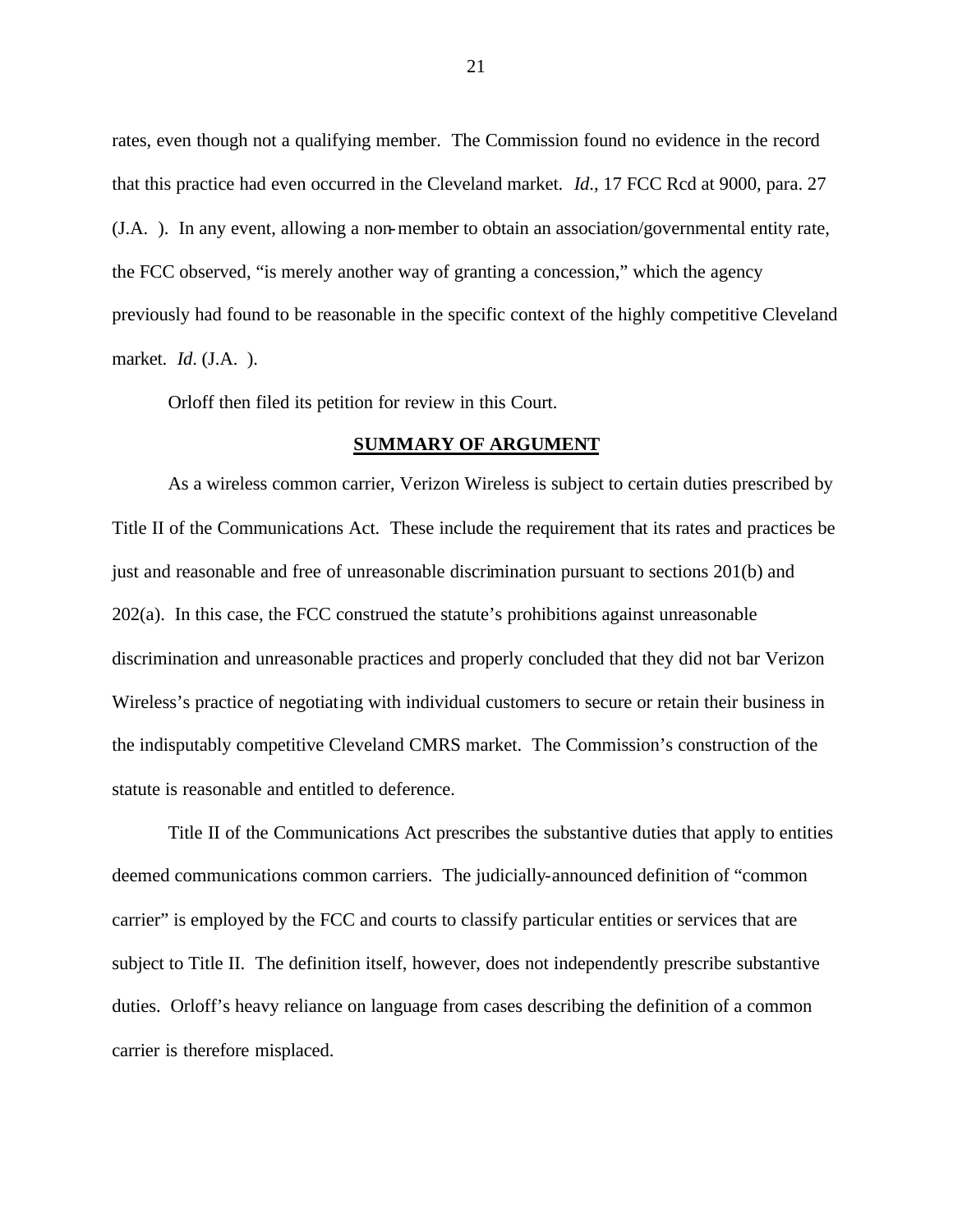rates, even though not a qualifying member. The Commission found no evidence in the record that this practice had even occurred in the Cleveland market. *Id*., 17 FCC Rcd at 9000, para. 27 (J.A. ). In any event, allowing a non-member to obtain an association/governmental entity rate, the FCC observed, "is merely another way of granting a concession," which the agency previously had found to be reasonable in the specific context of the highly competitive Cleveland market. *Id*. (J.A. ).

Orloff then filed its petition for review in this Court.

## SUMMARY OF ARGUMENT

As a wireless common carrier, Verizon Wireless is subject to certain duties prescribed by Title II of the Communications Act. These include the requirement that its rates and practices be just and reasonable and free of unreasonable discrimination pursuant to sections 201(b) and 202(a). In this case, the FCC construed the statute's prohibitions against unreasonable discrimination and unreasonable practices and properly concluded that they did not bar Verizon Wireless's practice of negotiating with individual customers to secure or retain their business in the indisputably competitive Cleveland CMRS market. The Commission's construction of the statute is reasonable and entitled to deference.

Title II of the Communications Act prescribes the substantive duties that apply to entities deemed communications common carriers. The judicially-announced definition of "common carrier" is employed by the FCC and courts to classify particular entities or services that are subject to Title II. The definition itself, however, does not independently prescribe substantive duties. Orloff's heavy reliance on language from cases describing the definition of a common carrier is therefore misplaced.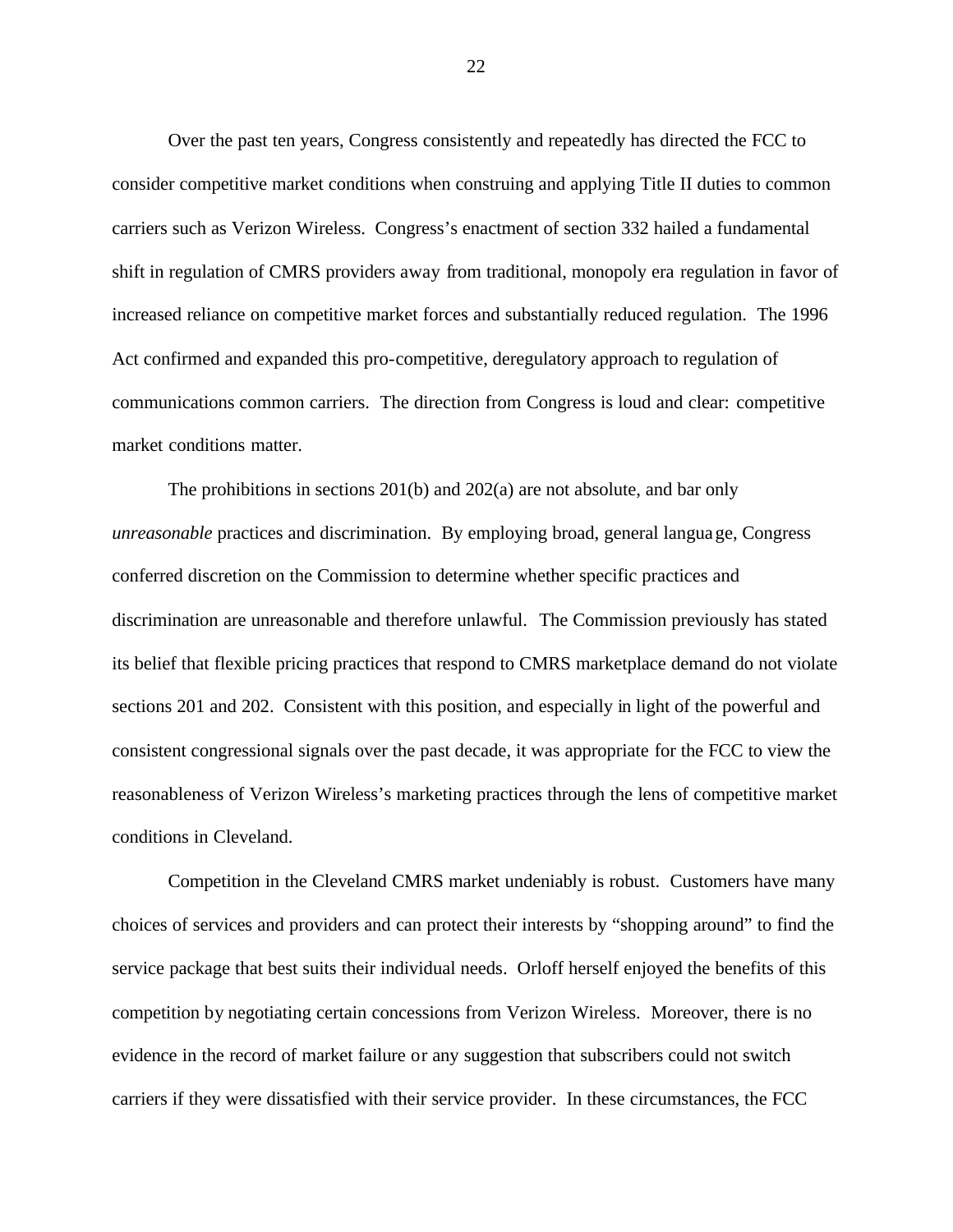Over the past ten years, Congress consistently and repeatedly has directed the FCC to consider competitive market conditions when construing and applying Title II duties to common carriers such as Verizon Wireless. Congress's enactment of section 332 hailed a fundamental shift in regulation of CMRS providers away from traditional, monopoly era regulation in favor of increased reliance on competitive market forces and substantially reduced regulation. The 1996 Act confirmed and expanded this pro-competitive, deregulatory approach to regulation of communications common carriers. The direction from Congress is loud and clear: competitive market conditions matter.

The prohibitions in sections 201(b) and 202(a) are not absolute, and bar only *unreasonable* practices and discrimination. By employing broad, general language, Congress conferred discretion on the Commission to determine whether specific practices and discrimination are unreasonable and therefore unlawful. The Commission previously has stated its belief that flexible pricing practices that respond to CMRS marketplace demand do not violate sections 201 and 202. Consistent with this position, and especially in light of the powerful and consistent congressional signals over the past decade, it was appropriate for the FCC to view the reasonableness of Verizon Wireless's marketing practices through the lens of competitive market conditions in Cleveland.

Competition in the Cleveland CMRS market undeniably is robust. Customers have many choices of services and providers and can protect their interests by "shopping around" to find the service package that best suits their individual needs. Orloff herself enjoyed the benefits of this competition by negotiating certain concessions from Verizon Wireless. Moreover, there is no evidence in the record of market failure or any suggestion that subscribers could not switch carriers if they were dissatisfied with their service provider. In these circumstances, the FCC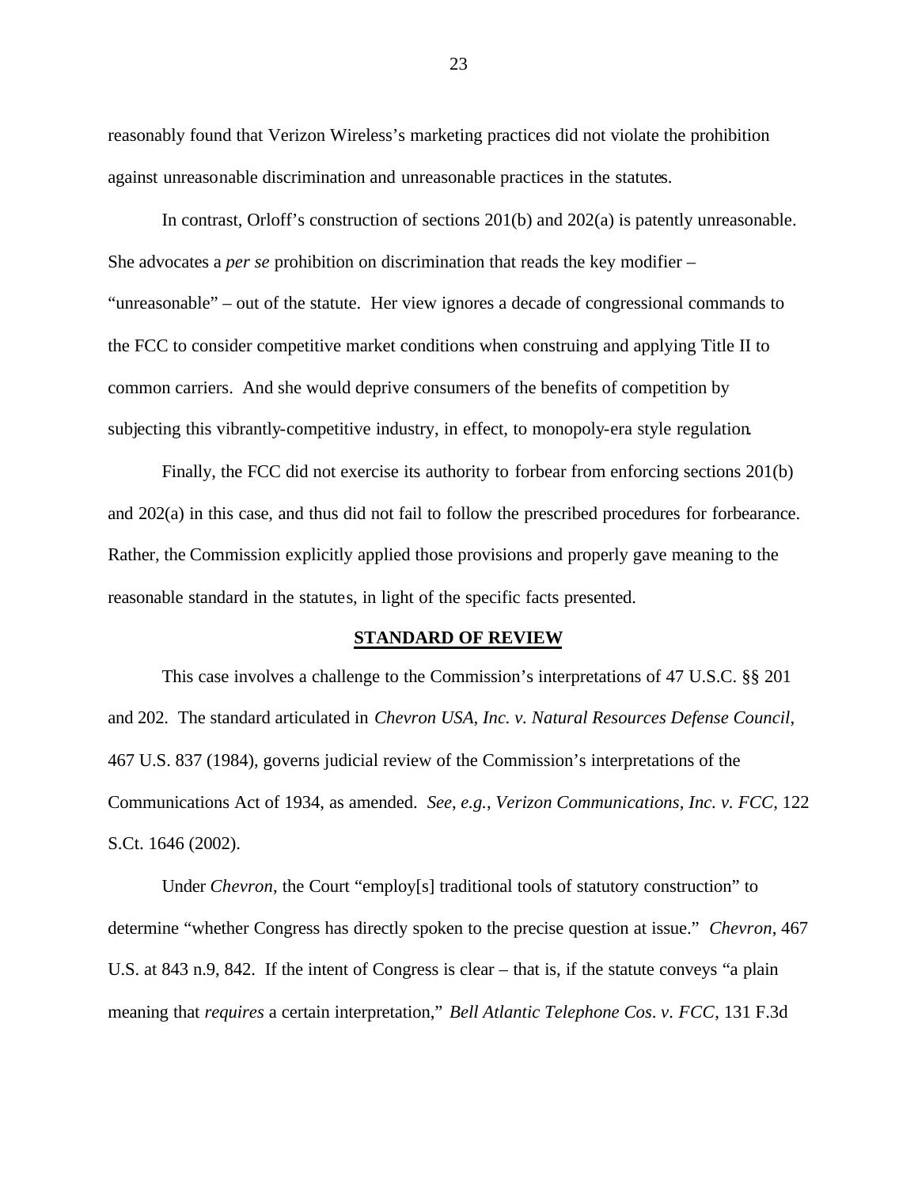reasonably found that Verizon Wireless's marketing practices did not violate the prohibition against unreasonable discrimination and unreasonable practices in the statutes.

In contrast, Orloff's construction of sections 201(b) and 202(a) is patently unreasonable. She advocates a *per se* prohibition on discrimination that reads the key modifier – "unreasonable" – out of the statute. Her view ignores a decade of congressional commands to the FCC to consider competitive market conditions when construing and applying Title II to common carriers. And she would deprive consumers of the benefits of competition by subjecting this vibrantly-competitive industry, in effect, to monopoly-era style regulation.

Finally, the FCC did not exercise its authority to forbear from enforcing sections 201(b) and 202(a) in this case, and thus did not fail to follow the prescribed procedures for forbearance. Rather, the Commission explicitly applied those provisions and properly gave meaning to the reasonable standard in the statutes, in light of the specific facts presented.

## STANDARD OF REVIEW

This case involves a challenge to the Commission's interpretations of 47 U.S.C. §§ 201 and 202. The standard articulated in *Chevron USA, Inc. v. Natural Resources Defense Council*, 467 U.S. 837 (1984), governs judicial review of the Commission's interpretations of the Communications Act of 1934, as amended. *See, e.g.*, *Verizon Communications, Inc. v. FCC*, 122 S.Ct. 1646 (2002).

Under *Chevron*, the Court "employ[s] traditional tools of statutory construction" to determine "whether Congress has directly spoken to the precise question at issue." *Chevron*, 467 U.S. at 843 n.9, 842. If the intent of Congress is clear – that is, if the statute conveys "a plain meaning that *requires* a certain interpretation," *Bell Atlantic Telephone Cos. v. FCC*, 131 F.3d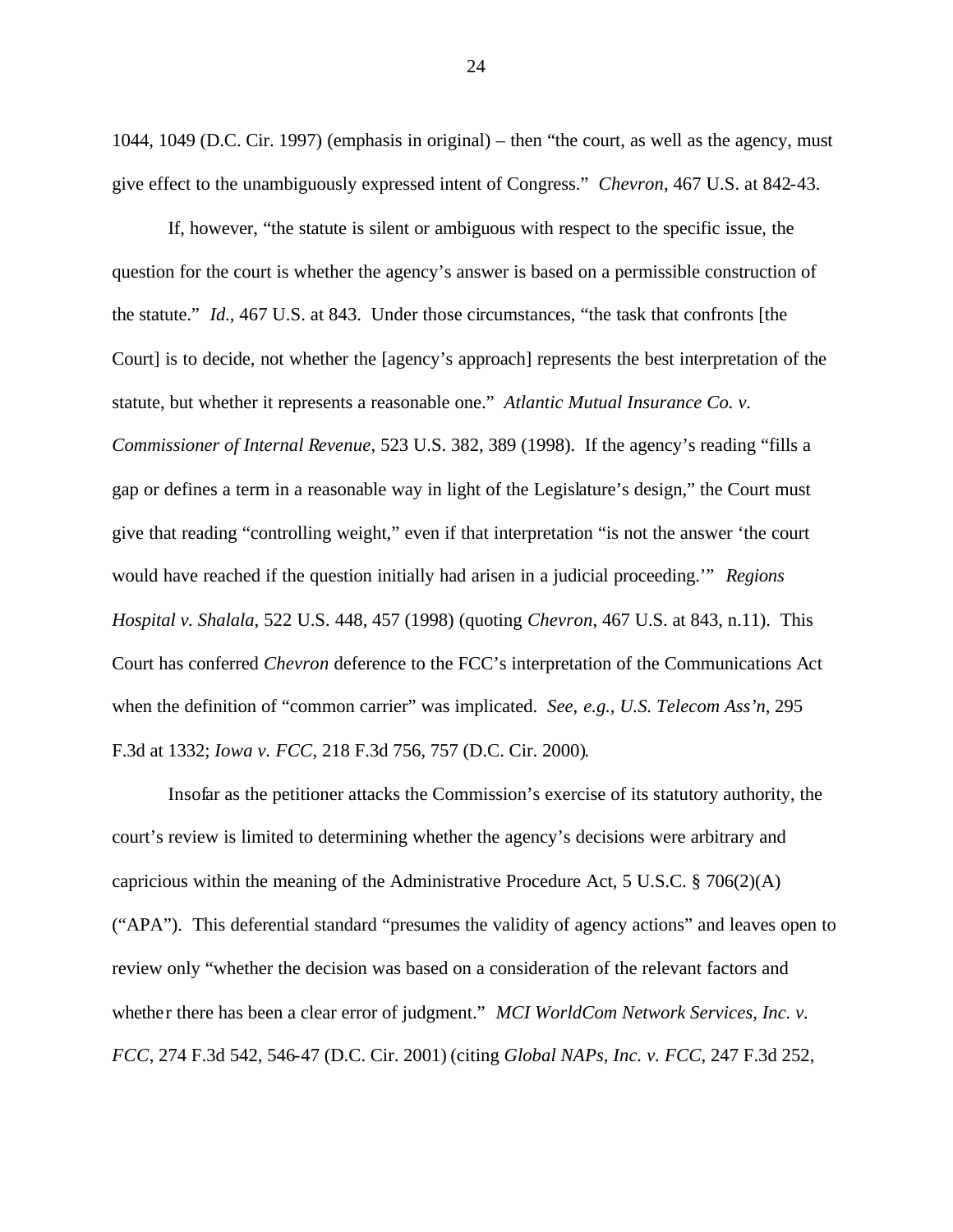1044, 1049 (D.C. Cir. 1997) (emphasis in original) – then "the court, as well as the agency, must give effect to the unambiguously expressed intent of Congress." *Chevron*, 467 U.S. at 842-43.

If, however, "the statute is silent or ambiguous with respect to the specific issue, the question for the court is whether the agency's answer is based on a permissible construction of the statute." *Id.*, 467 U.S. at 843. Under those circumstances, "the task that confronts [the Court] is to decide, not whether the [agency's approach] represents the best interpretation of the statute, but whether it represents a reasonable one." *Atlantic Mutual Insurance Co. v. Commissioner of Internal Revenue*, 523 U.S. 382, 389 (1998). If the agency's reading "fills a gap or defines a term in a reasonable way in light of the Legislature's design," the Court must give that reading "controlling weight," even if that interpretation "is not the answer 'the court would have reached if the question initially had arisen in a judicial proceeding.'" *Regions Hospital v. Shalala*, 522 U.S. 448, 457 (1998) (quoting *Chevron*, 467 U.S. at 843, n.11). This Court has conferred *Chevron* deference to the FCC's interpretation of the Communications Act when the definition of "common carrier" was implicated. *See, e.g., U.S. Telecom Ass'n*, 295 F.3d at 1332; *Iowa v. FCC*, 218 F.3d 756, 757 (D.C. Cir. 2000).

Insofar as the petitioner attacks the Commission's exercise of its statutory authority, the court's review is limited to determining whether the agency's decisions were arbitrary and capricious within the meaning of the Administrative Procedure Act, 5 U.S.C. § 706(2)(A) ("APA"). This deferential standard "presumes the validity of agency actions" and leaves open to review only "whether the decision was based on a consideration of the relevant factors and whether there has been a clear error of judgment." *MCI WorldCom Network Services, Inc. v. FCC*, 274 F.3d 542, 546-47 (D.C. Cir. 2001) (citing *Global NAPs, Inc. v. FCC*, 247 F.3d 252,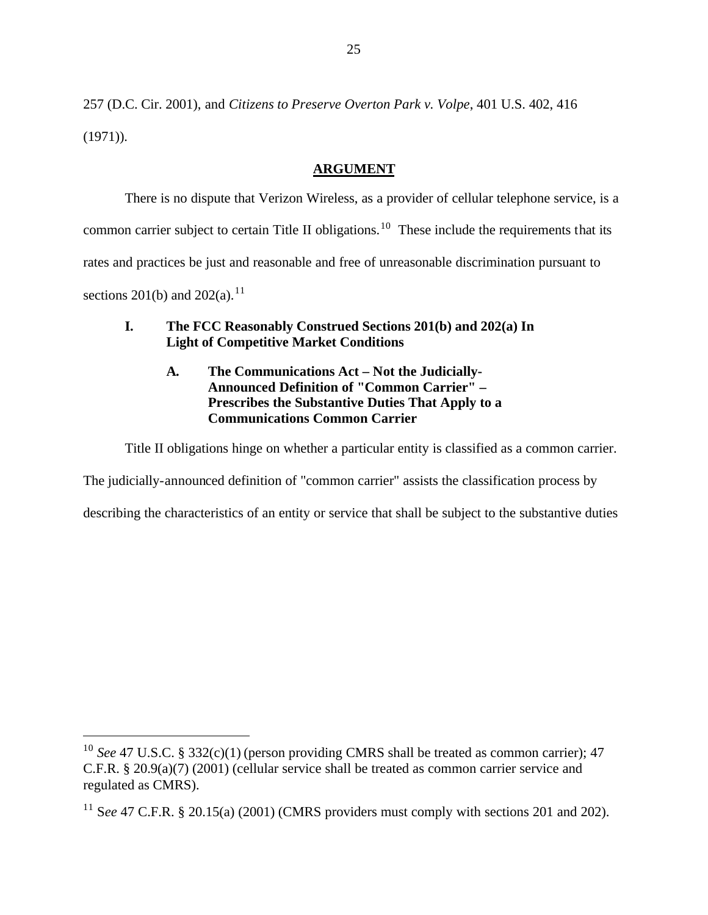257 (D.C. Cir. 2001), and *Citizens to Preserve Overton Park v. Volpe*, 401 U.S. 402, 416 (1971)).

## ARGUMENT

There is no dispute that Verizon Wireless, as a provider of cellular telephone service, is a common carrier subject to certain Title II obligations.[10] These include the requirements that its rates and practices be just and reasonable and free of unreasonable discrimination pursuant to sections 201(b) and 202(a).[11]

### I. The FCC Reasonably Construed Sections 201(b) and 202(a) In Light of Competitive Market Conditions

#### A. The Communications Act – Not the Judicially-Announced Definition of "Common Carrier" – Prescribes the Substantive Duties That Apply to a Communications Common Carrier

Title II obligations hinge on whether a particular entity is classified as a common carrier. The judicially-announced definition of "common carrier" assists the classification process by describing the characteristics of an entity or service that shall be subject to the substantive duties

---

[10] *See* 47 U.S.C. § 332(c)(1) (person providing CMRS shall be treated as common carrier); 47 C.F.R. § 20.9(a)(7) (2001) (cellular service shall be treated as common carrier service and regulated as CMRS).

[11] S*ee* 47 C.F.R. § 20.15(a) (2001) (CMRS providers must comply with sections 201 and 202).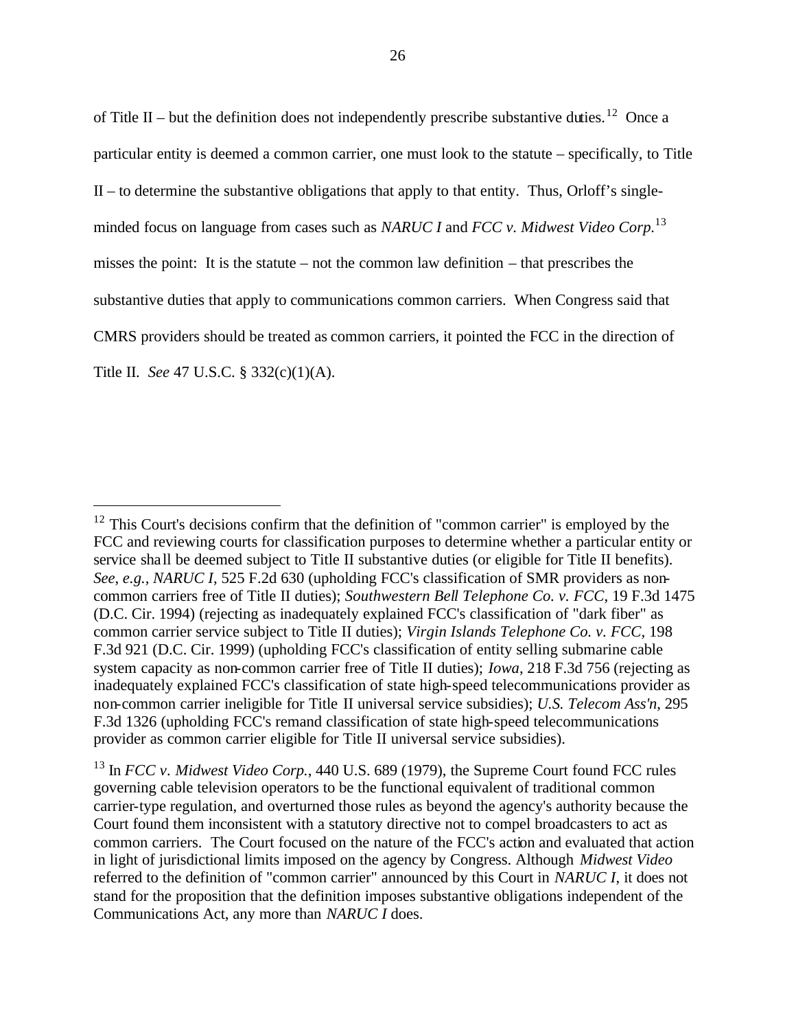of Title II – but the definition does not independently prescribe substantive duties.[12] Once a particular entity is deemed a common carrier, one must look to the statute – specifically, to Title II – to determine the substantive obligations that apply to that entity. Thus, Orloff's single-minded focus on language from cases such as *NARUC I* and *FCC v. Midwest Video Corp.*[13] misses the point: It is the statute – not the common law definition – that prescribes the substantive duties that apply to communications common carriers. When Congress said that CMRS providers should be treated as common carriers, it pointed the FCC in the direction of Title II. *See* 47 U.S.C. § 332(c)(1)(A).

---

[12] This Court's decisions confirm that the definition of "common carrier" is employed by the FCC and reviewing courts for classification purposes to determine whether a particular entity or service shall be deemed subject to Title II substantive duties (or eligible for Title II benefits). *See*, *e.g.*, *NARUC I*, 525 F.2d 630 (upholding FCC's classification of SMR providers as non-common carriers free of Title II duties); *Southwestern Bell Telephone Co. v. FCC*, 19 F.3d 1475 (D.C. Cir. 1994) (rejecting as inadequately explained FCC's classification of "dark fiber" as common carrier service subject to Title II duties); *Virgin Islands Telephone Co. v. FCC*, 198 F.3d 921 (D.C. Cir. 1999) (upholding FCC's classification of entity selling submarine cable system capacity as non-common carrier free of Title II duties); *Iowa*, 218 F.3d 756 (rejecting as inadequately explained FCC's classification of state high-speed telecommunications provider as non-common carrier ineligible for Title II universal service subsidies); *U.S. Telecom Ass'n*, 295 F.3d 1326 (upholding FCC's remand classification of state high-speed telecommunications provider as common carrier eligible for Title II universal service subsidies).

[13] In *FCC v. Midwest Video Corp.*, 440 U.S. 689 (1979), the Supreme Court found FCC rules governing cable television operators to be the functional equivalent of traditional common carrier-type regulation, and overturned those rules as beyond the agency's authority because the Court found them inconsistent with a statutory directive not to compel broadcasters to act as common carriers. The Court focused on the nature of the FCC's action and evaluated that action in light of jurisdictional limits imposed on the agency by Congress. Although *Midwest Video* referred to the definition of "common carrier" announced by this Court in *NARUC I*, it does not stand for the proposition that the definition imposes substantive obligations independent of the Communications Act, any more than *NARUC I* does.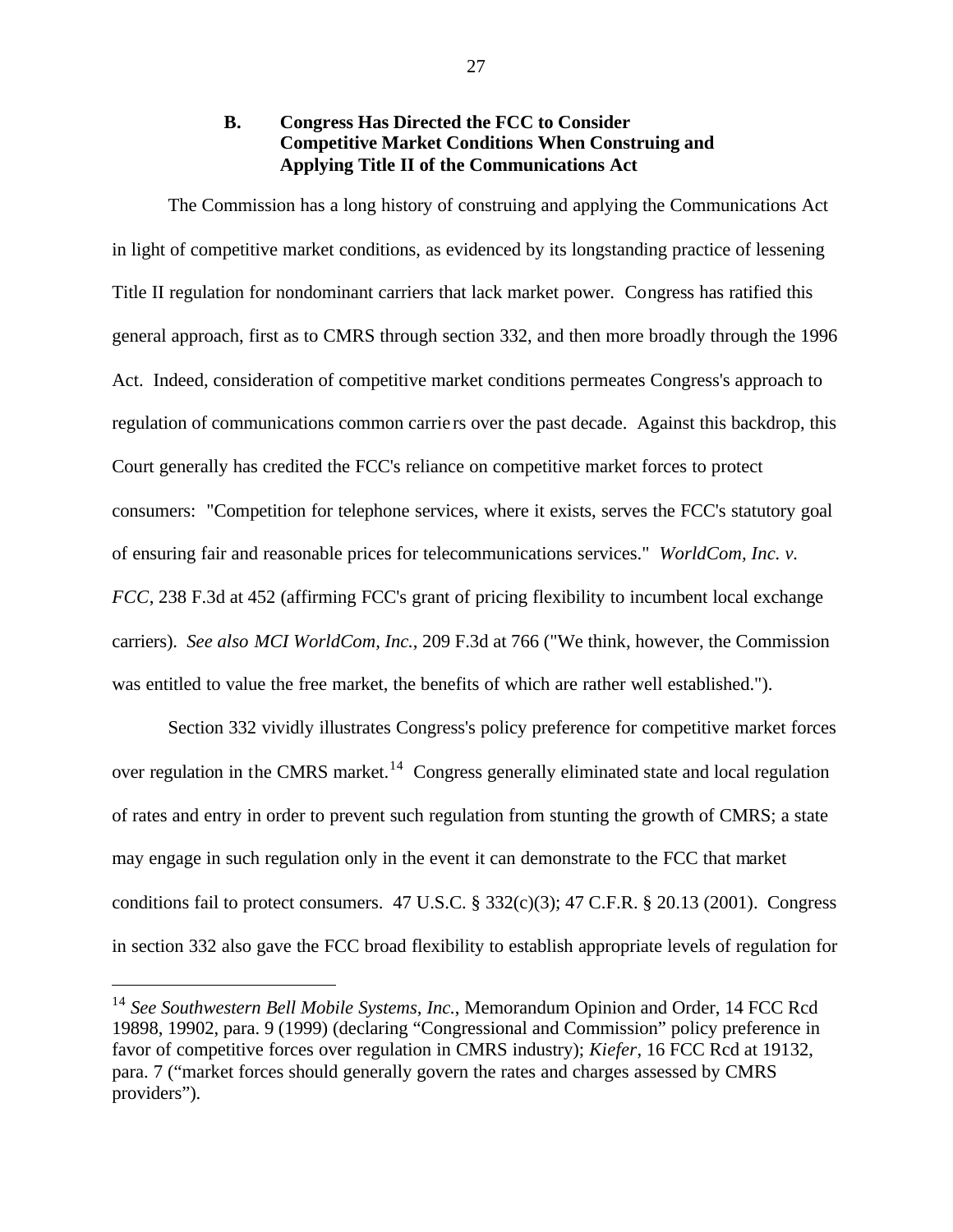### B. Congress Has Directed the FCC to Consider Competitive Market Conditions When Construing and Applying Title II of the Communications Act

The Commission has a long history of construing and applying the Communications Act in light of competitive market conditions, as evidenced by its longstanding practice of lessening Title II regulation for nondominant carriers that lack market power. Congress has ratified this general approach, first as to CMRS through section 332, and then more broadly through the 1996 Act. Indeed, consideration of competitive market conditions permeates Congress's approach to regulation of communications common carriers over the past decade. Against this backdrop, this Court generally has credited the FCC's reliance on competitive market forces to protect consumers: "Competition for telephone services, where it exists, serves the FCC's statutory goal of ensuring fair and reasonable prices for telecommunications services." *WorldCom, Inc. v. FCC*, 238 F.3d at 452 (affirming FCC's grant of pricing flexibility to incumbent local exchange carriers). *See also MCI WorldCom, Inc.*, 209 F.3d at 766 ("We think, however, the Commission was entitled to value the free market, the benefits of which are rather well established.").

Section 332 vividly illustrates Congress's policy preference for competitive market forces over regulation in the CMRS market.[14] Congress generally eliminated state and local regulation of rates and entry in order to prevent such regulation from stunting the growth of CMRS; a state may engage in such regulation only in the event it can demonstrate to the FCC that market conditions fail to protect consumers. 47 U.S.C. § 332(c)(3); 47 C.F.R. § 20.13 (2001). Congress in section 332 also gave the FCC broad flexibility to establish appropriate levels of regulation for

[14] *See Southwestern Bell Mobile Systems, Inc.*, Memorandum Opinion and Order, 14 FCC Rcd 19898, 19902, para. 9 (1999) (declaring "Congressional and Commission" policy preference in favor of competitive forces over regulation in CMRS industry); *Kiefer*, 16 FCC Rcd at 19132, para. 7 ("market forces should generally govern the rates and charges assessed by CMRS providers").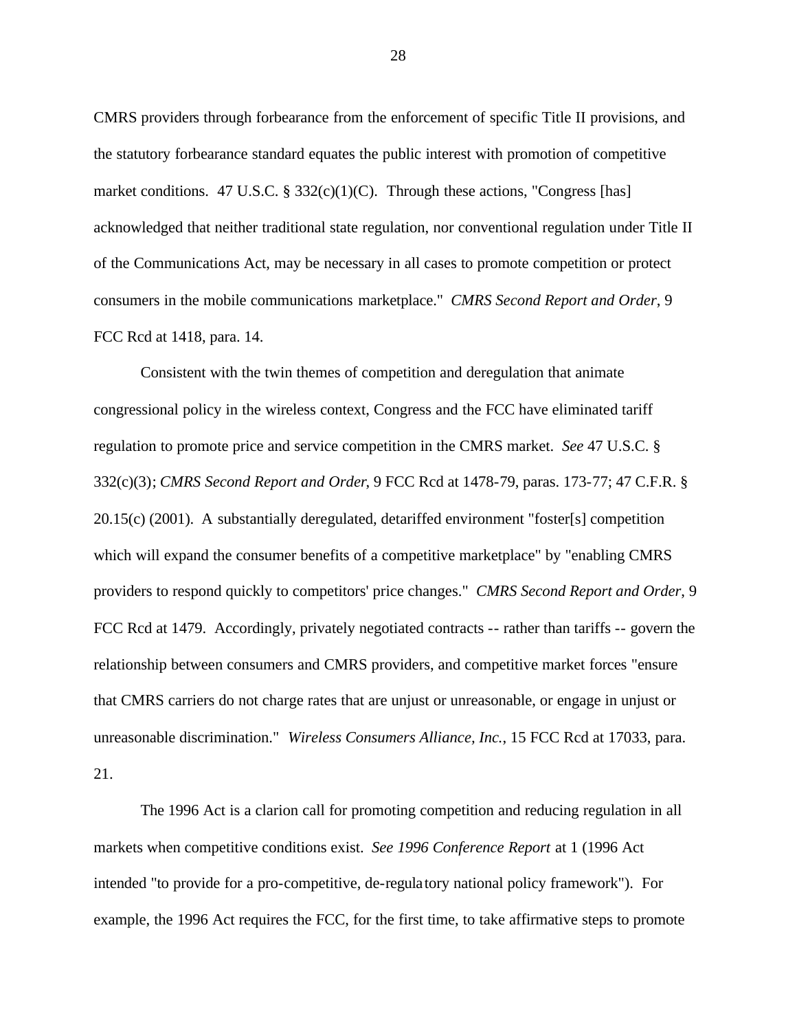CMRS providers through forbearance from the enforcement of specific Title II provisions, and the statutory forbearance standard equates the public interest with promotion of competitive market conditions. 47 U.S.C. § 332(c)(1)(C). Through these actions, "Congress [has] acknowledged that neither traditional state regulation, nor conventional regulation under Title II of the Communications Act, may be necessary in all cases to promote competition or protect consumers in the mobile communications marketplace." *CMRS Second Report and Order*, 9 FCC Rcd at 1418, para. 14.

Consistent with the twin themes of competition and deregulation that animate congressional policy in the wireless context, Congress and the FCC have eliminated tariff regulation to promote price and service competition in the CMRS market. *See* 47 U.S.C. § 332(c)(3); *CMRS Second Report and Order*, 9 FCC Rcd at 1478-79, paras. 173-77; 47 C.F.R. § 20.15(c) (2001). A substantially deregulated, detariffed environment "foster[s] competition which will expand the consumer benefits of a competitive marketplace" by "enabling CMRS providers to respond quickly to competitors' price changes." *CMRS Second Report and Order*, 9 FCC Rcd at 1479. Accordingly, privately negotiated contracts -- rather than tariffs -- govern the relationship between consumers and CMRS providers, and competitive market forces "ensure that CMRS carriers do not charge rates that are unjust or unreasonable, or engage in unjust or unreasonable discrimination." *Wireless Consumers Alliance, Inc.*, 15 FCC Rcd at 17033, para. 21.

The 1996 Act is a clarion call for promoting competition and reducing regulation in all markets when competitive conditions exist. *See 1996 Conference Report* at 1 (1996 Act intended "to provide for a pro-competitive, de-regulatory national policy framework"). For example, the 1996 Act requires the FCC, for the first time, to take affirmative steps to promote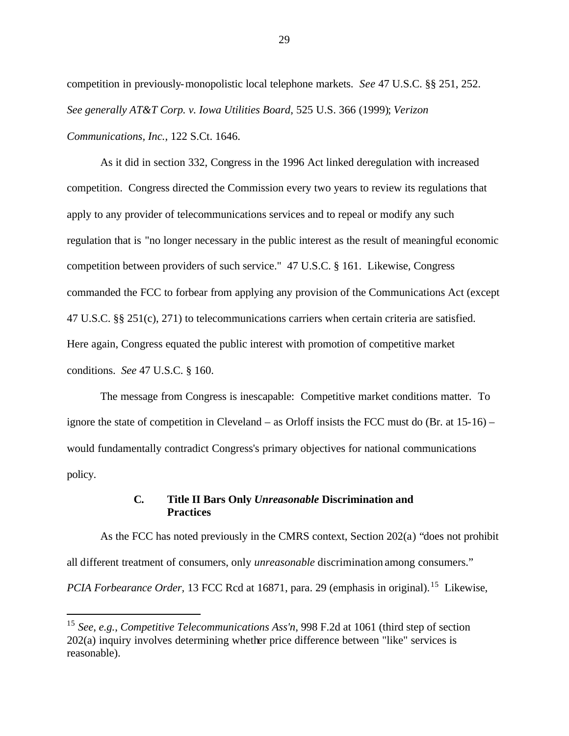competition in previously-monopolistic local telephone markets. *See* 47 U.S.C. §§ 251, 252. *See generally AT&T Corp. v. Iowa Utilities Board*, 525 U.S. 366 (1999); *Verizon Communications, Inc.*, 122 S.Ct. 1646.

As it did in section 332, Congress in the 1996 Act linked deregulation with increased competition. Congress directed the Commission every two years to review its regulations that apply to any provider of telecommunications services and to repeal or modify any such regulation that is "no longer necessary in the public interest as the result of meaningful economic competition between providers of such service." 47 U.S.C. § 161. Likewise, Congress commanded the FCC to forbear from applying any provision of the Communications Act (except 47 U.S.C. §§ 251(c), 271) to telecommunications carriers when certain criteria are satisfied. Here again, Congress equated the public interest with promotion of competitive market conditions. *See* 47 U.S.C. § 160.

The message from Congress is inescapable: Competitive market conditions matter. To ignore the state of competition in Cleveland – as Orloff insists the FCC must do (Br. at 15-16) – would fundamentally contradict Congress's primary objectives for national communications policy.

### C. Title II Bars Only *Unreasonable* Discrimination and Practices

As the FCC has noted previously in the CMRS context, Section 202(a) "does not prohibit all different treatment of consumers, only *unreasonable* discrimination among consumers." *PCIA Forbearance Order,* 13 FCC Rcd at 16871, para. 29 (emphasis in original).[15] Likewise,

---

[15] *See, e.g.*, *Competitive Telecommunications Ass'n*, 998 F.2d at 1061 (third step of section 202(a) inquiry involves determining whether price difference between "like" services is reasonable).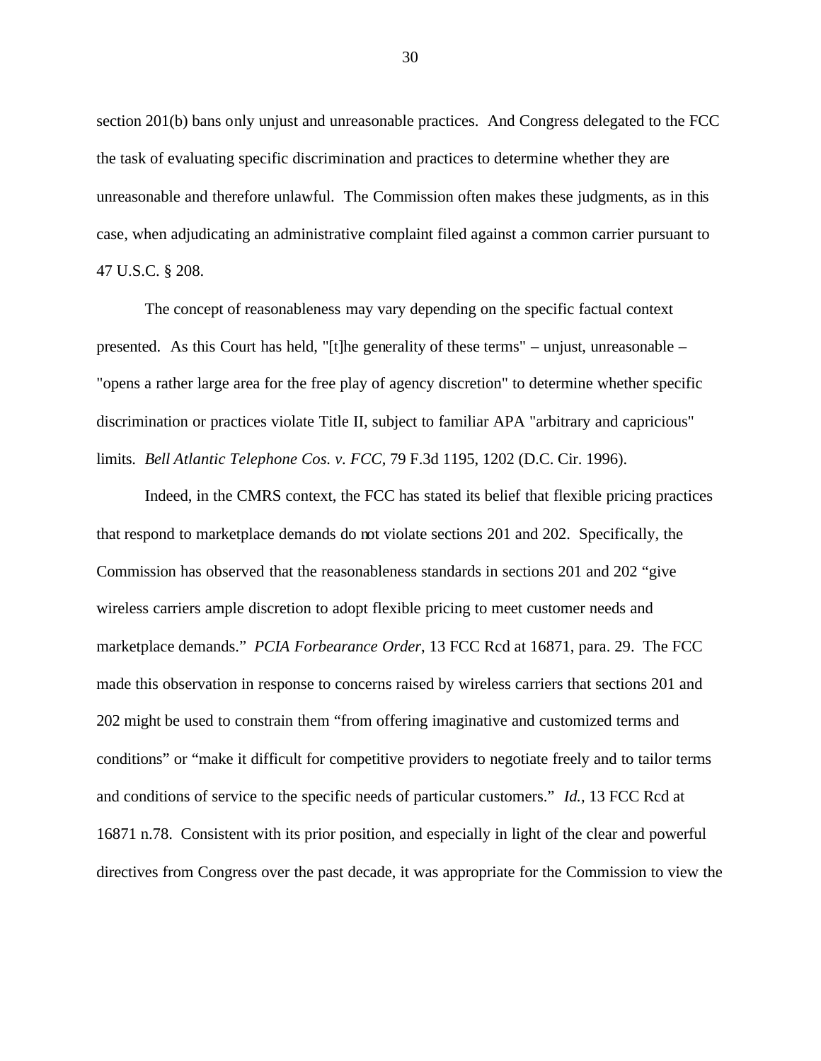section 201(b) bans only unjust and unreasonable practices. And Congress delegated to the FCC the task of evaluating specific discrimination and practices to determine whether they are unreasonable and therefore unlawful. The Commission often makes these judgments, as in this case, when adjudicating an administrative complaint filed against a common carrier pursuant to 47 U.S.C. § 208.

The concept of reasonableness may vary depending on the specific factual context presented. As this Court has held, "[t]he generality of these terms" – unjust, unreasonable – "opens a rather large area for the free play of agency discretion" to determine whether specific discrimination or practices violate Title II, subject to familiar APA "arbitrary and capricious" limits. *Bell Atlantic Telephone Cos. v. FCC*, 79 F.3d 1195, 1202 (D.C. Cir. 1996).

Indeed, in the CMRS context, the FCC has stated its belief that flexible pricing practices that respond to marketplace demands do not violate sections 201 and 202. Specifically, the Commission has observed that the reasonableness standards in sections 201 and 202 "give wireless carriers ample discretion to adopt flexible pricing to meet customer needs and marketplace demands." *PCIA Forbearance Order*, 13 FCC Rcd at 16871, para. 29. The FCC made this observation in response to concerns raised by wireless carriers that sections 201 and 202 might be used to constrain them "from offering imaginative and customized terms and conditions" or "make it difficult for competitive providers to negotiate freely and to tailor terms and conditions of service to the specific needs of particular customers." *Id.,* 13 FCC Rcd at 16871 n.78. Consistent with its prior position, and especially in light of the clear and powerful directives from Congress over the past decade, it was appropriate for the Commission to view the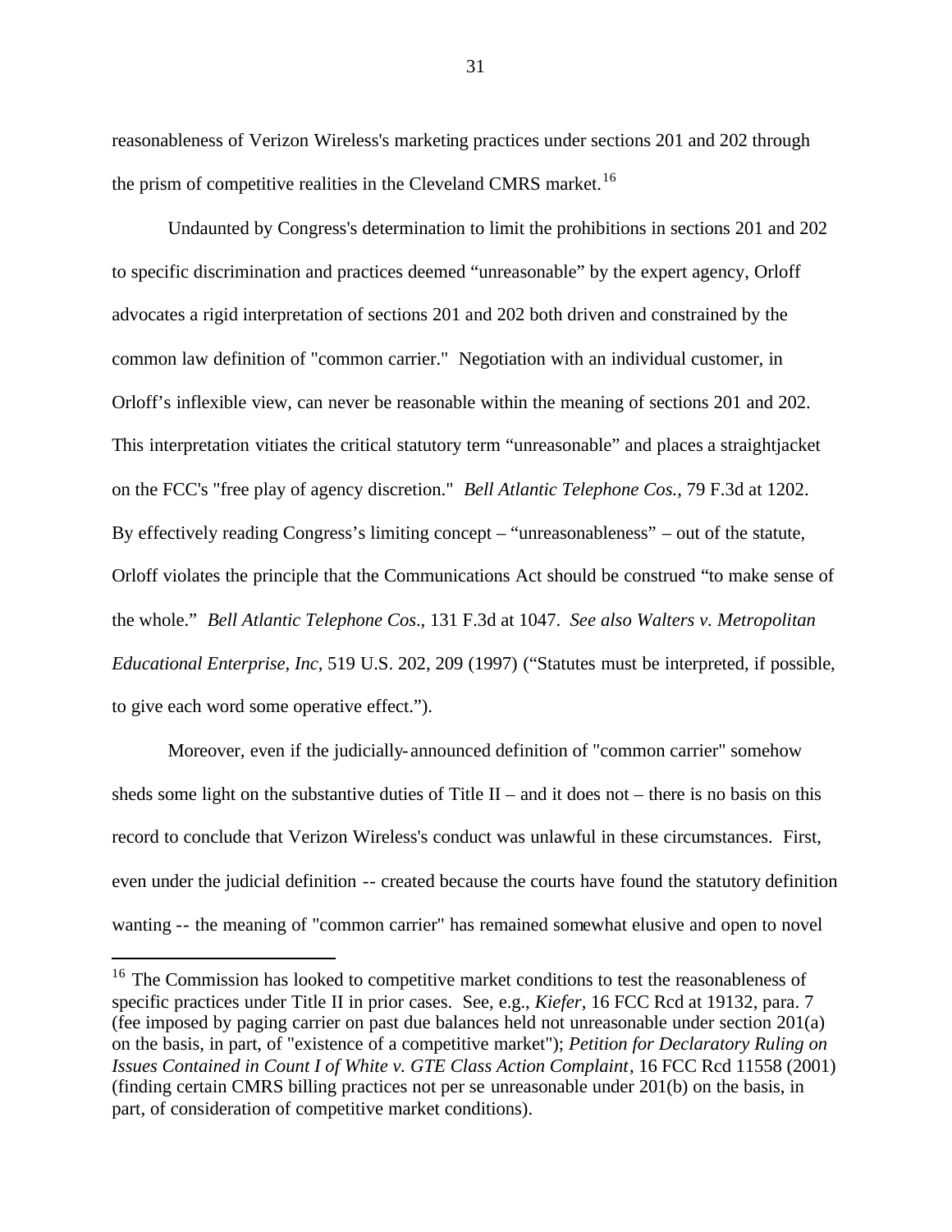reasonableness of Verizon Wireless's marketing practices under sections 201 and 202 through the prism of competitive realities in the Cleveland CMRS market.[16]

Undaunted by Congress's determination to limit the prohibitions in sections 201 and 202 to specific discrimination and practices deemed “unreasonable” by the expert agency, Orloff advocates a rigid interpretation of sections 201 and 202 both driven and constrained by the common law definition of "common carrier." Negotiation with an individual customer, in Orloff’s inflexible view, can never be reasonable within the meaning of sections 201 and 202. This interpretation vitiates the critical statutory term “unreasonable” and places a straightjacket on the FCC's "free play of agency discretion." *Bell Atlantic Telephone Cos.*, 79 F.3d at 1202. By effectively reading Congress’s limiting concept – “unreasonableness” – out of the statute, Orloff violates the principle that the Communications Act should be construed “to make sense of the whole.” *Bell Atlantic Telephone Cos*., 131 F.3d at 1047. *See also Walters v. Metropolitan Educational Enterprise, Inc,* 519 U.S. 202, 209 (1997) (“Statutes must be interpreted, if possible, to give each word some operative effect.”).

Moreover, even if the judicially-announced definition of "common carrier" somehow sheds some light on the substantive duties of Title II – and it does not – there is no basis on this record to conclude that Verizon Wireless's conduct was unlawful in these circumstances. First, even under the judicial definition -- created because the courts have found the statutory definition wanting -- the meaning of "common carrier" has remained somewhat elusive and open to novel

[16] The Commission has looked to competitive market conditions to test the reasonableness of specific practices under Title II in prior cases. See, e.g., *Kiefer*, 16 FCC Rcd at 19132, para. 7 (fee imposed by paging carrier on past due balances held not unreasonable under section 201(a) on the basis, in part, of "existence of a competitive market"); *Petition for Declaratory Ruling on Issues Contained in Count I of White v. GTE Class Action Complaint*, 16 FCC Rcd 11558 (2001) (finding certain CMRS billing practices not per se unreasonable under 201(b) on the basis, in part, of consideration of competitive market conditions).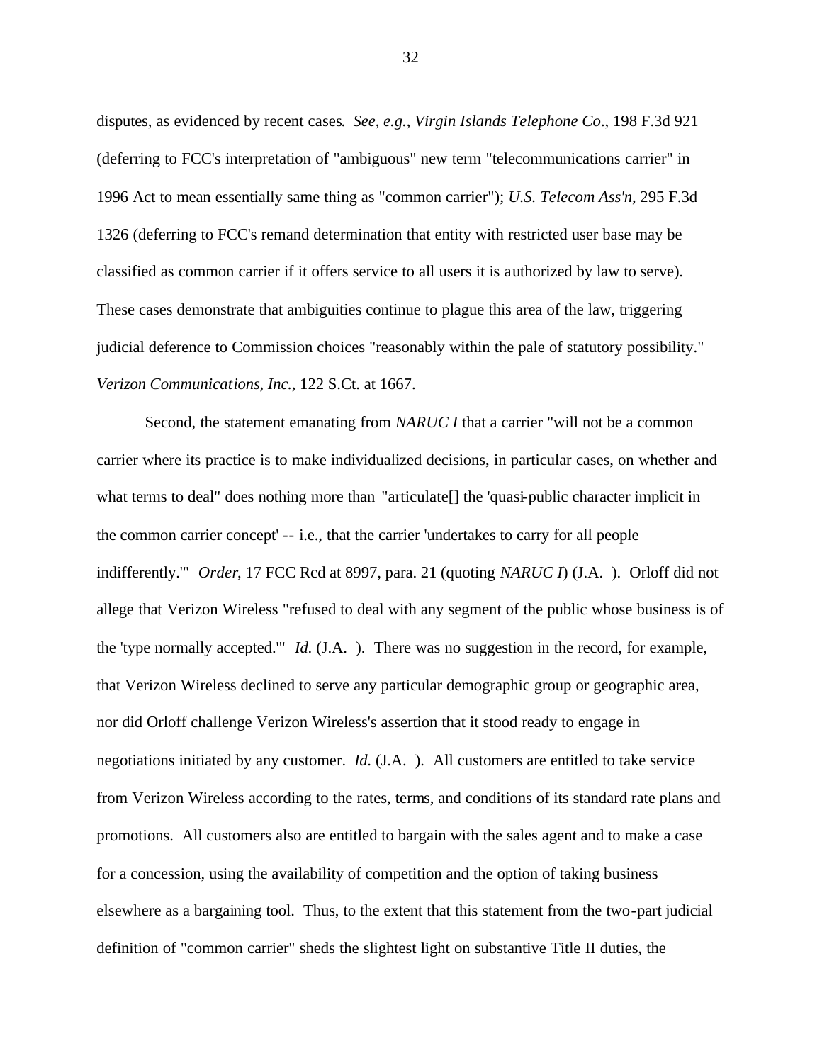disputes, as evidenced by recent cases. *See, e.g.*, *Virgin Islands Telephone Co*., 198 F.3d 921 (deferring to FCC's interpretation of "ambiguous" new term "telecommunications carrier" in 1996 Act to mean essentially same thing as "common carrier"); *U.S. Telecom Ass'n*, 295 F.3d 1326 (deferring to FCC's remand determination that entity with restricted user base may be classified as common carrier if it offers service to all users it is authorized by law to serve). These cases demonstrate that ambiguities continue to plague this area of the law, triggering judicial deference to Commission choices "reasonably within the pale of statutory possibility." *Verizon Communications, Inc.*, 122 S.Ct. at 1667.

Second, the statement emanating from *NARUC I* that a carrier "will not be a common carrier where its practice is to make individualized decisions, in particular cases, on whether and what terms to deal" does nothing more than "articulate[] the 'quasi-public character implicit in the common carrier concept' -- i.e., that the carrier 'undertakes to carry for all people indifferently.'" *Order*, 17 FCC Rcd at 8997, para. 21 (quoting *NARUC I*) (J.A. ). Orloff did not allege that Verizon Wireless "refused to deal with any segment of the public whose business is of the 'type normally accepted.'" *Id.* (J.A. ). There was no suggestion in the record, for example, that Verizon Wireless declined to serve any particular demographic group or geographic area, nor did Orloff challenge Verizon Wireless's assertion that it stood ready to engage in negotiations initiated by any customer. *Id.* (J.A. ). All customers are entitled to take service from Verizon Wireless according to the rates, terms, and conditions of its standard rate plans and promotions. All customers also are entitled to bargain with the sales agent and to make a case for a concession, using the availability of competition and the option of taking business elsewhere as a bargaining tool. Thus, to the extent that this statement from the two-part judicial definition of "common carrier" sheds the slightest light on substantive Title II duties, the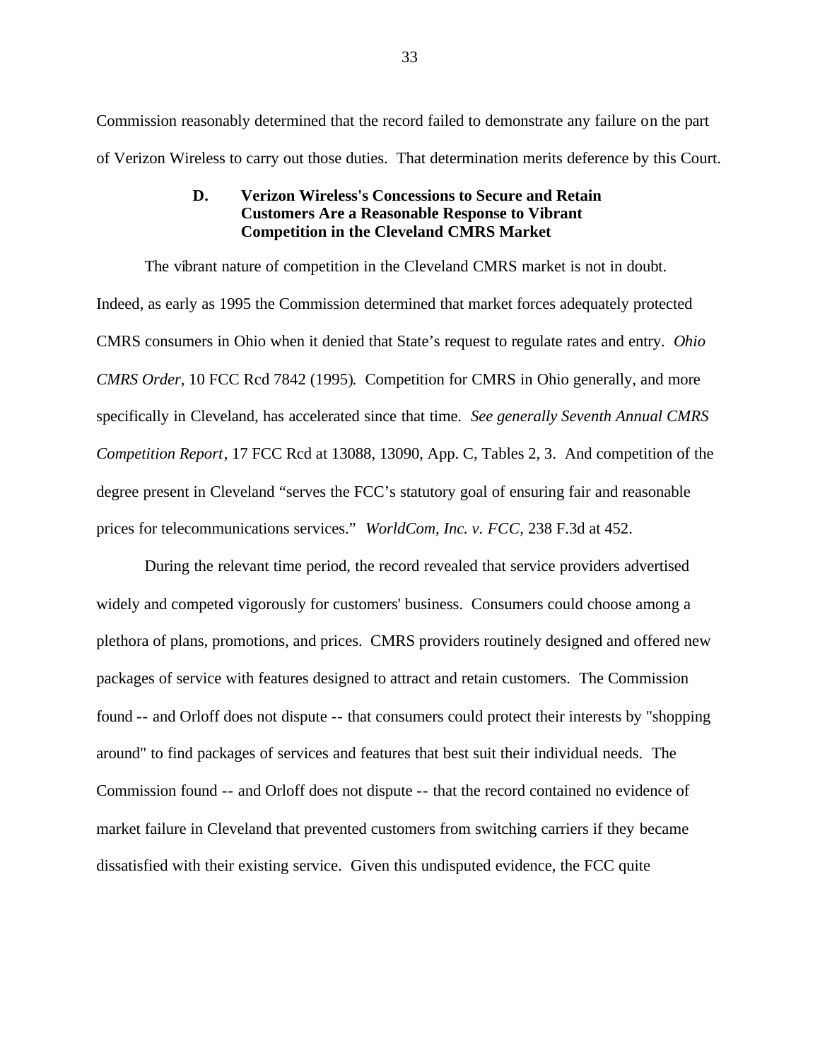Commission reasonably determined that the record failed to demonstrate any failure on the part of Verizon Wireless to carry out those duties. That determination merits deference by this Court.

### D. Verizon Wireless's Concessions to Secure and Retain Customers Are a Reasonable Response to Vibrant Competition in the Cleveland CMRS Market

The vibrant nature of competition in the Cleveland CMRS market is not in doubt. Indeed, as early as 1995 the Commission determined that market forces adequately protected CMRS consumers in Ohio when it denied that State's request to regulate rates and entry. *Ohio CMRS Order*, 10 FCC Rcd 7842 (1995). Competition for CMRS in Ohio generally, and more specifically in Cleveland, has accelerated since that time. *See generally Seventh Annual CMRS Competition Report*, 17 FCC Rcd at 13088, 13090, App. C, Tables 2, 3. And competition of the degree present in Cleveland "serves the FCC's statutory goal of ensuring fair and reasonable prices for telecommunications services." *WorldCom, Inc. v. FCC*, 238 F.3d at 452.

During the relevant time period, the record revealed that service providers advertised widely and competed vigorously for customers' business. Consumers could choose among a plethora of plans, promotions, and prices. CMRS providers routinely designed and offered new packages of service with features designed to attract and retain customers. The Commission found -- and Orloff does not dispute -- that consumers could protect their interests by "shopping around" to find packages of services and features that best suit their individual needs. The Commission found -- and Orloff does not dispute -- that the record contained no evidence of market failure in Cleveland that prevented customers from switching carriers if they became dissatisfied with their existing service. Given this undisputed evidence, the FCC quite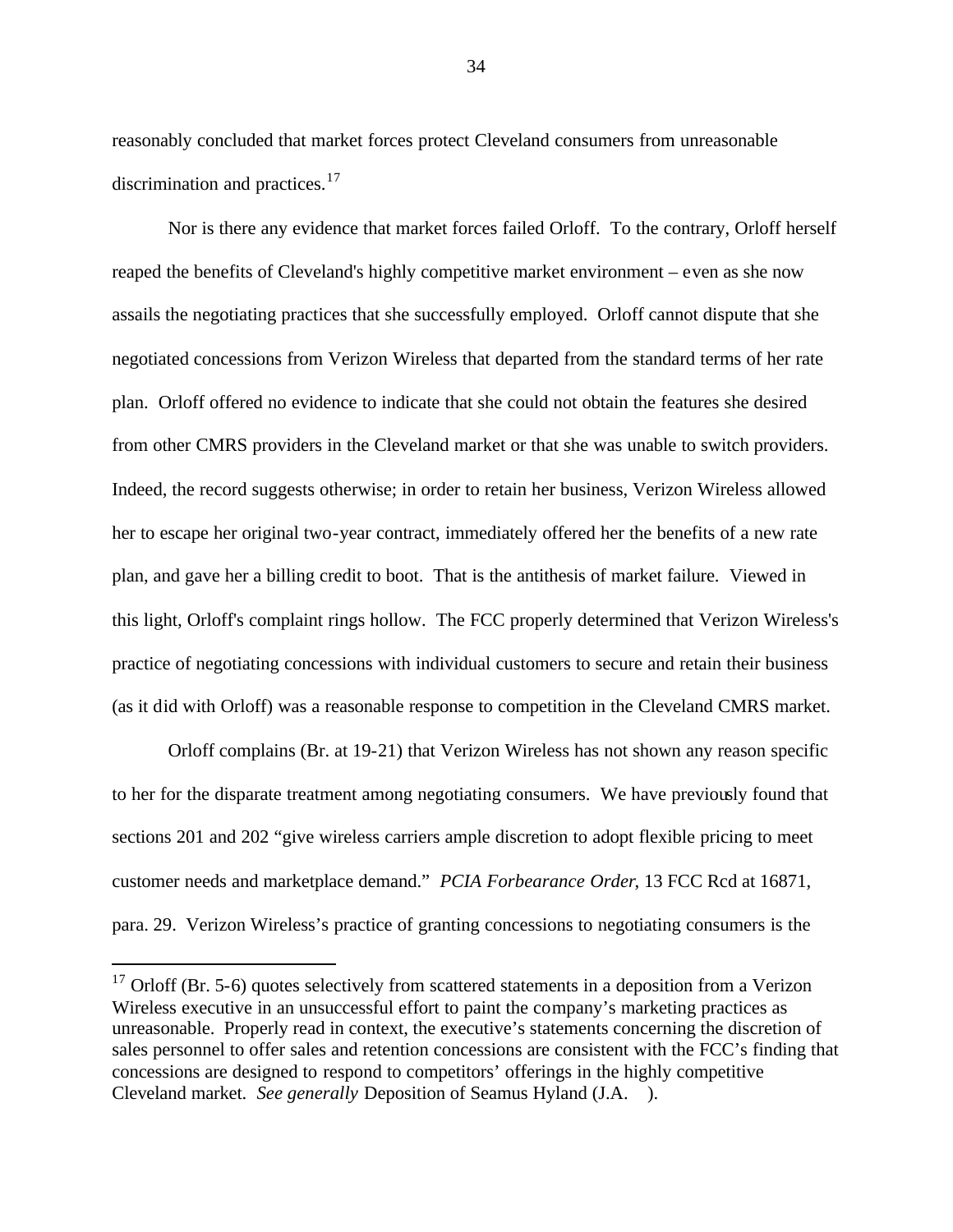reasonably concluded that market forces protect Cleveland consumers from unreasonable discrimination and practices.[17]

Nor is there any evidence that market forces failed Orloff. To the contrary, Orloff herself reaped the benefits of Cleveland's highly competitive market environment – even as she now assails the negotiating practices that she successfully employed. Orloff cannot dispute that she negotiated concessions from Verizon Wireless that departed from the standard terms of her rate plan. Orloff offered no evidence to indicate that she could not obtain the features she desired from other CMRS providers in the Cleveland market or that she was unable to switch providers. Indeed, the record suggests otherwise; in order to retain her business, Verizon Wireless allowed her to escape her original two-year contract, immediately offered her the benefits of a new rate plan, and gave her a billing credit to boot. That is the antithesis of market failure. Viewed in this light, Orloff's complaint rings hollow. The FCC properly determined that Verizon Wireless's practice of negotiating concessions with individual customers to secure and retain their business (as it did with Orloff) was a reasonable response to competition in the Cleveland CMRS market.

Orloff complains (Br. at 19-21) that Verizon Wireless has not shown any reason specific to her for the disparate treatment among negotiating consumers. We have previously found that sections 201 and 202 "give wireless carriers ample discretion to adopt flexible pricing to meet customer needs and marketplace demand." *PCIA Forbearance Order*, 13 FCC Rcd at 16871, para. 29. Verizon Wireless's practice of granting concessions to negotiating consumers is the

---

[17] Orloff (Br. 5-6) quotes selectively from scattered statements in a deposition from a Verizon Wireless executive in an unsuccessful effort to paint the company's marketing practices as unreasonable. Properly read in context, the executive's statements concerning the discretion of sales personnel to offer sales and retention concessions are consistent with the FCC's finding that concessions are designed to respond to competitors' offerings in the highly competitive Cleveland market. *See generally* Deposition of Seamus Hyland (J.A. ).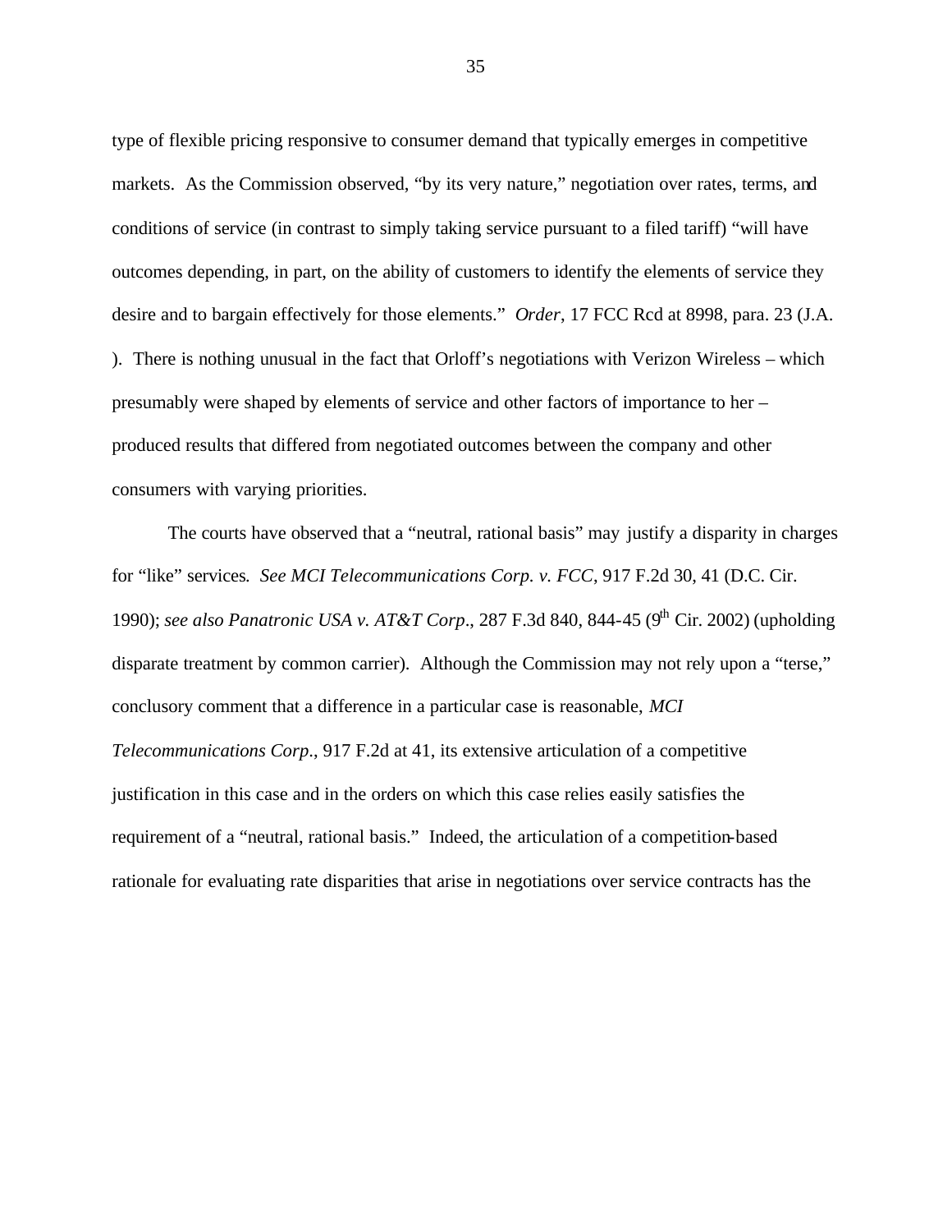type of flexible pricing responsive to consumer demand that typically emerges in competitive markets. As the Commission observed, "by its very nature," negotiation over rates, terms, and conditions of service (in contrast to simply taking service pursuant to a filed tariff) "will have outcomes depending, in part, on the ability of customers to identify the elements of service they desire and to bargain effectively for those elements." *Order*, 17 FCC Rcd at 8998, para. 23 (J.A. ). There is nothing unusual in the fact that Orloff's negotiations with Verizon Wireless – which presumably were shaped by elements of service and other factors of importance to her – produced results that differed from negotiated outcomes between the company and other consumers with varying priorities.

The courts have observed that a "neutral, rational basis" may justify a disparity in charges for "like" services. *See MCI Telecommunications Corp. v. FCC*, 917 F.2d 30, 41 (D.C. Cir. 1990); *see also Panatronic USA v. AT&T Corp.*, 287 F.3d 840, 844-45 (9th Cir. 2002) (upholding disparate treatment by common carrier). Although the Commission may not rely upon a "terse," conclusory comment that a difference in a particular case is reasonable, *MCI Telecommunications Corp.*, 917 F.2d at 41, its extensive articulation of a competitive justification in this case and in the orders on which this case relies easily satisfies the requirement of a "neutral, rational basis." Indeed, the articulation of a competition-based rationale for evaluating rate disparities that arise in negotiations over service contracts has the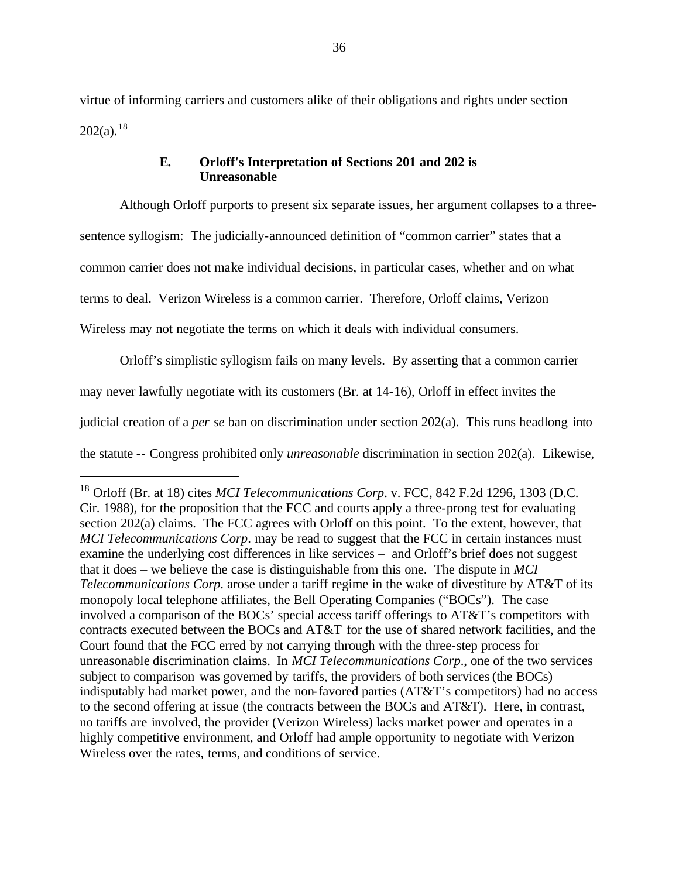virtue of informing carriers and customers alike of their obligations and rights under section 202(a).[18]

### E. Orloff's Interpretation of Sections 201 and 202 is Unreasonable

Although Orloff purports to present six separate issues, her argument collapses to a three-sentence syllogism: The judicially-announced definition of "common carrier" states that a common carrier does not make individual decisions, in particular cases, whether and on what terms to deal. Verizon Wireless is a common carrier. Therefore, Orloff claims, Verizon Wireless may not negotiate the terms on which it deals with individual consumers.

Orloff's simplistic syllogism fails on many levels. By asserting that a common carrier may never lawfully negotiate with its customers (Br. at 14-16), Orloff in effect invites the judicial creation of a *per se* ban on discrimination under section 202(a). This runs headlong into the statute -- Congress prohibited only *unreasonable* discrimination in section 202(a). Likewise,

---

[18] Orloff (Br. at 18) cites *MCI Telecommunications Corp.* v. FCC, 842 F.2d 1296, 1303 (D.C. Cir. 1988), for the proposition that the FCC and courts apply a three-prong test for evaluating section 202(a) claims. The FCC agrees with Orloff on this point. To the extent, however, that *MCI Telecommunications Corp.* may be read to suggest that the FCC in certain instances must examine the underlying cost differences in like services – and Orloff's brief does not suggest that it does – we believe the case is distinguishable from this one. The dispute in *MCI Telecommunications Corp.* arose under a tariff regime in the wake of divestiture by AT&T of its monopoly local telephone affiliates, the Bell Operating Companies ("BOCs"). The case involved a comparison of the BOCs' special access tariff offerings to AT&T's competitors with contracts executed between the BOCs and AT&T for the use of shared network facilities, and the Court found that the FCC erred by not carrying through with the three-step process for unreasonable discrimination claims. In *MCI Telecommunications Corp.*, one of the two services subject to comparison was governed by tariffs, the providers of both services (the BOCs) indisputably had market power, and the non-favored parties (AT&T's competitors) had no access to the second offering at issue (the contracts between the BOCs and AT&T). Here, in contrast, no tariffs are involved, the provider (Verizon Wireless) lacks market power and operates in a highly competitive environment, and Orloff had ample opportunity to negotiate with Verizon Wireless over the rates, terms, and conditions of service.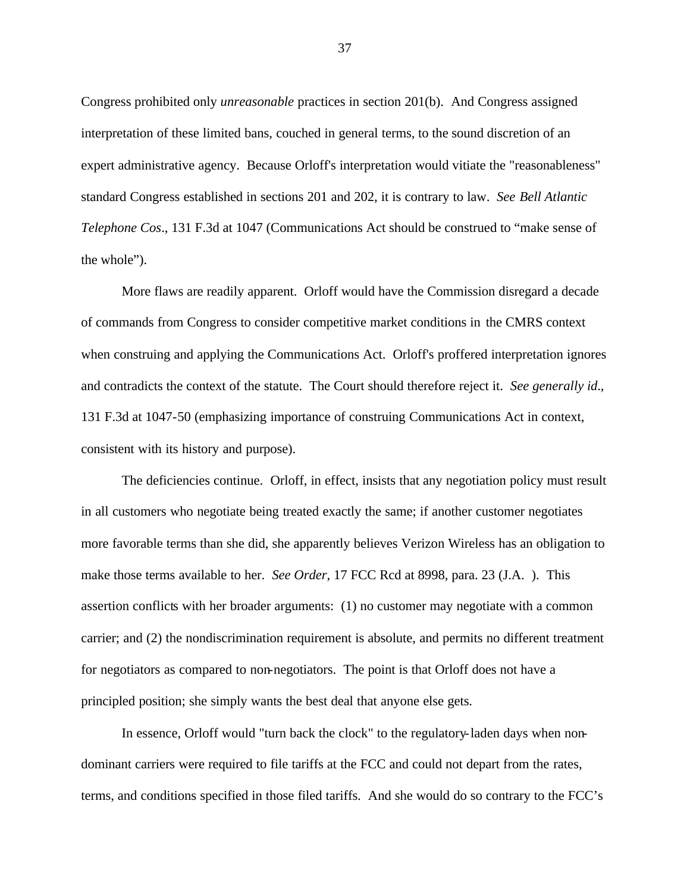Congress prohibited only *unreasonable* practices in section 201(b). And Congress assigned interpretation of these limited bans, couched in general terms, to the sound discretion of an expert administrative agency. Because Orloff's interpretation would vitiate the "reasonableness" standard Congress established in sections 201 and 202, it is contrary to law. *See Bell Atlantic Telephone Cos*., 131 F.3d at 1047 (Communications Act should be construed to "make sense of the whole").

More flaws are readily apparent. Orloff would have the Commission disregard a decade of commands from Congress to consider competitive market conditions in the CMRS context when construing and applying the Communications Act. Orloff's proffered interpretation ignores and contradicts the context of the statute. The Court should therefore reject it. *See generally id*., 131 F.3d at 1047-50 (emphasizing importance of construing Communications Act in context, consistent with its history and purpose).

The deficiencies continue. Orloff, in effect, insists that any negotiation policy must result in all customers who negotiate being treated exactly the same; if another customer negotiates more favorable terms than she did, she apparently believes Verizon Wireless has an obligation to make those terms available to her. *See Order*, 17 FCC Rcd at 8998, para. 23 (J.A. ). This assertion conflicts with her broader arguments: (1) no customer may negotiate with a common carrier; and (2) the nondiscrimination requirement is absolute, and permits no different treatment for negotiators as compared to non-negotiators. The point is that Orloff does not have a principled position; she simply wants the best deal that anyone else gets.

In essence, Orloff would "turn back the clock" to the regulatory-laden days when non-dominant carriers were required to file tariffs at the FCC and could not depart from the rates, terms, and conditions specified in those filed tariffs. And she would do so contrary to the FCC's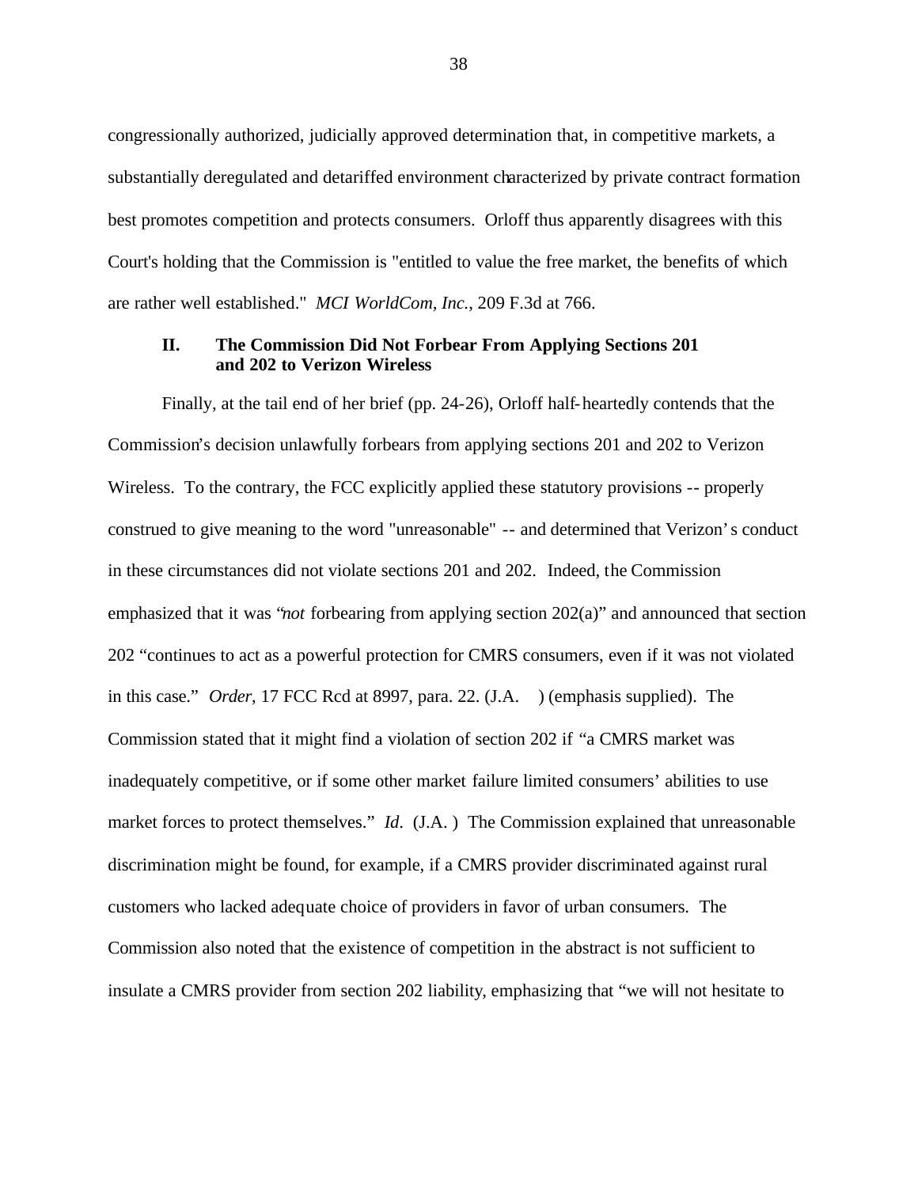congressionally authorized, judicially approved determination that, in competitive markets, a substantially deregulated and detariffed environment characterized by private contract formation best promotes competition and protects consumers. Orloff thus apparently disagrees with this Court's holding that the Commission is "entitled to value the free market, the benefits of which are rather well established." *MCI WorldCom, Inc.*, 209 F.3d at 766.

## II. The Commission Did Not Forbear From Applying Sections 201 and 202 to Verizon Wireless

Finally, at the tail end of her brief (pp. 24-26), Orloff half-heartedly contends that the Commission's decision unlawfully forbears from applying sections 201 and 202 to Verizon Wireless. To the contrary, the FCC explicitly applied these statutory provisions -- properly construed to give meaning to the word "unreasonable" -- and determined that Verizon's conduct in these circumstances did not violate sections 201 and 202. Indeed, the Commission emphasized that it was "*not* forbearing from applying section 202(a)" and announced that section 202 "continues to act as a powerful protection for CMRS consumers, even if it was not violated in this case." *Order*, 17 FCC Rcd at 8997, para. 22. (J.A. ) (emphasis supplied). The Commission stated that it might find a violation of section 202 if "a CMRS market was inadequately competitive, or if some other market failure limited consumers' abilities to use market forces to protect themselves." *Id.* (J.A. ) The Commission explained that unreasonable discrimination might be found, for example, if a CMRS provider discriminated against rural customers who lacked adequate choice of providers in favor of urban consumers. The Commission also noted that the existence of competition in the abstract is not sufficient to insulate a CMRS provider from section 202 liability, emphasizing that "we will not hesitate to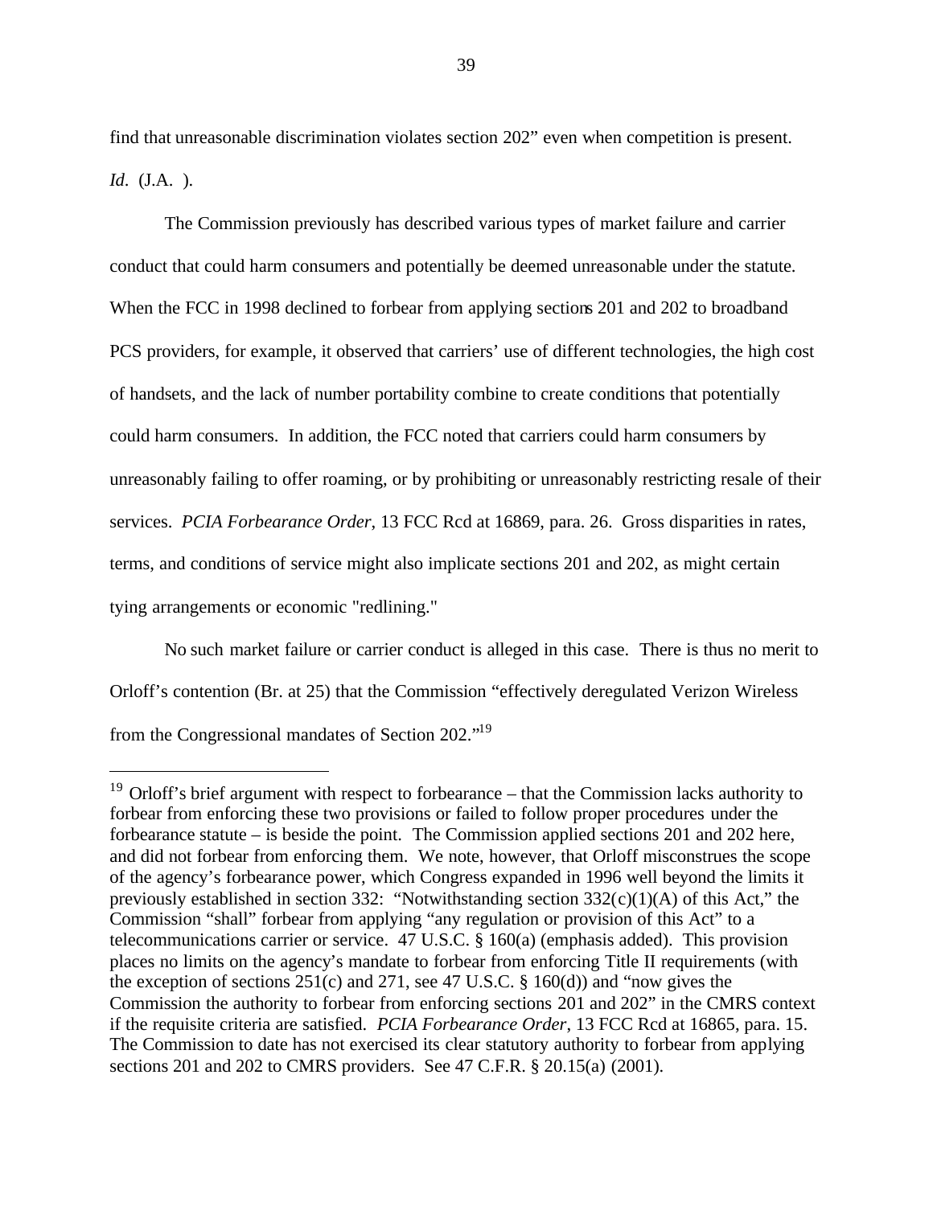find that unreasonable discrimination violates section 202" even when competition is present. *Id*. (J.A. ).

The Commission previously has described various types of market failure and carrier conduct that could harm consumers and potentially be deemed unreasonable under the statute. When the FCC in 1998 declined to forbear from applying sections 201 and 202 to broadband PCS providers, for example, it observed that carriers' use of different technologies, the high cost of handsets, and the lack of number portability combine to create conditions that potentially could harm consumers. In addition, the FCC noted that carriers could harm consumers by unreasonably failing to offer roaming, or by prohibiting or unreasonably restricting resale of their services. *PCIA Forbearance Order*, 13 FCC Rcd at 16869, para. 26. Gross disparities in rates, terms, and conditions of service might also implicate sections 201 and 202, as might certain tying arrangements or economic "redlining."

No such market failure or carrier conduct is alleged in this case. There is thus no merit to Orloff's contention (Br. at 25) that the Commission "effectively deregulated Verizon Wireless from the Congressional mandates of Section 202."[19]

---

[19] Orloff's brief argument with respect to forbearance – that the Commission lacks authority to forbear from enforcing these two provisions or failed to follow proper procedures under the forbearance statute – is beside the point. The Commission applied sections 201 and 202 here, and did not forbear from enforcing them. We note, however, that Orloff misconstrues the scope of the agency's forbearance power, which Congress expanded in 1996 well beyond the limits it previously established in section 332: "Notwithstanding section 332(c)(1)(A) of this Act," the Commission "shall" forbear from applying "any regulation or provision of this Act" to a telecommunications carrier or service. 47 U.S.C. § 160(a) (emphasis added). This provision places no limits on the agency's mandate to forbear from enforcing Title II requirements (with the exception of sections 251(c) and 271, see 47 U.S.C. § 160(d)) and "now gives the Commission the authority to forbear from enforcing sections 201 and 202" in the CMRS context if the requisite criteria are satisfied. *PCIA Forbearance Order*, 13 FCC Rcd at 16865, para. 15. The Commission to date has not exercised its clear statutory authority to forbear from applying sections 201 and 202 to CMRS providers. See 47 C.F.R. § 20.15(a) (2001).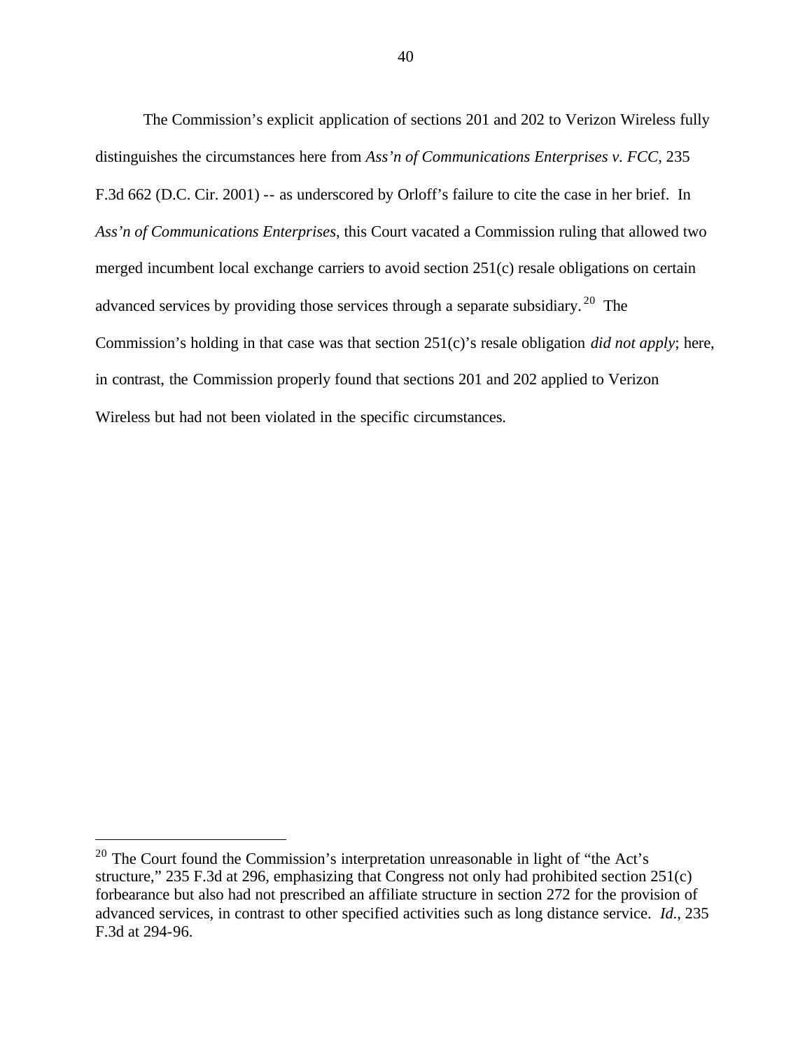The Commission's explicit application of sections 201 and 202 to Verizon Wireless fully distinguishes the circumstances here from *Ass'n of Communications Enterprises v. FCC*, 235 F.3d 662 (D.C. Cir. 2001) -- as underscored by Orloff's failure to cite the case in her brief. In *Ass'n of Communications Enterprises*, this Court vacated a Commission ruling that allowed two merged incumbent local exchange carriers to avoid section 251(c) resale obligations on certain advanced services by providing those services through a separate subsidiary.[20] The Commission's holding in that case was that section 251(c)'s resale obligation *did not apply*; here, in contrast, the Commission properly found that sections 201 and 202 applied to Verizon Wireless but had not been violated in the specific circumstances.

---

[20] The Court found the Commission's interpretation unreasonable in light of "the Act's structure," 235 F.3d at 296, emphasizing that Congress not only had prohibited section 251(c) forbearance but also had not prescribed an affiliate structure in section 272 for the provision of advanced services, in contrast to other specified activities such as long distance service. *Id.*, 235 F.3d at 294-96.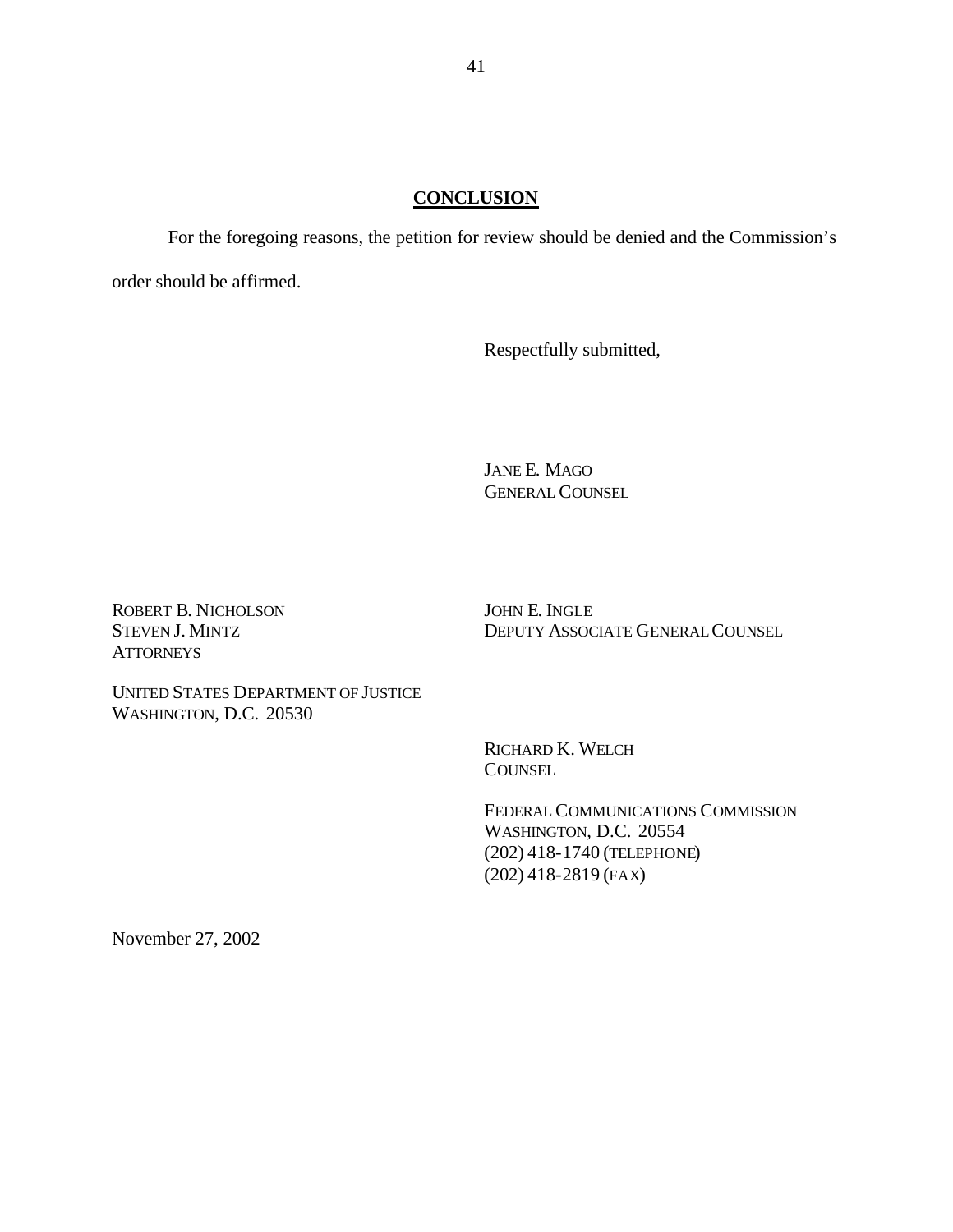## CONCLUSION

For the foregoing reasons, the petition for review should be denied and the Commission's order should be affirmed.

Respectfully submitted,

JANE E. MAGO
GENERAL COUNSEL

JOHN E. INGLE
DEPUTY ASSOCIATE GENERAL COUNSEL

RICHARD K. WELCH
COUNSEL

FEDERAL COMMUNICATIONS COMMISSION
WASHINGTON, D.C. 20554
(202) 418-1740 (TELEPHONE)
(202) 418-2819 (FAX)

ROBERT B. NICHOLSON
STEVEN J. MINTZ
ATTORNEYS

UNITED STATES DEPARTMENT OF JUSTICE
WASHINGTON, D.C. 20530

November 27, 2002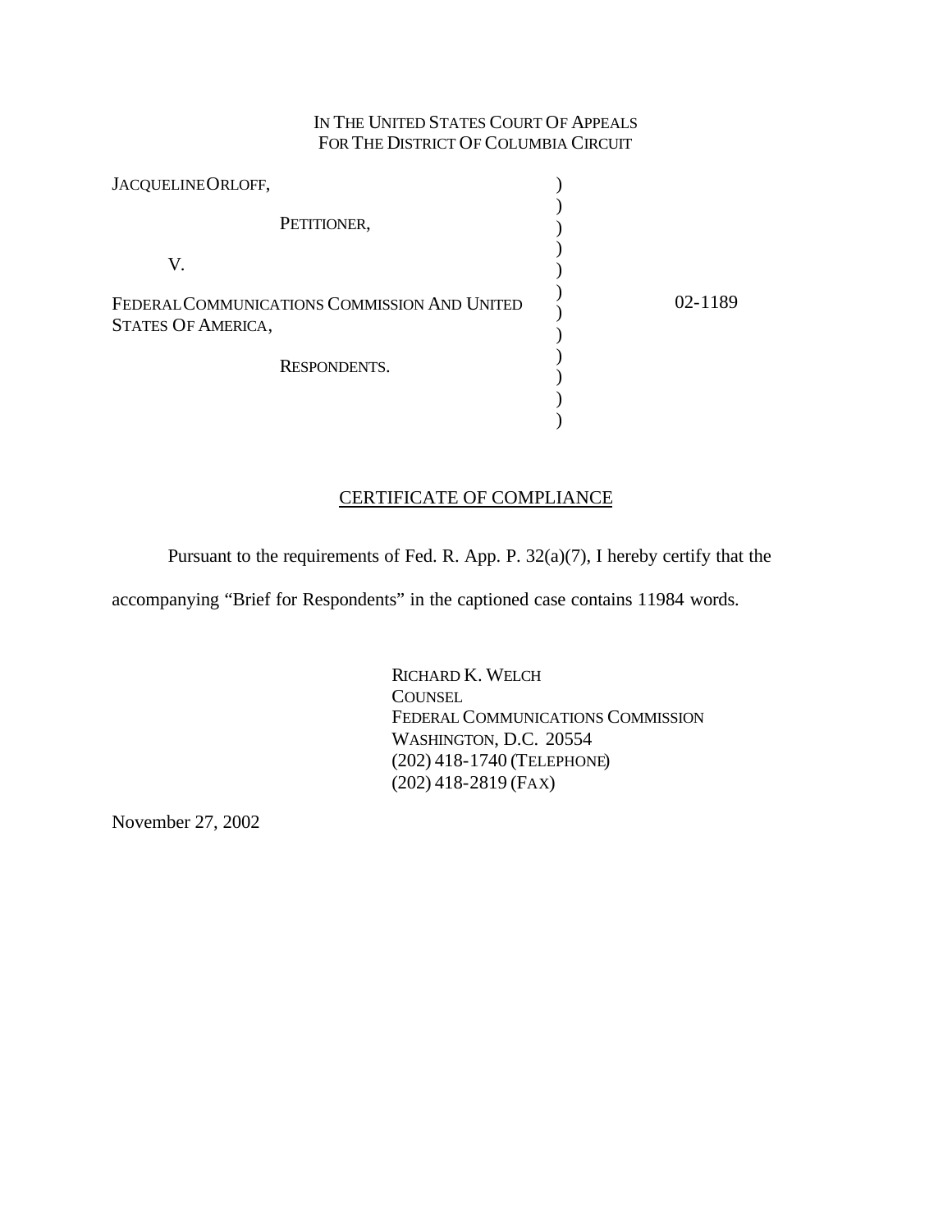IN THE UNITED STATES COURT OF APPEALS
FOR THE DISTRICT OF COLUMBIA CIRCUIT

| | | |
|---|---|---|
| JACQUELINE ORLOFF,<br><br>PETITIONER,<br><br>V.<br><br>FEDERAL COMMUNICATIONS COMMISSION AND UNITED STATES OF AMERICA,<br><br>RESPONDENTS. | ) | 02-1189 |

## CERTIFICATE OF COMPLIANCE

Pursuant to the requirements of Fed. R. App. P. 32(a)(7), I hereby certify that the accompanying "Brief for Respondents" in the captioned case contains 11984 words.

RICHARD K. WELCH
COUNSEL
FEDERAL COMMUNICATIONS COMMISSION
WASHINGTON, D.C. 20554
(202) 418-1740 (TELEPHONE)
(202) 418-2819 (FAX)

November 27, 2002